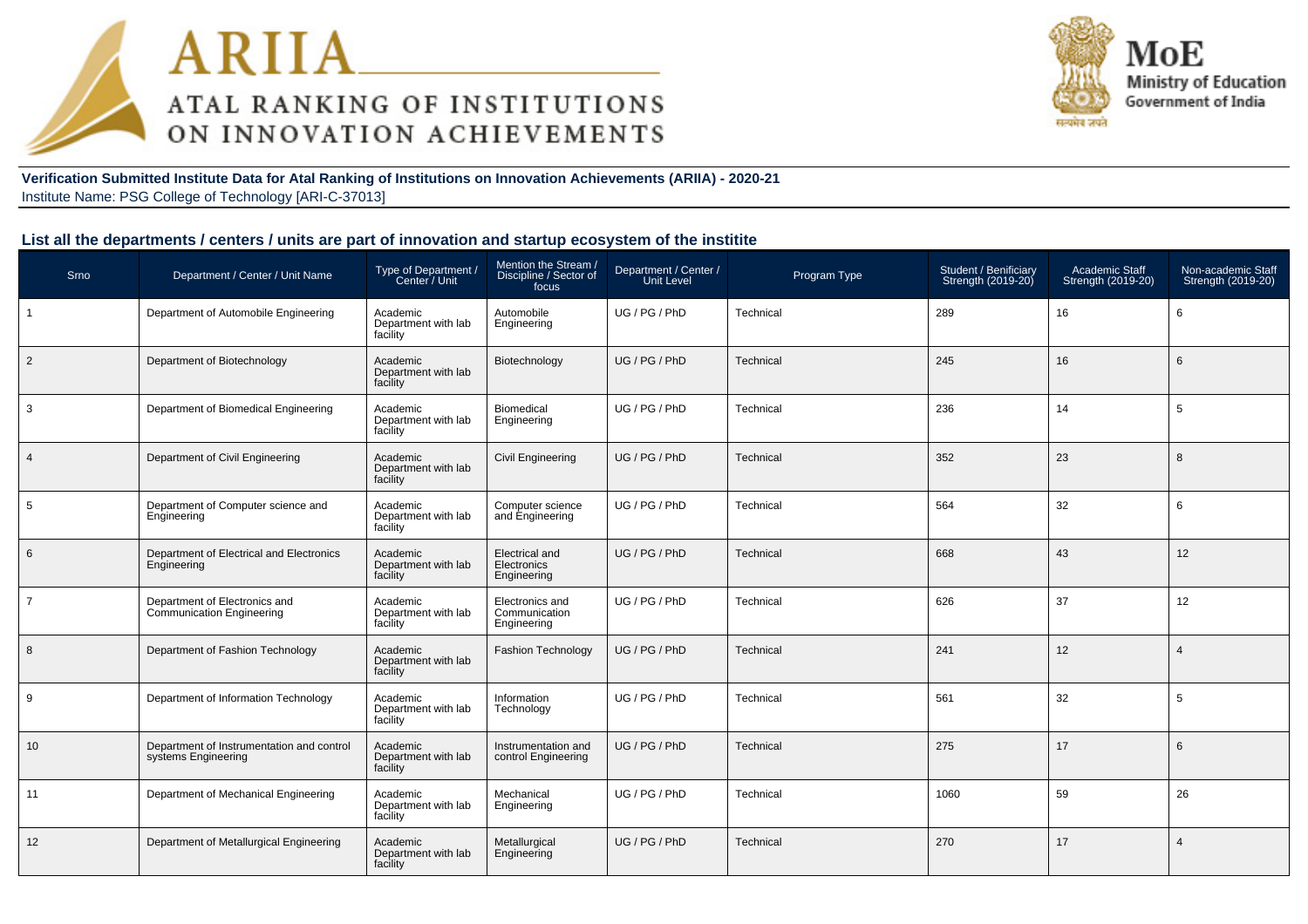# ARIIA ATAL RANKING OF INSTITUTIONS ON INNOVATION ACHIEVEMENTS

MoE Ministry of Education Government of India

**Verification Submitted Institute Data for Atal Ranking of Institutions on Innovation Achievements (ARIIA) - 2020-21**
Institute Name: PSG College of Technology [ARI-C-37013]

## List all the departments / centers / units are part of innovation and startup ecosystem of the institite

| Srno | Department / Center / Unit Name | Type of Department / Center / Unit | Mention the Stream / Discipline / Sector of focus | Department / Center / Unit Level | Program Type | Student / Benificiary Strength (2019-20) | Academic Staff Strength (2019-20) | Non-academic Staff Strength (2019-20) |
|---|---|---|---|---|---|---|---|---|
| 1 | Department of Automobile Engineering | Academic Department with lab facility | Automobile Engineering | UG / PG / PhD | Technical | 289 | 16 | 6 |
| 2 | Department of Biotechnology | Academic Department with lab facility | Biotechnology | UG / PG / PhD | Technical | 245 | 16 | 6 |
| 3 | Department of Biomedical Engineering | Academic Department with lab facility | Biomedical Engineering | UG / PG / PhD | Technical | 236 | 14 | 5 |
| 4 | Department of Civil Engineering | Academic Department with lab facility | Civil Engineering | UG / PG / PhD | Technical | 352 | 23 | 8 |
| 5 | Department of Computer science and Engineering | Academic Department with lab facility | Computer science and Engineering | UG / PG / PhD | Technical | 564 | 32 | 6 |
| 6 | Department of Electrical and Electronics Engineering | Academic Department with lab facility | Electrical and Electronics Engineering | UG / PG / PhD | Technical | 668 | 43 | 12 |
| 7 | Department of Electronics and Communication Engineering | Academic Department with lab facility | Electronics and Communication Engineering | UG / PG / PhD | Technical | 626 | 37 | 12 |
| 8 | Department of Fashion Technology | Academic Department with lab facility | Fashion Technology | UG / PG / PhD | Technical | 241 | 12 | 4 |
| 9 | Department of Information Technology | Academic Department with lab facility | Information Technology | UG / PG / PhD | Technical | 561 | 32 | 5 |
| 10 | Department of Instrumentation and control systems Engineering | Academic Department with lab facility | Instrumentation and control Engineering | UG / PG / PhD | Technical | 275 | 17 | 6 |
| 11 | Department of Mechanical Engineering | Academic Department with lab facility | Mechanical Engineering | UG / PG / PhD | Technical | 1060 | 59 | 26 |
| 12 | Department of Metallurgical Engineering | Academic Department with lab facility | Metallurgical Engineering | UG / PG / PhD | Technical | 270 | 17 | 4 |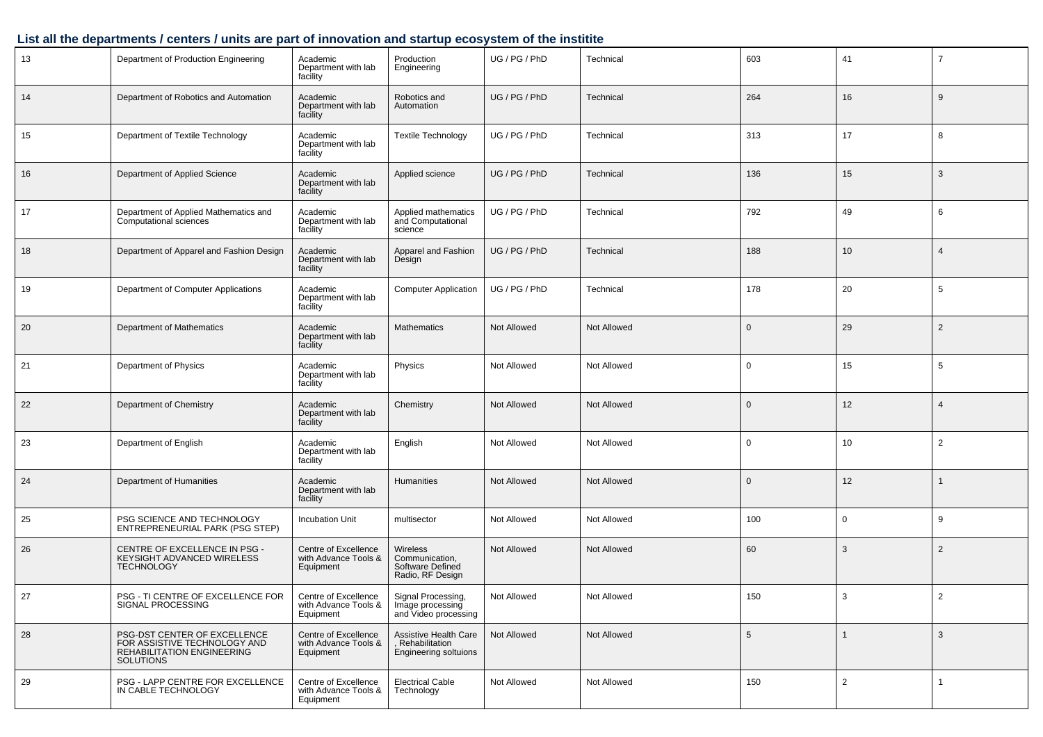## List all the departments / centers / units are part of innovation and startup ecosystem of the institite

| | | | | | | | | |
|---|---|---|---|---|---|---|---|---|
| 13 | Department of Production Engineering | Academic Department with lab facility | Production Engineering | UG / PG / PhD | Technical | 603 | 41 | 7 |
| 14 | Department of Robotics and Automation | Academic Department with lab facility | Robotics and Automation | UG / PG / PhD | Technical | 264 | 16 | 9 |
| 15 | Department of Textile Technology | Academic Department with lab facility | Textile Technology | UG / PG / PhD | Technical | 313 | 17 | 8 |
| 16 | Department of Applied Science | Academic Department with lab facility | Applied science | UG / PG / PhD | Technical | 136 | 15 | 3 |
| 17 | Department of Applied Mathematics and Computational sciences | Academic Department with lab facility | Applied mathematics and Computational science | UG / PG / PhD | Technical | 792 | 49 | 6 |
| 18 | Department of Apparel and Fashion Design | Academic Department with lab facility | Apparel and Fashion Design | UG / PG / PhD | Technical | 188 | 10 | 4 |
| 19 | Department of Computer Applications | Academic Department with lab facility | Computer Application | UG / PG / PhD | Technical | 178 | 20 | 5 |
| 20 | Department of Mathematics | Academic Department with lab facility | Mathematics | Not Allowed | Not Allowed | 0 | 29 | 2 |
| 21 | Department of Physics | Academic Department with lab facility | Physics | Not Allowed | Not Allowed | 0 | 15 | 5 |
| 22 | Department of Chemistry | Academic Department with lab facility | Chemistry | Not Allowed | Not Allowed | 0 | 12 | 4 |
| 23 | Department of English | Academic Department with lab facility | English | Not Allowed | Not Allowed | 0 | 10 | 2 |
| 24 | Department of Humanities | Academic Department with lab facility | Humanities | Not Allowed | Not Allowed | 0 | 12 | 1 |
| 25 | PSG SCIENCE AND TECHNOLOGY ENTREPRENEURIAL PARK (PSG STEP) | Incubation Unit | multisector | Not Allowed | Not Allowed | 100 | 0 | 9 |
| 26 | CENTRE OF EXCELLENCE IN PSG - KEYSIGHT ADVANCED WIRELESS TECHNOLOGY | Centre of Excellence with Advance Tools & Equipment | Wireless Communication, Software Defined Radio, RF Design | Not Allowed | Not Allowed | 60 | 3 | 2 |
| 27 | PSG - TI CENTRE OF EXCELLENCE FOR SIGNAL PROCESSING | Centre of Excellence with Advance Tools & Equipment | Signal Processing, Image processing and Video processing | Not Allowed | Not Allowed | 150 | 3 | 2 |
| 28 | PSG-DST CENTER OF EXCELLENCE FOR ASSISTIVE TECHNOLOGY AND REHABILITATION ENGINEERING SOLUTIONS | Centre of Excellence with Advance Tools & Equipment | Assistive Health Care , Rehabilitation Engineering soltuions | Not Allowed | Not Allowed | 5 | 1 | 3 |
| 29 | PSG - LAPP CENTRE FOR EXCELLENCE IN CABLE TECHNOLOGY | Centre of Excellence with Advance Tools & Equipment | Electrical Cable Technology | Not Allowed | Not Allowed | 150 | 2 | 1 |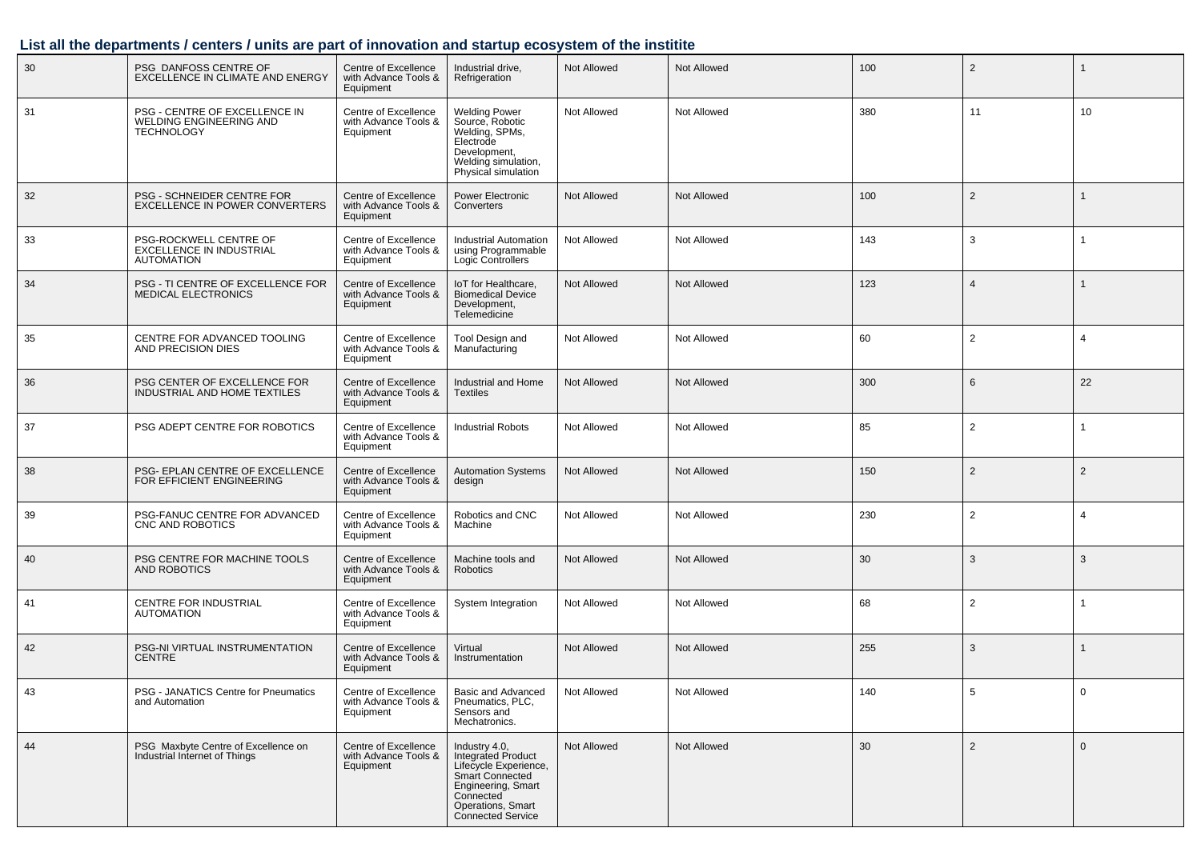### List all the departments / centers / units are part of innovation and startup ecosystem of the institite

| | | | | | | | | |
|---|---|---|---|---|---|---|---|---|
| 30 | PSG DANFOSS CENTRE OF EXCELLENCE IN CLIMATE AND ENERGY | Centre of Excellence with Advance Tools & Equipment | Industrial drive, Refrigeration | Not Allowed | Not Allowed | 100 | 2 | 1 |
| 31 | PSG - CENTRE OF EXCELLENCE IN WELDING ENGINEERING AND TECHNOLOGY | Centre of Excellence with Advance Tools & Equipment | Welding Power Source, Robotic Welding, SPMs, Electrode Development, Welding simulation, Physical simulation | Not Allowed | Not Allowed | 380 | 11 | 10 |
| 32 | PSG - SCHNEIDER CENTRE FOR EXCELLENCE IN POWER CONVERTERS | Centre of Excellence with Advance Tools & Equipment | Power Electronic Converters | Not Allowed | Not Allowed | 100 | 2 | 1 |
| 33 | PSG-ROCKWELL CENTRE OF EXCELLENCE IN INDUSTRIAL AUTOMATION | Centre of Excellence with Advance Tools & Equipment | Industrial Automation using Programmable Logic Controllers | Not Allowed | Not Allowed | 143 | 3 | 1 |
| 34 | PSG - TI CENTRE OF EXCELLENCE FOR MEDICAL ELECTRONICS | Centre of Excellence with Advance Tools & Equipment | IoT for Healthcare, Biomedical Device Development, Telemedicine | Not Allowed | Not Allowed | 123 | 4 | 1 |
| 35 | CENTRE FOR ADVANCED TOOLING AND PRECISION DIES | Centre of Excellence with Advance Tools & Equipment | Tool Design and Manufacturing | Not Allowed | Not Allowed | 60 | 2 | 4 |
| 36 | PSG CENTER OF EXCELLENCE FOR INDUSTRIAL AND HOME TEXTILES | Centre of Excellence with Advance Tools & Equipment | Industrial and Home Textiles | Not Allowed | Not Allowed | 300 | 6 | 22 |
| 37 | PSG ADEPT CENTRE FOR ROBOTICS | Centre of Excellence with Advance Tools & Equipment | Industrial Robots | Not Allowed | Not Allowed | 85 | 2 | 1 |
| 38 | PSG- EPLAN CENTRE OF EXCELLENCE FOR EFFICIENT ENGINEERING | Centre of Excellence with Advance Tools & Equipment | Automation Systems design | Not Allowed | Not Allowed | 150 | 2 | 2 |
| 39 | PSG-FANUC CENTRE FOR ADVANCED CNC AND ROBOTICS | Centre of Excellence with Advance Tools & Equipment | Robotics and CNC Machine | Not Allowed | Not Allowed | 230 | 2 | 4 |
| 40 | PSG CENTRE FOR MACHINE TOOLS AND ROBOTICS | Centre of Excellence with Advance Tools & Equipment | Machine tools and Robotics | Not Allowed | Not Allowed | 30 | 3 | 3 |
| 41 | CENTRE FOR INDUSTRIAL AUTOMATION | Centre of Excellence with Advance Tools & Equipment | System Integration | Not Allowed | Not Allowed | 68 | 2 | 1 |
| 42 | PSG-NI VIRTUAL INSTRUMENTATION CENTRE | Centre of Excellence with Advance Tools & Equipment | Virtual Instrumentation | Not Allowed | Not Allowed | 255 | 3 | 1 |
| 43 | PSG - JANATICS Centre for Pneumatics and Automation | Centre of Excellence with Advance Tools & Equipment | Basic and Advanced Pneumatics, PLC, Sensors and Mechatronics. | Not Allowed | Not Allowed | 140 | 5 | 0 |
| 44 | PSG Maxbyte Centre of Excellence on Industrial Internet of Things | Centre of Excellence with Advance Tools & Equipment | Industry 4.0, Integrated Product Lifecycle Experience, Smart Connected Engineering, Smart Connected Operations, Smart Connected Service | Not Allowed | Not Allowed | 30 | 2 | 0 |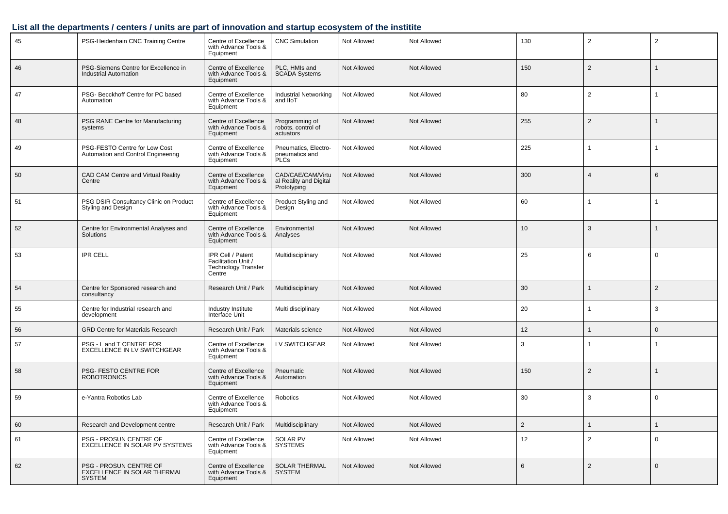### List all the departments / centers / units are part of innovation and startup ecosystem of the institite

| | | | | | | | | |
|---|---|---|---|---|---|---|---|---|
| 45 | PSG-Heidenhain CNC Training Centre | Centre of Excellence with Advance Tools & Equipment | CNC Simulation | Not Allowed | Not Allowed | 130 | 2 | 2 |
| 46 | PSG-Siemens Centre for Excellence in Industrial Automation | Centre of Excellence with Advance Tools & Equipment | PLC, HMIs and SCADA Systems | Not Allowed | Not Allowed | 150 | 2 | 1 |
| 47 | PSG- Becckhoff Centre for PC based Automation | Centre of Excellence with Advance Tools & Equipment | Industrial Networking and IIoT | Not Allowed | Not Allowed | 80 | 2 | 1 |
| 48 | PSG RANE Centre for Manufacturing systems | Centre of Excellence with Advance Tools & Equipment | Programming of robots, control of actuators | Not Allowed | Not Allowed | 255 | 2 | 1 |
| 49 | PSG-FESTO Centre for Low Cost Automation and Control Engineering | Centre of Excellence with Advance Tools & Equipment | Pneumatics, Electro-pneumatics and PLCs | Not Allowed | Not Allowed | 225 | 1 | 1 |
| 50 | CAD CAM Centre and Virtual Reality Centre | Centre of Excellence with Advance Tools & Equipment | CAD/CAE/CAM/Virtual Reality and Digital Prototyping | Not Allowed | Not Allowed | 300 | 4 | 6 |
| 51 | PSG DSIR Consultancy Clinic on Product Styling and Design | Centre of Excellence with Advance Tools & Equipment | Product Styling and Design | Not Allowed | Not Allowed | 60 | 1 | 1 |
| 52 | Centre for Environmental Analyses and Solutions | Centre of Excellence with Advance Tools & Equipment | Environmental Analyses | Not Allowed | Not Allowed | 10 | 3 | 1 |
| 53 | IPR CELL | IPR Cell / Patent Facilitation Unit / Technology Transfer Centre | Multidisciplinary | Not Allowed | Not Allowed | 25 | 6 | 0 |
| 54 | Centre for Sponsored research and consultancy | Research Unit / Park | Multidisciplinary | Not Allowed | Not Allowed | 30 | 1 | 2 |
| 55 | Centre for Industrial research and development | Industry Institute Interface Unit | Multi disciplinary | Not Allowed | Not Allowed | 20 | 1 | 3 |
| 56 | GRD Centre for Materials Research | Research Unit / Park | Materials science | Not Allowed | Not Allowed | 12 | 1 | 0 |
| 57 | PSG - L and T CENTRE FOR EXCELLENCE IN LV SWITCHGEAR | Centre of Excellence with Advance Tools & Equipment | LV SWITCHGEAR | Not Allowed | Not Allowed | 3 | 1 | 1 |
| 58 | PSG- FESTO CENTRE FOR ROBOTRONICS | Centre of Excellence with Advance Tools & Equipment | Pneumatic Automation | Not Allowed | Not Allowed | 150 | 2 | 1 |
| 59 | e-Yantra Robotics Lab | Centre of Excellence with Advance Tools & Equipment | Robotics | Not Allowed | Not Allowed | 30 | 3 | 0 |
| 60 | Research and Development centre | Research Unit / Park | Multidisciplinary | Not Allowed | Not Allowed | 2 | 1 | 1 |
| 61 | PSG - PROSUN CENTRE OF EXCELLENCE IN SOLAR PV SYSTEMS | Centre of Excellence with Advance Tools & Equipment | SOLAR PV SYSTEMS | Not Allowed | Not Allowed | 12 | 2 | 0 |
| 62 | PSG - PROSUN CENTRE OF EXCELLENCE IN SOLAR THERMAL SYSTEM | Centre of Excellence with Advance Tools & Equipment | SOLAR THERMAL SYSTEM | Not Allowed | Not Allowed | 6 | 2 | 0 |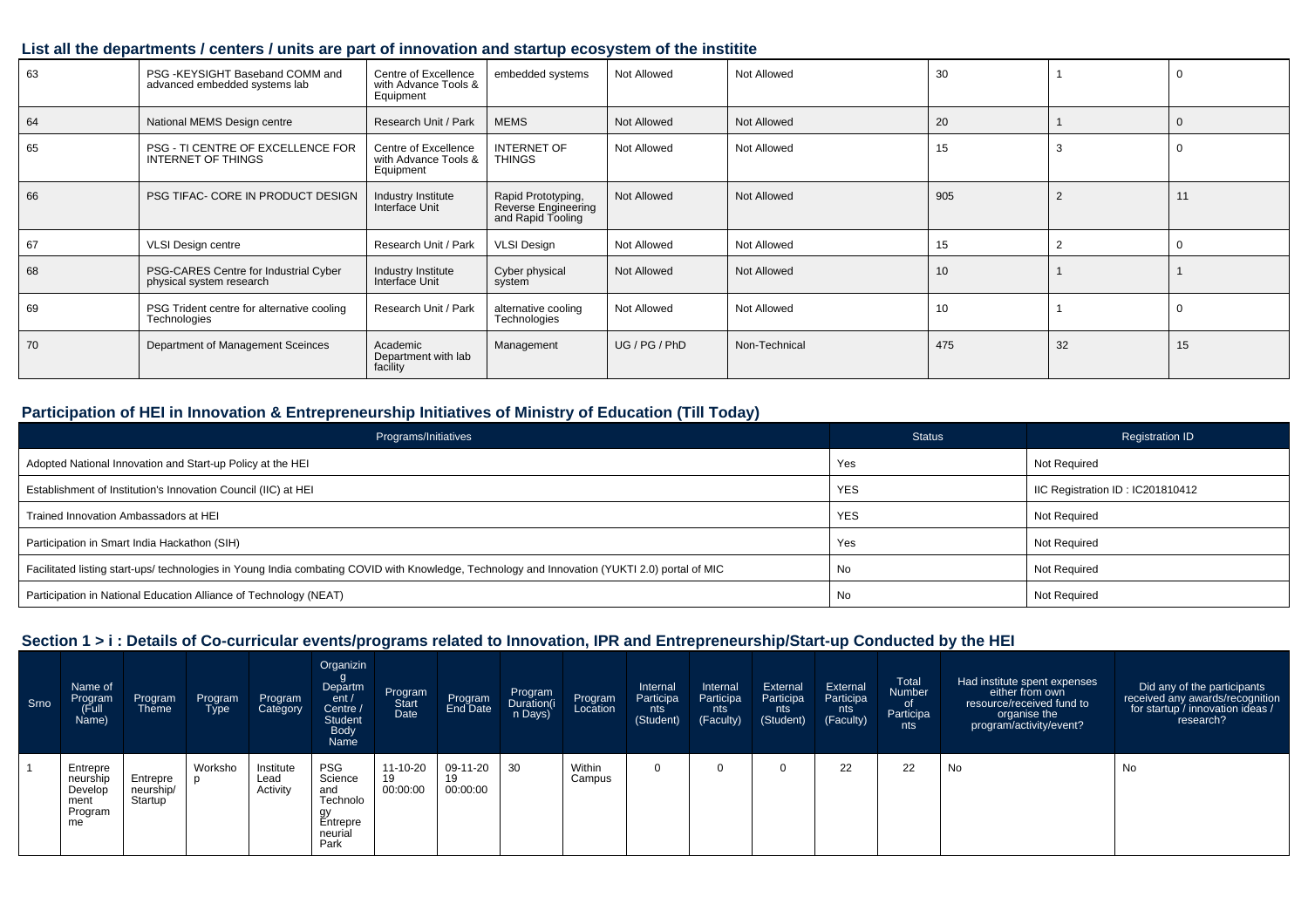### List all the departments / centers / units are part of innovation and startup ecosystem of the institite

| | | | | | | | | |
|---|---|---|---|---|---|---|---|---|
| 63 | PSG -KEYSIGHT Baseband COMM and advanced embedded systems lab | Centre of Excellence with Advance Tools & Equipment | embedded systems | Not Allowed | Not Allowed | 30 | 1 | 0 |
| 64 | National MEMS Design centre | Research Unit / Park | MEMS | Not Allowed | Not Allowed | 20 | 1 | 0 |
| 65 | PSG - TI CENTRE OF EXCELLENCE FOR INTERNET OF THINGS | Centre of Excellence with Advance Tools & Equipment | INTERNET OF THINGS | Not Allowed | Not Allowed | 15 | 3 | 0 |
| 66 | PSG TIFAC- CORE IN PRODUCT DESIGN | Industry Institute Interface Unit | Rapid Prototyping, Reverse Engineering and Rapid Tooling | Not Allowed | Not Allowed | 905 | 2 | 11 |
| 67 | VLSI Design centre | Research Unit / Park | VLSI Design | Not Allowed | Not Allowed | 15 | 2 | 0 |
| 68 | PSG-CARES Centre for Industrial Cyber physical system research | Industry Institute Interface Unit | Cyber physical system | Not Allowed | Not Allowed | 10 | 1 | 1 |
| 69 | PSG Trident centre for alternative cooling Technologies | Research Unit / Park | alternative cooling Technologies | Not Allowed | Not Allowed | 10 | 1 | 0 |
| 70 | Department of Management Sceinces | Academic Department with lab facility | Management | UG / PG / PhD | Non-Technical | 475 | 32 | 15 |

### Participation of HEI in Innovation & Entrepreneurship Initiatives of Ministry of Education (Till Today)

| Programs/Initiatives | Status | Registration ID |
|---|---|---|
| Adopted National Innovation and Start-up Policy at the HEI | Yes | Not Required |
| Establishment of Institution's Innovation Council (IIC) at HEI | YES | IIC Registration ID : IC201810412 |
| Trained Innovation Ambassadors at HEI | YES | Not Required |
| Participation in Smart India Hackathon (SIH) | Yes | Not Required |
| Facilitated listing start-ups/ technologies in Young India combating COVID with Knowledge, Technology and Innovation (YUKTI 2.0) portal of MIC | No | Not Required |
| Participation in National Education Alliance of Technology (NEAT) | No | Not Required |

### Section 1 > i : Details of Co-curricular events/programs related to Innovation, IPR and Entrepreneurship/Start-up Conducted by the HEI

| Srno | Name of Program (Full Name) | Program Theme | Program Type | Program Category | Organizing Department / Centre / Student Body Name | Program Start Date | Program End Date | Program Duration(in Days) | Program Location | Internal Participants (Student) | Internal Participants (Faculty) | External Participants (Student) | External Participants (Faculty) | Total Number of Participants | Had institute spent expenses either from own resource/received fund to organise the program/activity/event? | Did any of the participants received any awards/recognition for startup / innovation ideas / research? |
|---|---|---|---|---|---|---|---|---|---|---|---|---|---|---|---|---|
| 1 | Entrepreneurship Development Programme | Entrepreneurship/ Startup | Workshop | Institute Lead Activity | PSG Science and Technology Entrepreneurial Park | 11-10-2019 00:00:00 | 09-11-2019 00:00:00 | 30 | Within Campus | 0 | 0 | 0 | 22 | 22 | No | No |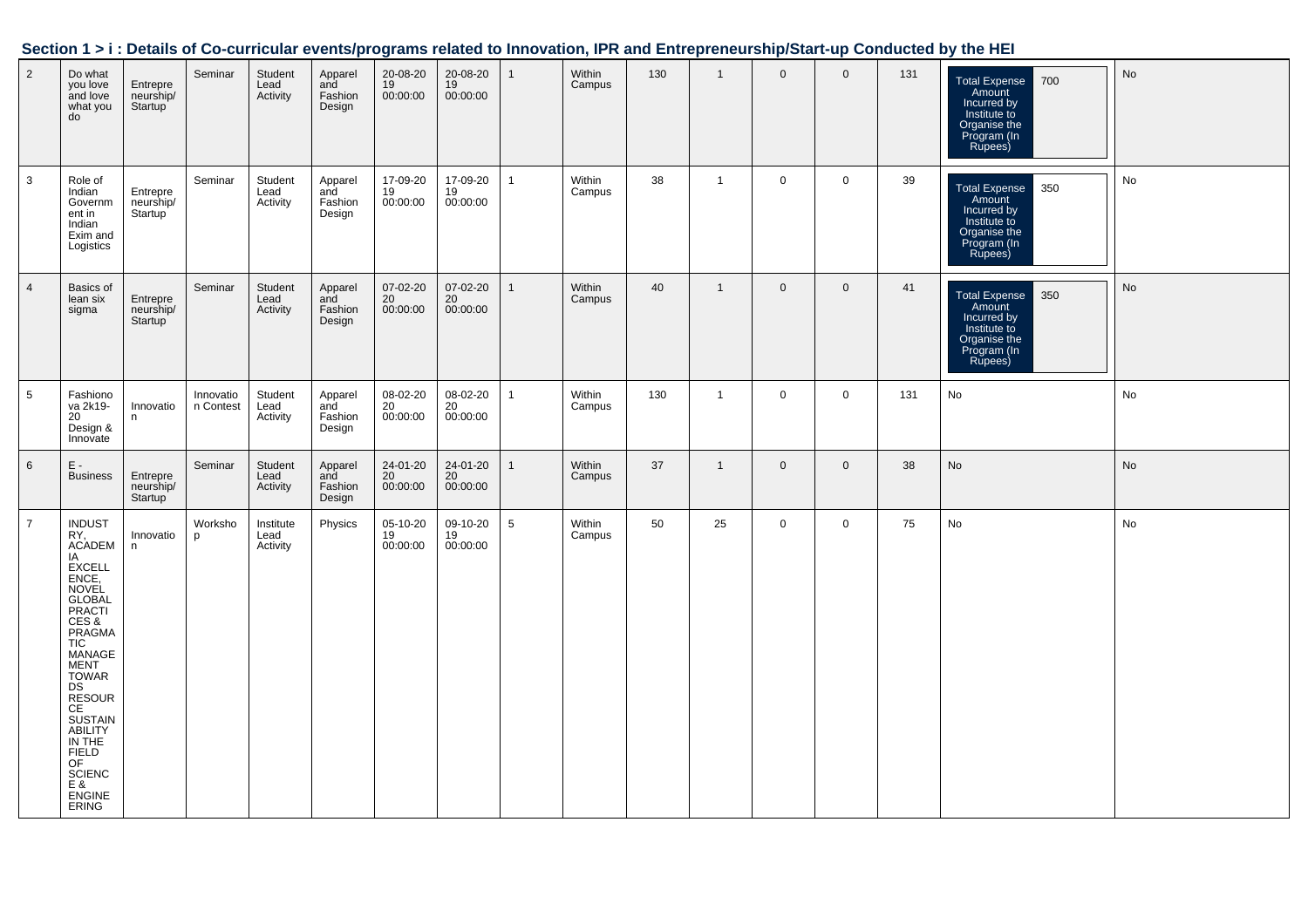## Section 1 > i : Details of Co-curricular events/programs related to Innovation, IPR and Entrepreneurship/Start-up Conducted by the HEI

| | | | | | | | | | | | | | | | | |
|---|---|---|---|---|---|---|---|---|---|---|---|---|---|---|---|---|
| 2 | Do what you love and love what you do | Entrepreneurship/ Startup | Seminar | Student Lead Activity | Apparel and Fashion Design | 20-08-2019 00:00:00 | 20-08-2019 00:00:00 | 1 | Within Campus | 130 | 1 | 0 | 0 | 131 | Total Expense Amount Incurred by Institute to Organise the Program (In Rupees): 700 | No |
| 3 | Role of Indian Government in Indian Exim and Logistics | Entrepreneurship/ Startup | Seminar | Student Lead Activity | Apparel and Fashion Design | 17-09-2019 00:00:00 | 17-09-2019 00:00:00 | 1 | Within Campus | 38 | 1 | 0 | 0 | 39 | Total Expense Amount Incurred by Institute to Organise the Program (In Rupees): 350 | No |
| 4 | Basics of lean six sigma | Entrepreneurship/ Startup | Seminar | Student Lead Activity | Apparel and Fashion Design | 07-02-2020 00:00:00 | 07-02-2020 00:00:00 | 1 | Within Campus | 40 | 1 | 0 | 0 | 41 | Total Expense Amount Incurred by Institute to Organise the Program (In Rupees): 350 | No |
| 5 | Fashionova 2k19-20 Design & Innovate | Innovation | Innovation Contest | Student Lead Activity | Apparel and Fashion Design | 08-02-2020 00:00:00 | 08-02-2020 00:00:00 | 1 | Within Campus | 130 | 1 | 0 | 0 | 131 | No | No |
| 6 | E - Business | Entrepreneurship/ Startup | Seminar | Student Lead Activity | Apparel and Fashion Design | 24-01-2020 00:00:00 | 24-01-2020 00:00:00 | 1 | Within Campus | 37 | 1 | 0 | 0 | 38 | No | No |
| 7 | INDUSTRY, ACADEMIA EXCELLENCE, NOVEL GLOBAL PRACTICES & PRAGMATIC MANAGEMENT TOWARDS RESOURCE SUSTAINABILITY IN THE FIELD OF SCIENCE & ENGINEERING | Innovation | Workshop | Institute Lead Activity | Physics | 05-10-2019 00:00:00 | 09-10-2019 00:00:00 | 5 | Within Campus | 50 | 25 | 0 | 0 | 75 | No | No |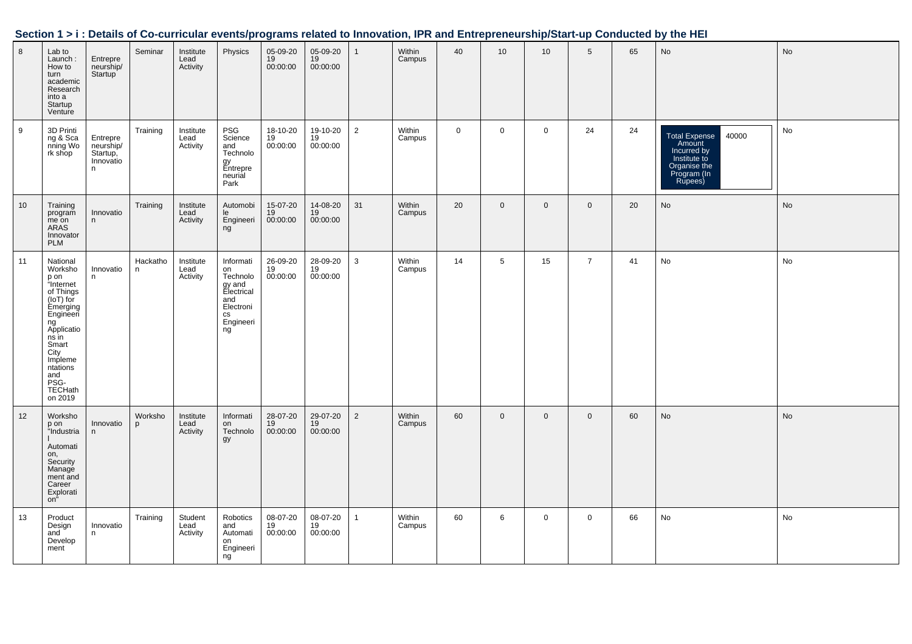## Section 1 > i : Details of Co-curricular events/programs related to Innovation, IPR and Entrepreneurship/Start-up Conducted by the HEI

| | | | | | | | | | | | | | | | | |
|---|---|---|---|---|---|---|---|---|---|---|---|---|---|---|---|---|
| 8 | Lab to Launch : How to turn academic Research into a Startup Venture | Entrepreneurship/ Startup | Seminar | Institute Lead Activity | Physics | 05-09-2019 00:00:00 | 05-09-2019 00:00:00 | 1 | Within Campus | 40 | 10 | 10 | 5 | 65 | No | No |
| 9 | 3D Printing & Scanning Work shop | Entrepreneurship/ Startup, Innovation | Training | Institute Lead Activity | PSG Science and Technology Entrepreneurial Park | 18-10-2019 00:00:00 | 19-10-2019 00:00:00 | 2 | Within Campus | 0 | 0 | 0 | 24 | 24 | Total Expense Amount Incurred by Institute to Organise the Program (In Rupees): 40000 | No |
| 10 | Training programme on ARAS Innovator PLM | Innovation | Training | Institute Lead Activity | Automobile Engineering | 15-07-2019 00:00:00 | 14-08-2019 00:00:00 | 31 | Within Campus | 20 | 0 | 0 | 0 | 20 | No | No |
| 11 | National Workshop on "Internet of Things (IoT) for Emerging Engineering Applications in Smart City Implementations and PSG-TECHathon 2019 | Innovation | Hackathon | Institute Lead Activity | Information Technology and Electrical and Electronics Engineering | 26-09-2019 00:00:00 | 28-09-2019 00:00:00 | 3 | Within Campus | 14 | 5 | 15 | 7 | 41 | No | No |
| 12 | Workshop on "Industrial Automation, Security Management and Career Exploration" | Innovation | Workshop | Institute Lead Activity | Information Technology | 28-07-2019 00:00:00 | 29-07-2019 00:00:00 | 2 | Within Campus | 60 | 0 | 0 | 0 | 60 | No | No |
| 13 | Product Design and Development | Innovation | Training | Student Lead Activity | Robotics and Automation Engineering | 08-07-2019 00:00:00 | 08-07-2019 00:00:00 | 1 | Within Campus | 60 | 6 | 0 | 0 | 66 | No | No |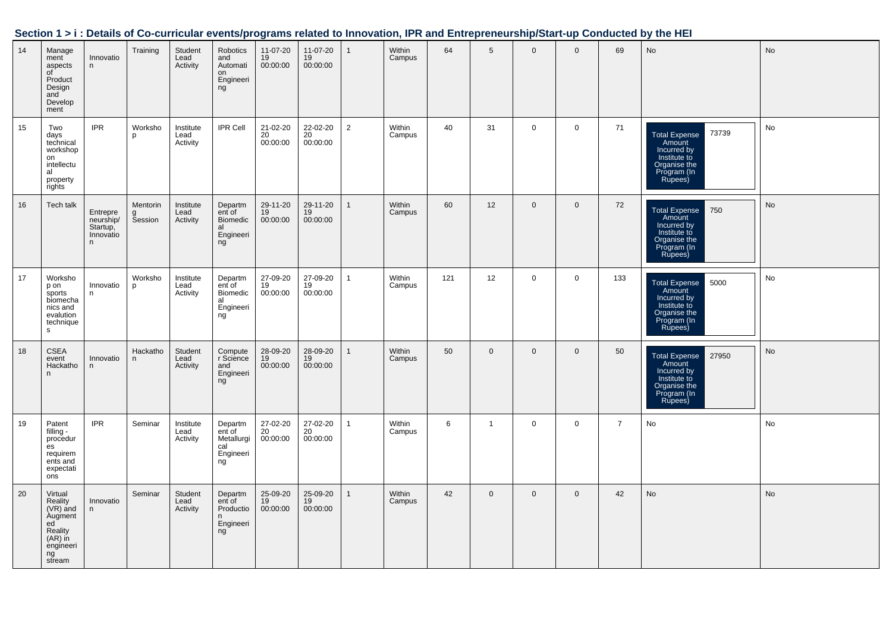## Section 1 > i : Details of Co-curricular events/programs related to Innovation, IPR and Entrepreneurship/Start-up Conducted by the HEI

| | | | | | | | | | | | | | | | | |
|---|---|---|---|---|---|---|---|---|---|---|---|---|---|---|---|---|
| 14 | Management aspects of Product Design and Development | Innovation | Training | Student Lead Activity | Robotics and Automation Engineering | 11-07-2019 00:00:00 | 11-07-2019 00:00:00 | 1 | Within Campus | 64 | 5 | 0 | 0 | 69 | No | No |
| 15 | Two days technical workshop on intellectual property rights | IPR | Workshop | Institute Lead Activity | IPR Cell | 21-02-2020 00:00:00 | 22-02-2020 00:00:00 | 2 | Within Campus | 40 | 31 | 0 | 0 | 71 | Total Expense Amount Incurred by Institute to Organise the Program (In Rupees) 73739 | No |
| 16 | Tech talk | Entrepreneurship/ Startup, Innovation | Mentoring Session | Institute Lead Activity | Department of Biomedical Engineering | 29-11-2019 00:00:00 | 29-11-2019 00:00:00 | 1 | Within Campus | 60 | 12 | 0 | 0 | 72 | Total Expense Amount Incurred by Institute to Organise the Program (In Rupees) 750 | No |
| 17 | Workshop on sports biomechanics and evalution techniques | Innovation | Workshop | Institute Lead Activity | Department of Biomedical Engineering | 27-09-2019 00:00:00 | 27-09-2019 00:00:00 | 1 | Within Campus | 121 | 12 | 0 | 0 | 133 | Total Expense Amount Incurred by Institute to Organise the Program (In Rupees) 5000 | No |
| 18 | CSEA event Hackathon | Innovation | Hackathon | Student Lead Activity | Computer Science and Engineering | 28-09-2019 00:00:00 | 28-09-2019 00:00:00 | 1 | Within Campus | 50 | 0 | 0 | 0 | 50 | Total Expense Amount Incurred by Institute to Organise the Program (In Rupees) 27950 | No |
| 19 | Patent filling - procedures requirements and expectations | IPR | Seminar | Institute Lead Activity | Department of Metallurgical Engineering | 27-02-2020 00:00:00 | 27-02-2020 00:00:00 | 1 | Within Campus | 6 | 1 | 0 | 0 | 7 | No | No |
| 20 | Virtual Reality (VR) and Augmented Reality (AR) in engineering stream | Innovation | Seminar | Student Lead Activity | Department of Production Engineering | 25-09-2019 00:00:00 | 25-09-2019 00:00:00 | 1 | Within Campus | 42 | 0 | 0 | 0 | 42 | No | No |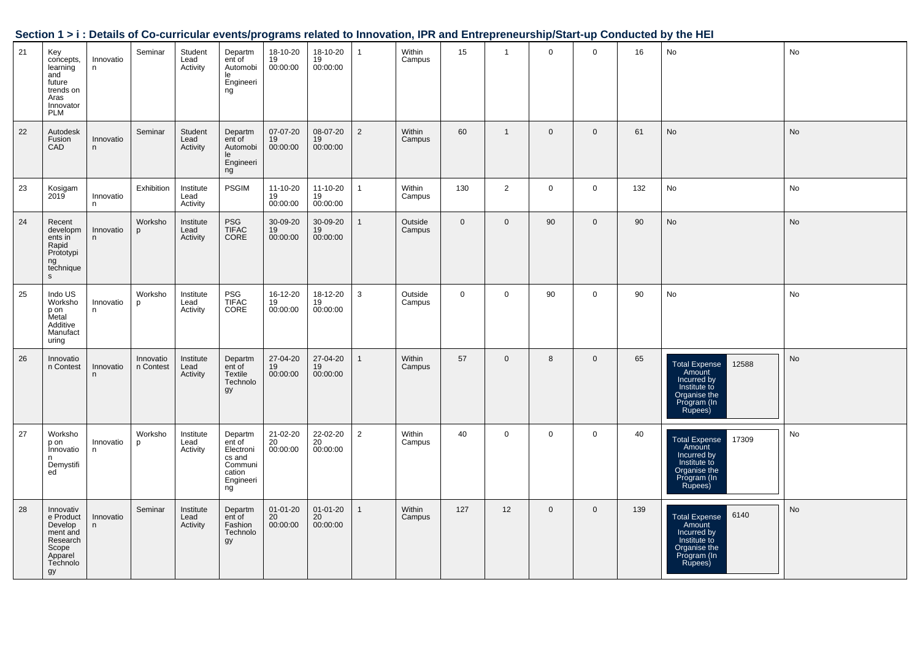## Section 1 > i : Details of Co-curricular events/programs related to Innovation, IPR and Entrepreneurship/Start-up Conducted by the HEI

| | | | | | | | | | | | | | | | | |
|---|---|---|---|---|---|---|---|---|---|---|---|---|---|---|---|---|
| 21 | Key concepts, learning and future trends on Aras Innovator PLM | Innovation | Seminar | Student Lead Activity | Department of Automobile Engineering | 18-10-2019 00:00:00 | 18-10-2019 00:00:00 | 1 | Within Campus | 15 | 1 | 0 | 0 | 16 | No | No |
| 22 | Autodesk Fusion CAD | Innovation | Seminar | Student Lead Activity | Department of Automobile Engineering | 07-07-2019 00:00:00 | 08-07-2019 00:00:00 | 2 | Within Campus | 60 | 1 | 0 | 0 | 61 | No | No |
| 23 | Kosigam 2019 | Innovation | Exhibition | Institute Lead Activity | PSGIM | 11-10-2019 00:00:00 | 11-10-2019 00:00:00 | 1 | Within Campus | 130 | 2 | 0 | 0 | 132 | No | No |
| 24 | Recent developments in Rapid Prototyping techniques | Innovation | Workshop | Institute Lead Activity | PSG TIFAC CORE | 30-09-2019 00:00:00 | 30-09-2019 00:00:00 | 1 | Outside Campus | 0 | 0 | 90 | 0 | 90 | No | No |
| 25 | Indo US Workshop on Metal Additive Manufacturing | Innovation | Workshop | Institute Lead Activity | PSG TIFAC CORE | 16-12-2019 00:00:00 | 18-12-2019 00:00:00 | 3 | Outside Campus | 0 | 0 | 90 | 0 | 90 | No | No |
| 26 | Innovation Contest | Innovation | Innovation Contest | Institute Lead Activity | Department of Textile Technology | 27-04-2019 00:00:00 | 27-04-2019 00:00:00 | 1 | Within Campus | 57 | 0 | 8 | 0 | 65 | Total Expense Amount Incurred by Institute to Organise the Program (In Rupees): 12588 | No |
| 27 | Workshop on Innovation Demystified | Innovation | Workshop | Institute Lead Activity | Department of Electronics and Communication Engineering | 21-02-2020 00:00:00 | 22-02-2020 00:00:00 | 2 | Within Campus | 40 | 0 | 0 | 0 | 40 | Total Expense Amount Incurred by Institute to Organise the Program (In Rupees): 17309 | No |
| 28 | Innovative Product Development and Research Scope Apparel Technology | Innovation | Seminar | Institute Lead Activity | Department of Fashion Technology | 01-01-2020 00:00:00 | 01-01-2020 00:00:00 | 1 | Within Campus | 127 | 12 | 0 | 0 | 139 | Total Expense Amount Incurred by Institute to Organise the Program (In Rupees): 6140 | No |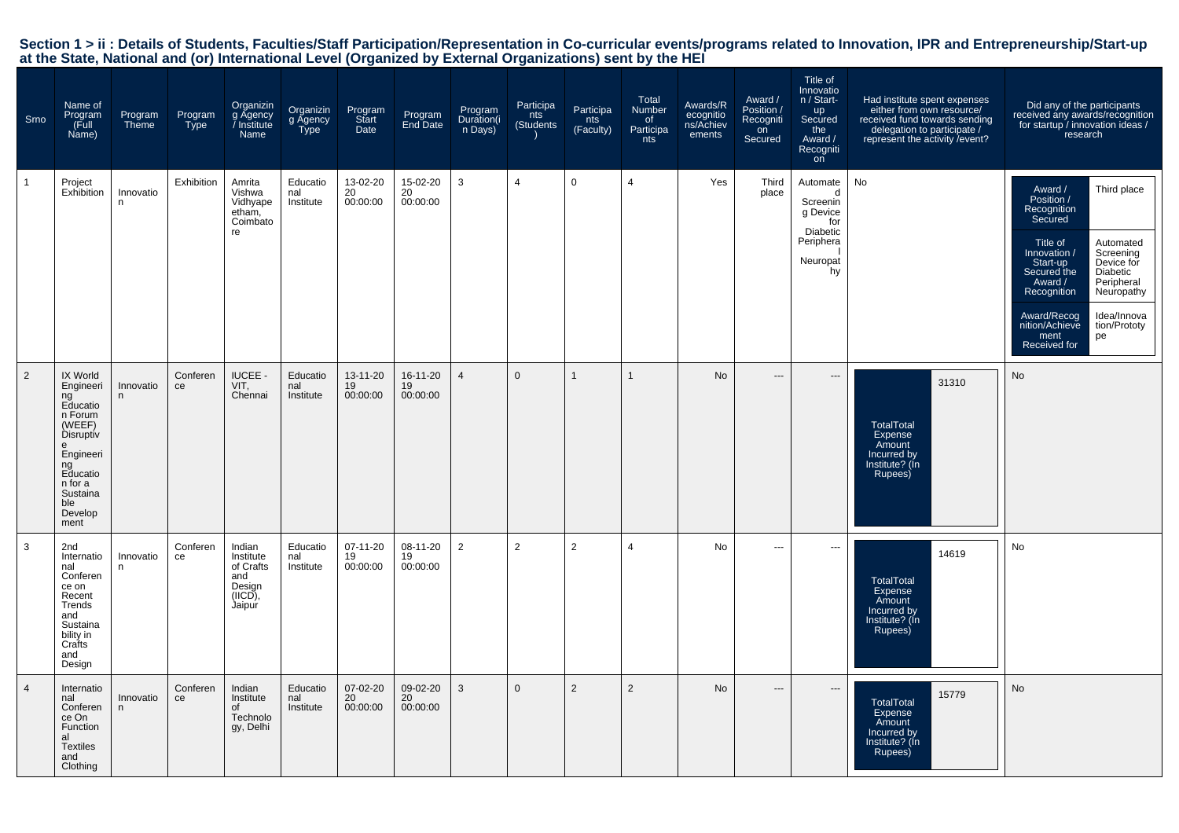**Section 1 > ii : Details of Students, Faculties/Staff Participation/Representation in Co-curricular events/programs related to Innovation, IPR and Entrepreneurship/Start-up at the State, National and (or) International Level (Organized by External Organizations) sent by the HEI**

| Srno | Name of Program (Full Name) | Program Theme | Program Type | Organizing Agency / Institute Name | Organizing Agency Type | Program Start Date | Program End Date | Program Duration(in Days) | Participants (Students) | Participants (Faculty) | Total Number of Participants | Awards/Recognitions/Achievements | Award / Position / Recognition Secured | Title of Innovation / Start-up Secured the Award / Recognition | Had institute spent expenses either from own resource/ received fund towards sending delegation to participate / represent the activity /event? | Did any of the participants received any awards/recognition for startup / innovation ideas / research |
|---|---|---|---|---|---|---|---|---|---|---|---|---|---|---|---|---|
| 1 | Project Exhibition | Innovation | Exhibition | Amrita Vishwa Vidhyapeetham, Coimbatore | Educational Institute | 13-02-2020 00:00:00 | 15-02-2020 00:00:00 | 3 | 4 | 0 | 4 | Yes | Third place | Automated Screening Device for Diabetic Peripheral Neuropathy | No | Award / Position / Recognition Secured: Third place; Title of Innovation / Start-up Secured the Award / Recognition: Automated Screening Device for Diabetic Peripheral Neuropathy; Award/Recognition/Achievement Received for: Idea/Innovation/Prototype |
| 2 | IX World Engineering Education Forum (WEEF) Disruptive Engineering Education for a Sustainable Development | Innovation | Conference | IUCEE - VIT, Chennai | Educational Institute | 13-11-2019 00:00:00 | 16-11-2019 00:00:00 | 4 | 0 | 1 | 1 | No | --- | --- | TotalTotal Expense Amount Incurred by Institute? (In Rupees): 31310 | No |
| 3 | 2nd International Conference on Recent Trends and Sustainability in Crafts and Design | Innovation | Conference | Indian Institute of Crafts and Design (IICD), Jaipur | Educational Institute | 07-11-2019 00:00:00 | 08-11-2019 00:00:00 | 2 | 2 | 2 | 4 | No | --- | --- | TotalTotal Expense Amount Incurred by Institute? (In Rupees): 14619 | No |
| 4 | International Conference On Functional Textiles and Clothing | Innovation | Conference | Indian Institute of Technology, Delhi | Educational Institute | 07-02-2020 00:00:00 | 09-02-2020 00:00:00 | 3 | 0 | 2 | 2 | No | --- | --- | TotalTotal Expense Amount Incurred by Institute? (In Rupees): 15779 | No |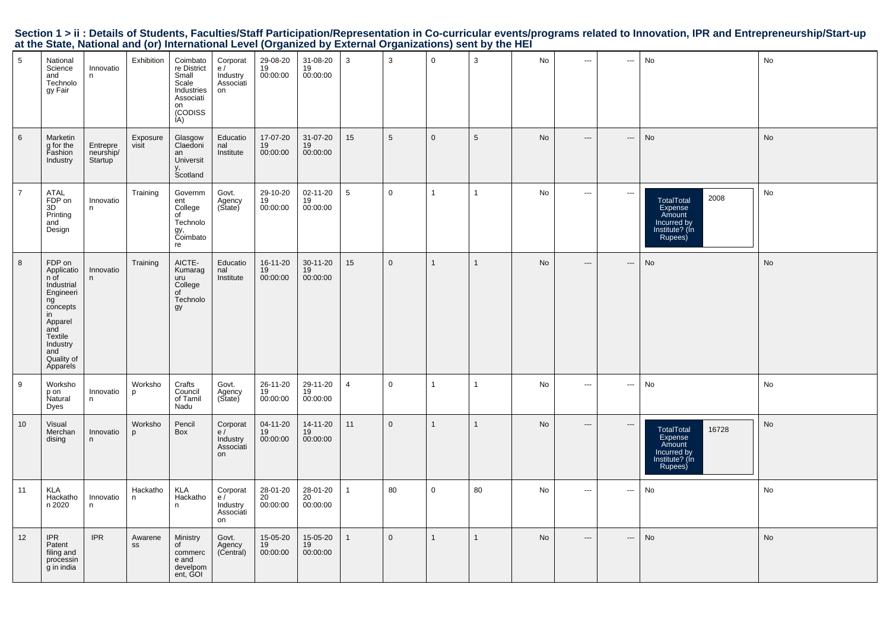## Section 1 > ii : Details of Students, Faculties/Staff Participation/Representation in Co-curricular events/programs related to Innovation, IPR and Entrepreneurship/Start-up at the State, National and (or) International Level (Organized by External Organizations) sent by the HEI

| | | | | | | | | | | | | | | | | |
|---|---|---|---|---|---|---|---|---|---|---|---|---|---|---|---|---|
| 5 | National Science and Technology Fair | Innovation | Exhibition | Coimbatore District Small Scale Industries Association (CODISSIA) | Corporate / Industry Association | 29-08-2019 00:00:00 | 31-08-2019 00:00:00 | 3 | 3 | 0 | 3 | No | --- | --- | No | No |
| 6 | Marketing for the Fashion Industry | Entrepreneurship/ Startup | Exposure visit | Glasgow Claedonian University, Scotland | Educational Institute | 17-07-2019 00:00:00 | 31-07-2019 00:00:00 | 15 | 5 | 0 | 5 | No | --- | --- | No | No |
| 7 | ATAL FDP on 3D Printing and Design | Innovation | Training | Government College of Technology, Coimbatore | Govt. Agency (State) | 29-10-2019 00:00:00 | 02-11-2019 00:00:00 | 5 | 0 | 1 | 1 | No | --- | --- | TotalTotal Expense Amount Incurred by Institute? (In Rupees) 2008 | No |
| 8 | FDP on Application of Industrial Engineering concepts in Apparel and Textile Industry and Quality of Apparels | Innovation | Training | AICTE-Kumaraguru College of Technology | Educational Institute | 16-11-2019 00:00:00 | 30-11-2019 00:00:00 | 15 | 0 | 1 | 1 | No | --- | --- | No | No |
| 9 | Workshop on Natural Dyes | Innovation | Workshop | Crafts Council of Tamil Nadu | Govt. Agency (State) | 26-11-2019 00:00:00 | 29-11-2019 00:00:00 | 4 | 0 | 1 | 1 | No | --- | --- | No | No |
| 10 | Visual Merchandising | Innovation | Workshop | Pencil Box | Corporate / Industry Association | 04-11-2019 00:00:00 | 14-11-2019 00:00:00 | 11 | 0 | 1 | 1 | No | --- | --- | TotalTotal Expense Amount Incurred by Institute? (In Rupees) 16728 | No |
| 11 | KLA Hackathon 2020 | Innovation | Hackathon | KLA Hackathon | Corporate / Industry Association | 28-01-2020 00:00:00 | 28-01-2020 00:00:00 | 1 | 80 | 0 | 80 | No | --- | --- | No | No |
| 12 | IPR Patent filing and processing in india | IPR | Awareness | Ministry of commerce and develpoment, GOI | Govt. Agency (Central) | 15-05-2019 00:00:00 | 15-05-2019 00:00:00 | 1 | 0 | 1 | 1 | No | --- | --- | No | No |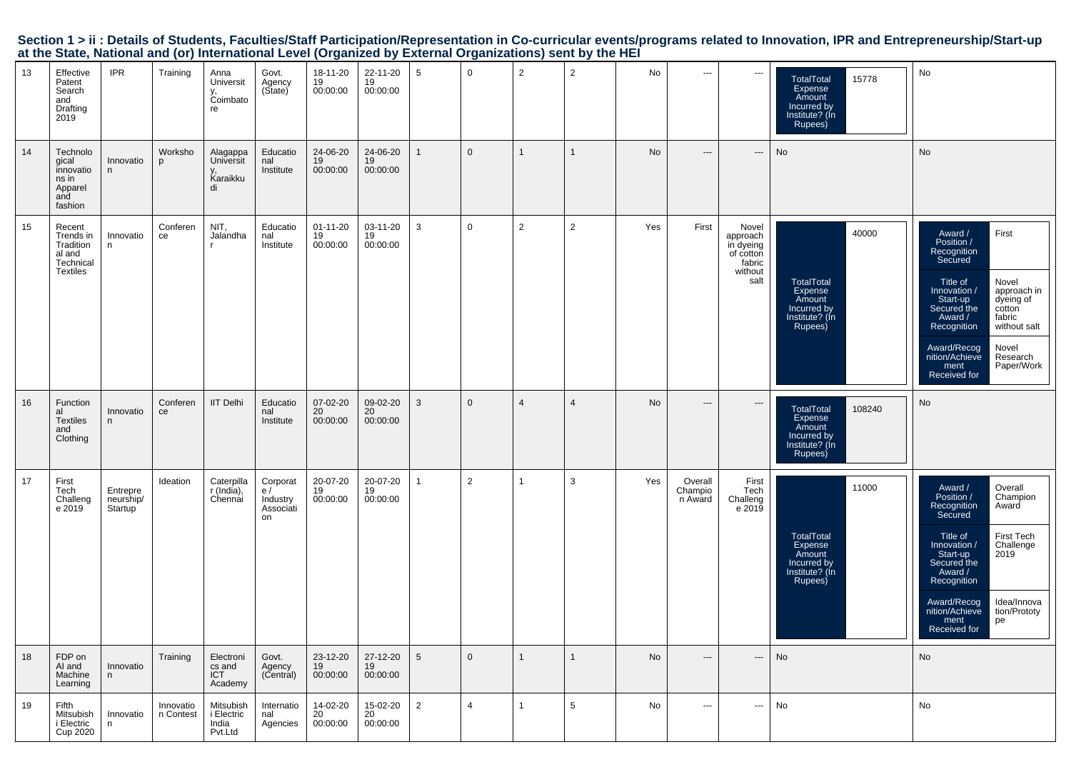## Section 1 > ii : Details of Students, Faculties/Staff Participation/Representation in Co-curricular events/programs related to Innovation, IPR and Entrepreneurship/Start-up at the State, National and (or) International Level (Organized by External Organizations) sent by the HEI

| 13 | Effective Patent Search and Drafting 2019 | IPR | Training | Anna University, Coimbatore | Govt. Agency (State) | 18-11-2019 00:00:00 | 22-11-2019 00:00:00 | 5 | 0 | 2 | 2 | No | --- | --- | TotalTotal Expense Amount Incurred by Institute? (In Rupees): 15778 | No |
|---|---|---|---|---|---|---|---|---|---|---|---|---|---|---|---|---|
| 14 | Technological innovations in Apparel and fashion | Innovation | Workshop | Alagappa University, Karaikkudi | Educational Institute | 24-06-2019 00:00:00 | 24-06-2019 00:00:00 | 1 | 0 | 1 | 1 | No | --- | --- | No | No |
| 15 | Recent Trends in Traditional and Technical Textiles | Innovation | Conference | NIT, Jalandhar | Educational Institute | 01-11-2019 00:00:00 | 03-11-2019 00:00:00 | 3 | 0 | 2 | 2 | Yes | First | Novel approach in dyeing of cotton fabric without salt | TotalTotal Expense Amount Incurred by Institute? (In Rupees): 40000 | Award / Position / Recognition Secured: First; Title of Innovation / Start-up Secured the Award / Recognition: Novel approach in dyeing of cotton fabric without salt; Award/Recognition/Achievement Received for: Novel Research Paper/Work |
| 16 | Functional Textiles and Clothing | Innovation | Conference | IIT Delhi | Educational Institute | 07-02-2020 00:00:00 | 09-02-2020 00:00:00 | 3 | 0 | 4 | 4 | No | --- | --- | TotalTotal Expense Amount Incurred by Institute? (In Rupees): 108240 | No |
| 17 | First Tech Challenge 2019 | Entrepreneurship/Startup | Ideation | Caterpillar (India), Chennai | Corporate / Industry Association | 20-07-2019 00:00:00 | 20-07-2019 00:00:00 | 1 | 2 | 1 | 3 | Yes | Overall Champion Award | First Tech Challenge 2019 | TotalTotal Expense Amount Incurred by Institute? (In Rupees): 11000 | Award / Position / Recognition Secured: Overall Champion Award; Title of Innovation / Start-up Secured the Award / Recognition: First Tech Challenge 2019; Award/Recognition/Achievement Received for: Idea/Innovation/Prototype |
| 18 | FDP on AI and Machine Learning | Innovation | Training | Electronics and ICT Academy | Govt. Agency (Central) | 23-12-2019 00:00:00 | 27-12-2019 00:00:00 | 5 | 0 | 1 | 1 | No | --- | --- | No | No |
| 19 | Fifth Mitsubishi Electric Cup 2020 | Innovation | Innovation Contest | Mitsubishi Electric India Pvt.Ltd | International Agencies | 14-02-2020 00:00:00 | 15-02-2020 00:00:00 | 2 | 4 | 1 | 5 | No | --- | --- | No | No |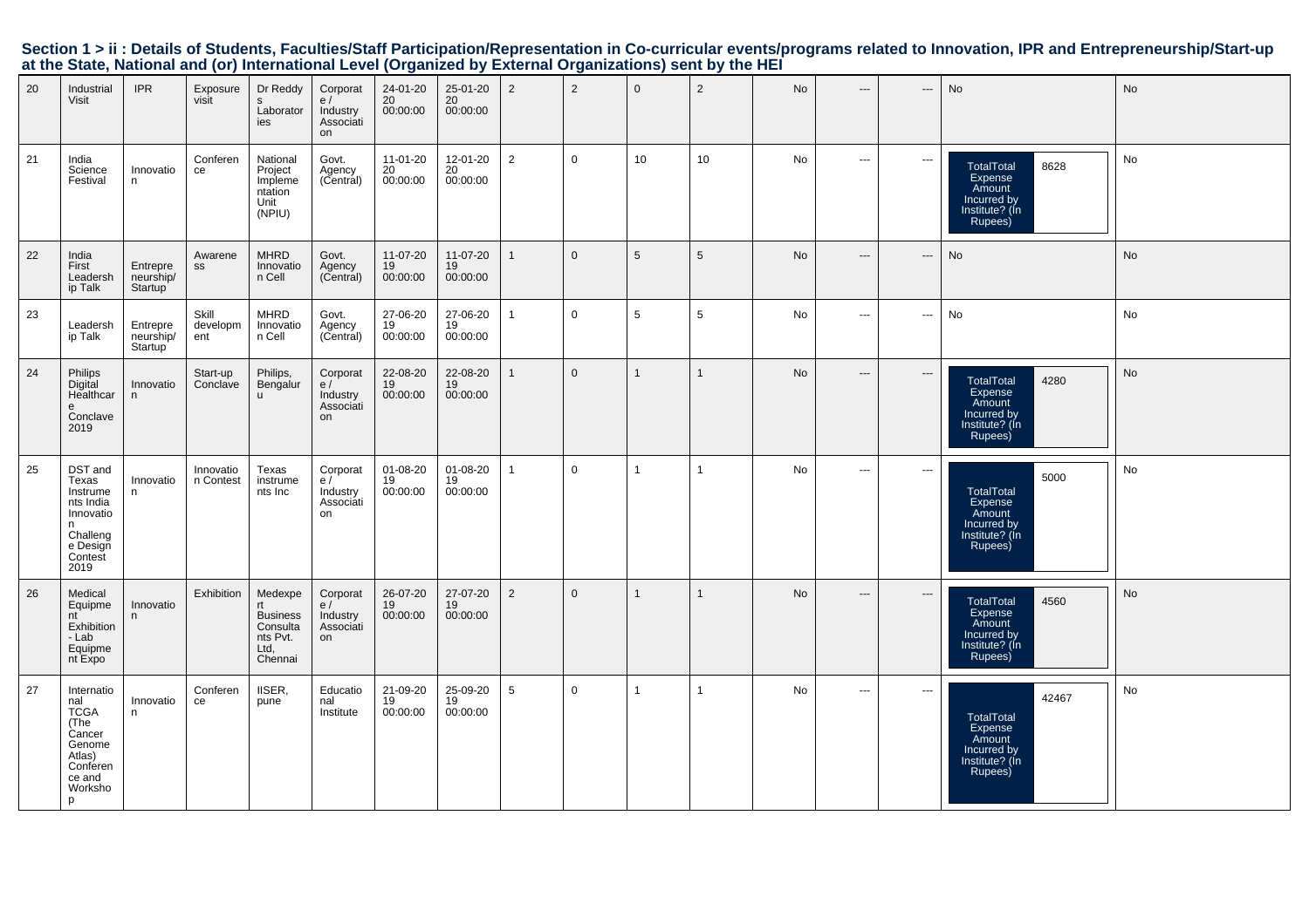## Section 1 > ii : Details of Students, Faculties/Staff Participation/Representation in Co-curricular events/programs related to Innovation, IPR and Entrepreneurship/Start-up at the State, National and (or) International Level (Organized by External Organizations) sent by the HEI

| 20 | Industrial Visit | IPR | Exposure visit | Dr Reddy s Laboratories | Corporate / Industry Association | 24-01-2020 00:00:00 | 25-01-2020 00:00:00 | 2 | 2 | 0 | 2 | No | --- | --- | No | No |
|---|---|---|---|---|---|---|---|---|---|---|---|---|---|---|---|---|
| 21 | India Science Festival | Innovation | Conference | National Project Implementation Unit (NPIU) | Govt. Agency (Central) | 11-01-2020 00:00:00 | 12-01-2020 00:00:00 | 2 | 0 | 10 | 10 | No | --- | --- | TotalTotal Expense Amount Incurred by Institute? (In Rupees) 8628 | No |
| 22 | India First Leadership Talk | Entrepreneurship/ Startup | Awareness | MHRD Innovation Cell | Govt. Agency (Central) | 11-07-2019 00:00:00 | 11-07-2019 00:00:00 | 1 | 0 | 5 | 5 | No | --- | --- | No | No |
| 23 | Leadership Talk | Entrepreneurship/ Startup | Skill development | MHRD Innovation Cell | Govt. Agency (Central) | 27-06-2019 00:00:00 | 27-06-2019 00:00:00 | 1 | 0 | 5 | 5 | No | --- | --- | No | No |
| 24 | Philips Digital Healthcare Conclave 2019 | Innovation | Start-up Conclave | Philips, Bengaluru | Corporate / Industry Association | 22-08-2019 00:00:00 | 22-08-2019 00:00:00 | 1 | 0 | 1 | 1 | No | --- | --- | TotalTotal Expense Amount Incurred by Institute? (In Rupees) 4280 | No |
| 25 | DST and Texas Instruments India Innovation Challenge Design Contest 2019 | Innovation | Innovation Contest | Texas instruments Inc | Corporate / Industry Association | 01-08-2019 00:00:00 | 01-08-2019 00:00:00 | 1 | 0 | 1 | 1 | No | --- | --- | TotalTotal Expense Amount Incurred by Institute? (In Rupees) 5000 | No |
| 26 | Medical Equipment Exhibition - Lab Equipment Expo | Innovation | Exhibition | Medexpert Business Consultants Pvt. Ltd, Chennai | Corporate / Industry Association | 26-07-2019 00:00:00 | 27-07-2019 00:00:00 | 2 | 0 | 1 | 1 | No | --- | --- | TotalTotal Expense Amount Incurred by Institute? (In Rupees) 4560 | No |
| 27 | International TCGA (The Cancer Genome Atlas) Conference and Workshop | Innovation | Conference | IISER, pune | Educational Institute | 21-09-2019 00:00:00 | 25-09-2019 00:00:00 | 5 | 0 | 1 | 1 | No | --- | --- | TotalTotal Expense Amount Incurred by Institute? (In Rupees) 42467 | No |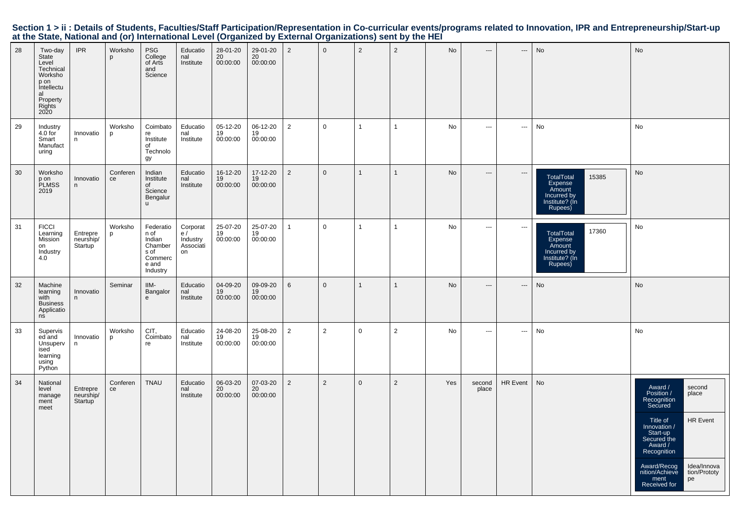## Section 1 > ii : Details of Students, Faculties/Staff Participation/Representation in Co-curricular events/programs related to Innovation, IPR and Entrepreneurship/Start-up at the State, National and (or) International Level (Organized by External Organizations) sent by the HEI

| | | | | | | | | | | | | | | | | |
|---|---|---|---|---|---|---|---|---|---|---|---|---|---|---|---|---|
| 28 | Two-day State Level Technical Workshop on Intellectual Property Rights 2020 | IPR | Workshop | PSG College of Arts and Science | Educational Institute | 28-01-2020 00:00:00 | 29-01-2020 00:00:00 | 2 | 0 | 2 | 2 | No | --- | --- | No | No |
| 29 | Industry 4.0 for Smart Manufacturing | Innovation | Workshop | Coimbatore Institute of Technology | Educational Institute | 05-12-2019 00:00:00 | 06-12-2019 00:00:00 | 2 | 0 | 1 | 1 | No | --- | --- | No | No |
| 30 | Workshop on PLMSS 2019 | Innovation | Conference | Indian Institute of Science Bengaluru | Educational Institute | 16-12-2019 00:00:00 | 17-12-2019 00:00:00 | 2 | 0 | 1 | 1 | No | --- | --- | TotalTotal Expense Amount Incurred by Institute? (In Rupees): 15385 | No |
| 31 | FICCI Learning Mission on Industry 4.0 | Entrepreneurship/Startup | Workshop | Federation of Indian Chambers of Commerce and Industry | Corporate / Industry Association | 25-07-2019 00:00:00 | 25-07-2019 00:00:00 | 1 | 0 | 1 | 1 | No | --- | --- | TotalTotal Expense Amount Incurred by Institute? (In Rupees): 17360 | No |
| 32 | Machine learning with Business Applications | Innovation | Seminar | IIM-Bangalore | Educational Institute | 04-09-2019 00:00:00 | 09-09-2019 00:00:00 | 6 | 0 | 1 | 1 | No | --- | --- | No | No |
| 33 | Supervised and Unsupervised learning using Python | Innovation | Workshop | CIT, Coimbatore | Educational Institute | 24-08-2019 00:00:00 | 25-08-2019 00:00:00 | 2 | 2 | 0 | 2 | No | --- | --- | No | No |
| 34 | National level management meet | Entrepreneurship/Startup | Conference | TNAU | Educational Institute | 06-03-2020 00:00:00 | 07-03-2020 00:00:00 | 2 | 2 | 0 | 2 | Yes | second place | HR Event | No | Award / Position / Recognition Secured: second place; Title of Innovation / Start-up Secured the Award / Recognition: HR Event; Award/Recognition/Achievement Received for: Idea/Innovation/Prototype |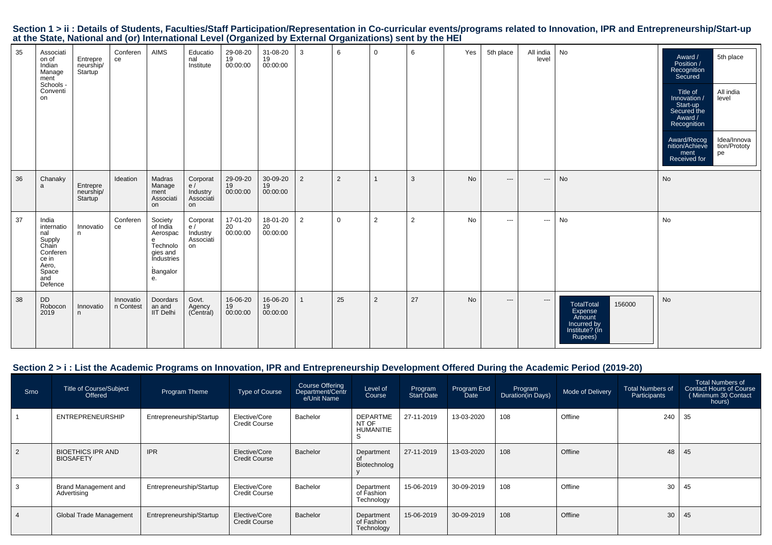## Section 1 > ii : Details of Students, Faculties/Staff Participation/Representation in Co-curricular events/programs related to Innovation, IPR and Entrepreneurship/Start-up at the State, National and (or) International Level (Organized by External Organizations) sent by the HEI

| | | | | | | | | | | | | | | | | |
|---|---|---|---|---|---|---|---|---|---|---|---|---|---|---|---|---|
| 35 | Association of Indian Management Schools - Convention | Entrepreneurship/Startup | Conference | AIMS | Educational Institute | 29-08-2019 00:00:00 | 31-08-2019 00:00:00 | 3 | 6 | 0 | 6 | Yes | 5th place | All india level | No | Award / Position / Recognition Secured: 5th place; Title of Innovation / Start-up Secured the Award / Recognition: All india level; Award/Recognition/Achievement Received for: Idea/Innovation/Prototype |
| 36 | Chanakya | Entrepreneurship/Startup | Ideation | Madras Management Association | Corporate / Industry Association | 29-09-2019 00:00:00 | 30-09-2019 00:00:00 | 2 | 2 | 1 | 3 | No | --- | --- | No | No |
| 37 | India international Supply Chain Conference in Aero, Space and Defence | Innovation | Conference | Society of India Aerospace Technologies and Industries , Bangalore. | Corporate / Industry Association | 17-01-2020 00:00:00 | 18-01-2020 00:00:00 | 2 | 0 | 2 | 2 | No | --- | --- | No | No |
| 38 | DD Robocon 2019 | Innovation | Innovation Contest | Doordarsan and IIT Delhi | Govt. Agency (Central) | 16-06-2019 00:00:00 | 16-06-2019 00:00:00 | 1 | 25 | 2 | 27 | No | --- | --- | TotalTotal Expense Amount Incurred by Institute? (In Rupees): 156000 | No |

## Section 2 > i : List the Academic Programs on Innovation, IPR and Entrepreneurship Development Offered During the Academic Period (2019-20)

| Srno | Title of Course/Subject Offered | Program Theme | Type of Course | Course Offering Department/Centre/Unit Name | Level of Course | Program Start Date | Program End Date | Program Duration(in Days) | Mode of Delivery | Total Numbers of Participants | Total Numbers of Contact Hours of Course ( Minimum 30 Contact hours) |
|---|---|---|---|---|---|---|---|---|---|---|---|
| 1 | ENTREPRENEURSHIP | Entrepreneurship/Startup | Elective/Core Credit Course | Bachelor | DEPARTMENT OF HUMANITIES | 27-11-2019 | 13-03-2020 | 108 | Offline | 240 | 35 |
| 2 | BIOETHICS IPR AND BIOSAFETY | IPR | Elective/Core Credit Course | Bachelor | Department of Biotechnology | 27-11-2019 | 13-03-2020 | 108 | Offline | 48 | 45 |
| 3 | Brand Management and Advertising | Entrepreneurship/Startup | Elective/Core Credit Course | Bachelor | Department of Fashion Technology | 15-06-2019 | 30-09-2019 | 108 | Offline | 30 | 45 |
| 4 | Global Trade Management | Entrepreneurship/Startup | Elective/Core Credit Course | Bachelor | Department of Fashion Technology | 15-06-2019 | 30-09-2019 | 108 | Offline | 30 | 45 |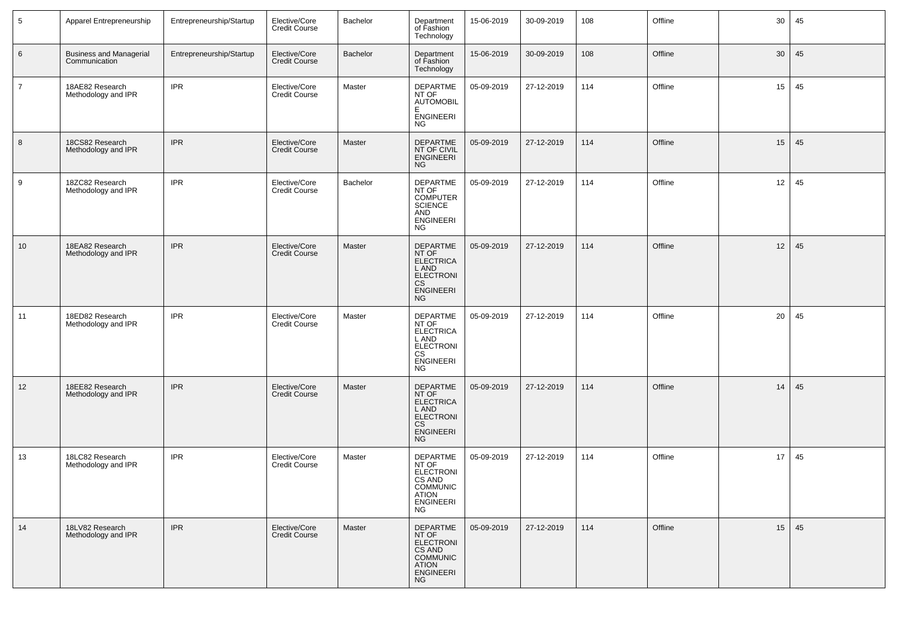| 5 | Apparel Entrepreneurship | Entrepreneurship/Startup | Elective/Core Credit Course | Bachelor | Department of Fashion Technology | 15-06-2019 | 30-09-2019 | 108 | Offline | 30 | 45 |
|---|---|---|---|---|---|---|---|---|---|---|---|
| 6 | Business and Managerial Communication | Entrepreneurship/Startup | Elective/Core Credit Course | Bachelor | Department of Fashion Technology | 15-06-2019 | 30-09-2019 | 108 | Offline | 30 | 45 |
| 7 | 18AE82 Research Methodology and IPR | IPR | Elective/Core Credit Course | Master | DEPARTMENT OF AUTOMOBILE ENGINEERING | 05-09-2019 | 27-12-2019 | 114 | Offline | 15 | 45 |
| 8 | 18CS82 Research Methodology and IPR | IPR | Elective/Core Credit Course | Master | DEPARTMENT OF CIVIL ENGINEERING | 05-09-2019 | 27-12-2019 | 114 | Offline | 15 | 45 |
| 9 | 18ZC82 Research Methodology and IPR | IPR | Elective/Core Credit Course | Bachelor | DEPARTMENT OF COMPUTER SCIENCE AND ENGINEERING | 05-09-2019 | 27-12-2019 | 114 | Offline | 12 | 45 |
| 10 | 18EA82 Research Methodology and IPR | IPR | Elective/Core Credit Course | Master | DEPARTMENT OF ELECTRICAL AND ELECTRONICS ENGINEERING | 05-09-2019 | 27-12-2019 | 114 | Offline | 12 | 45 |
| 11 | 18ED82 Research Methodology and IPR | IPR | Elective/Core Credit Course | Master | DEPARTMENT OF ELECTRICAL AND ELECTRONICS ENGINEERING | 05-09-2019 | 27-12-2019 | 114 | Offline | 20 | 45 |
| 12 | 18EE82 Research Methodology and IPR | IPR | Elective/Core Credit Course | Master | DEPARTMENT OF ELECTRICAL AND ELECTRONICS ENGINEERING | 05-09-2019 | 27-12-2019 | 114 | Offline | 14 | 45 |
| 13 | 18LC82 Research Methodology and IPR | IPR | Elective/Core Credit Course | Master | DEPARTMENT OF ELECTRONICS AND COMMUNICATION ENGINEERING | 05-09-2019 | 27-12-2019 | 114 | Offline | 17 | 45 |
| 14 | 18LV82 Research Methodology and IPR | IPR | Elective/Core Credit Course | Master | DEPARTMENT OF ELECTRONICS AND COMMUNICATION ENGINEERING | 05-09-2019 | 27-12-2019 | 114 | Offline | 15 | 45 |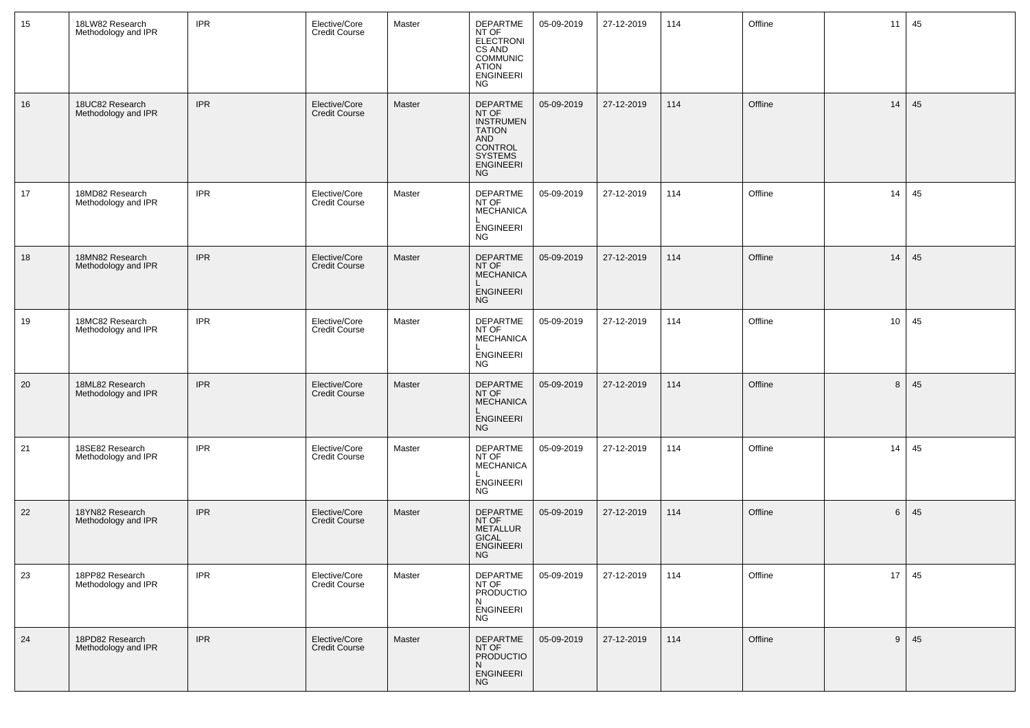| 15 | 18LW82 Research Methodology and IPR | IPR | Elective/Core Credit Course | Master | DEPARTMENT OF ELECTRONICS AND COMMUNICATION ENGINEERING | 05-09-2019 | 27-12-2019 | 114 | Offline | 11 | 45 |
|---|---|---|---|---|---|---|---|---|---|---|---|
| 16 | 18UC82 Research Methodology and IPR | IPR | Elective/Core Credit Course | Master | DEPARTMENT OF INSTRUMENTATION AND CONTROL SYSTEMS ENGINEERING | 05-09-2019 | 27-12-2019 | 114 | Offline | 14 | 45 |
| 17 | 18MD82 Research Methodology and IPR | IPR | Elective/Core Credit Course | Master | DEPARTMENT OF MECHANICAL ENGINEERING | 05-09-2019 | 27-12-2019 | 114 | Offline | 14 | 45 |
| 18 | 18MN82 Research Methodology and IPR | IPR | Elective/Core Credit Course | Master | DEPARTMENT OF MECHANICAL ENGINEERING | 05-09-2019 | 27-12-2019 | 114 | Offline | 14 | 45 |
| 19 | 18MC82 Research Methodology and IPR | IPR | Elective/Core Credit Course | Master | DEPARTMENT OF MECHANICAL ENGINEERING | 05-09-2019 | 27-12-2019 | 114 | Offline | 10 | 45 |
| 20 | 18ML82 Research Methodology and IPR | IPR | Elective/Core Credit Course | Master | DEPARTMENT OF MECHANICAL ENGINEERING | 05-09-2019 | 27-12-2019 | 114 | Offline | 8 | 45 |
| 21 | 18SE82 Research Methodology and IPR | IPR | Elective/Core Credit Course | Master | DEPARTMENT OF MECHANICAL ENGINEERING | 05-09-2019 | 27-12-2019 | 114 | Offline | 14 | 45 |
| 22 | 18YN82 Research Methodology and IPR | IPR | Elective/Core Credit Course | Master | DEPARTMENT OF METALLURGICAL ENGINEERING | 05-09-2019 | 27-12-2019 | 114 | Offline | 6 | 45 |
| 23 | 18PP82 Research Methodology and IPR | IPR | Elective/Core Credit Course | Master | DEPARTMENT OF PRODUCTION ENGINEERING | 05-09-2019 | 27-12-2019 | 114 | Offline | 17 | 45 |
| 24 | 18PD82 Research Methodology and IPR | IPR | Elective/Core Credit Course | Master | DEPARTMENT OF PRODUCTION ENGINEERING | 05-09-2019 | 27-12-2019 | 114 | Offline | 9 | 45 |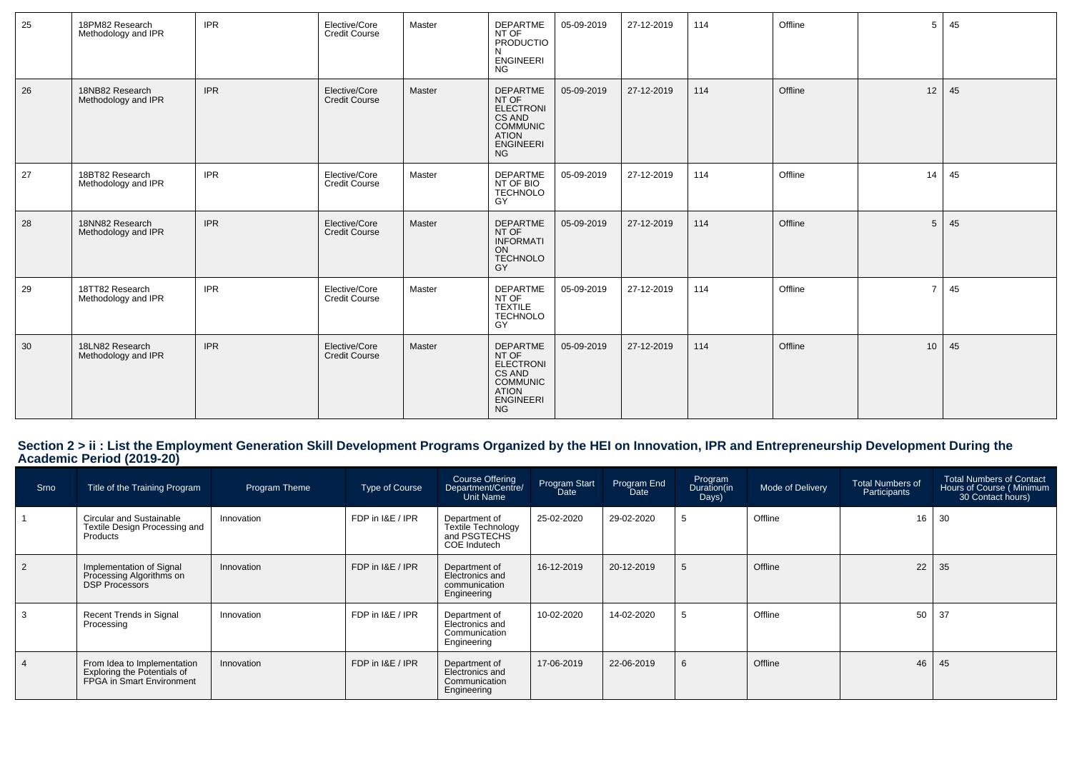| 25 | 18PM82 Research Methodology and IPR | IPR | Elective/Core Credit Course | Master | DEPARTMENT OF PRODUCTION ENGINEERING | 05-09-2019 | 27-12-2019 | 114 | Offline | 5 | 45 |
|---|---|---|---|---|---|---|---|---|---|---|---|
| 26 | 18NB82 Research Methodology and IPR | IPR | Elective/Core Credit Course | Master | DEPARTMENT OF ELECTRONICS AND COMMUNICATION ENGINEERING | 05-09-2019 | 27-12-2019 | 114 | Offline | 12 | 45 |
| 27 | 18BT82 Research Methodology and IPR | IPR | Elective/Core Credit Course | Master | DEPARTMENT OF BIO TECHNOLOGY | 05-09-2019 | 27-12-2019 | 114 | Offline | 14 | 45 |
| 28 | 18NN82 Research Methodology and IPR | IPR | Elective/Core Credit Course | Master | DEPARTMENT OF INFORMATION TECHNOLOGY | 05-09-2019 | 27-12-2019 | 114 | Offline | 5 | 45 |
| 29 | 18TT82 Research Methodology and IPR | IPR | Elective/Core Credit Course | Master | DEPARTMENT OF TEXTILE TECHNOLOGY | 05-09-2019 | 27-12-2019 | 114 | Offline | 7 | 45 |
| 30 | 18LN82 Research Methodology and IPR | IPR | Elective/Core Credit Course | Master | DEPARTMENT OF ELECTRONICS AND COMMUNICATION ENGINEERING | 05-09-2019 | 27-12-2019 | 114 | Offline | 10 | 45 |

## Section 2 > ii : List the Employment Generation Skill Development Programs Organized by the HEI on Innovation, IPR and Entrepreneurship Development During the Academic Period (2019-20)

| Srno | Title of the Training Program | Program Theme | Type of Course | Course Offering Department/Centre/ Unit Name | Program Start Date | Program End Date | Program Duration(in Days) | Mode of Delivery | Total Numbers of Participants | Total Numbers of Contact Hours of Course ( Minimum 30 Contact hours) |
|---|---|---|---|---|---|---|---|---|---|---|
| 1 | Circular and Sustainable Textile Design Processing and Products | Innovation | FDP in I&E / IPR | Department of Textile Technology and PSGTECHS COE Indutech | 25-02-2020 | 29-02-2020 | 5 | Offline | 16 | 30 |
| 2 | Implementation of Signal Processing Algorithms on DSP Processors | Innovation | FDP in I&E / IPR | Department of Electronics and communication Engineering | 16-12-2019 | 20-12-2019 | 5 | Offline | 22 | 35 |
| 3 | Recent Trends in Signal Processing | Innovation | FDP in I&E / IPR | Department of Electronics and Communication Engineering | 10-02-2020 | 14-02-2020 | 5 | Offline | 50 | 37 |
| 4 | From Idea to Implementation Exploring the Potentials of FPGA in Smart Environment | Innovation | FDP in I&E / IPR | Department of Electronics and Communication Engineering | 17-06-2019 | 22-06-2019 | 6 | Offline | 46 | 45 |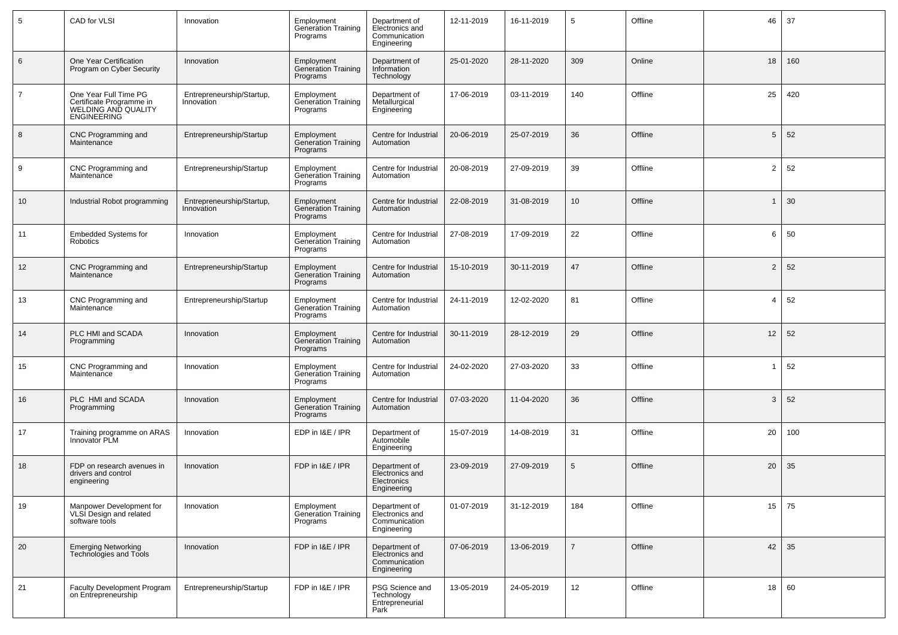| 5 | CAD for VLSI | Innovation | Employment Generation Training Programs | Department of Electronics and Communication Engineering | 12-11-2019 | 16-11-2019 | 5 | Offline | 46 | 37 |
|---|---|---|---|---|---|---|---|---|---|---|
| 6 | One Year Certification Program on Cyber Security | Innovation | Employment Generation Training Programs | Department of Information Technology | 25-01-2020 | 28-11-2020 | 309 | Online | 18 | 160 |
| 7 | One Year Full Time PG Certificate Programme in WELDING AND QUALITY ENGINEERING | Entrepreneurship/Startup, Innovation | Employment Generation Training Programs | Department of Metallurgical Engineering | 17-06-2019 | 03-11-2019 | 140 | Offline | 25 | 420 |
| 8 | CNC Programming and Maintenance | Entrepreneurship/Startup | Employment Generation Training Programs | Centre for Industrial Automation | 20-06-2019 | 25-07-2019 | 36 | Offline | 5 | 52 |
| 9 | CNC Programming and Maintenance | Entrepreneurship/Startup | Employment Generation Training Programs | Centre for Industrial Automation | 20-08-2019 | 27-09-2019 | 39 | Offline | 2 | 52 |
| 10 | Industrial Robot programming | Entrepreneurship/Startup, Innovation | Employment Generation Training Programs | Centre for Industrial Automation | 22-08-2019 | 31-08-2019 | 10 | Offline | 1 | 30 |
| 11 | Embedded Systems for Robotics | Innovation | Employment Generation Training Programs | Centre for Industrial Automation | 27-08-2019 | 17-09-2019 | 22 | Offline | 6 | 50 |
| 12 | CNC Programming and Maintenance | Entrepreneurship/Startup | Employment Generation Training Programs | Centre for Industrial Automation | 15-10-2019 | 30-11-2019 | 47 | Offline | 2 | 52 |
| 13 | CNC Programming and Maintenance | Entrepreneurship/Startup | Employment Generation Training Programs | Centre for Industrial Automation | 24-11-2019 | 12-02-2020 | 81 | Offline | 4 | 52 |
| 14 | PLC HMI and SCADA Programming | Innovation | Employment Generation Training Programs | Centre for Industrial Automation | 30-11-2019 | 28-12-2019 | 29 | Offline | 12 | 52 |
| 15 | CNC Programming and Maintenance | Innovation | Employment Generation Training Programs | Centre for Industrial Automation | 24-02-2020 | 27-03-2020 | 33 | Offline | 1 | 52 |
| 16 | PLC HMI and SCADA Programming | Innovation | Employment Generation Training Programs | Centre for Industrial Automation | 07-03-2020 | 11-04-2020 | 36 | Offline | 3 | 52 |
| 17 | Training programme on ARAS Innovator PLM | Innovation | EDP in I&E / IPR | Department of Automobile Engineering | 15-07-2019 | 14-08-2019 | 31 | Offline | 20 | 100 |
| 18 | FDP on research avenues in drivers and control engineering | Innovation | FDP in I&E / IPR | Department of Electronics and Electronics Engineering | 23-09-2019 | 27-09-2019 | 5 | Offline | 20 | 35 |
| 19 | Manpower Development for VLSI Design and related software tools | Innovation | Employment Generation Training Programs | Department of Electronics and Communication Engineering | 01-07-2019 | 31-12-2019 | 184 | Offline | 15 | 75 |
| 20 | Emerging Networking Technologies and Tools | Innovation | FDP in I&E / IPR | Department of Electronics and Communication Engineering | 07-06-2019 | 13-06-2019 | 7 | Offline | 42 | 35 |
| 21 | Faculty Development Program on Entrepreneurship | Entrepreneurship/Startup | FDP in I&E / IPR | PSG Science and Technology Entrepreneurial Park | 13-05-2019 | 24-05-2019 | 12 | Offline | 18 | 60 |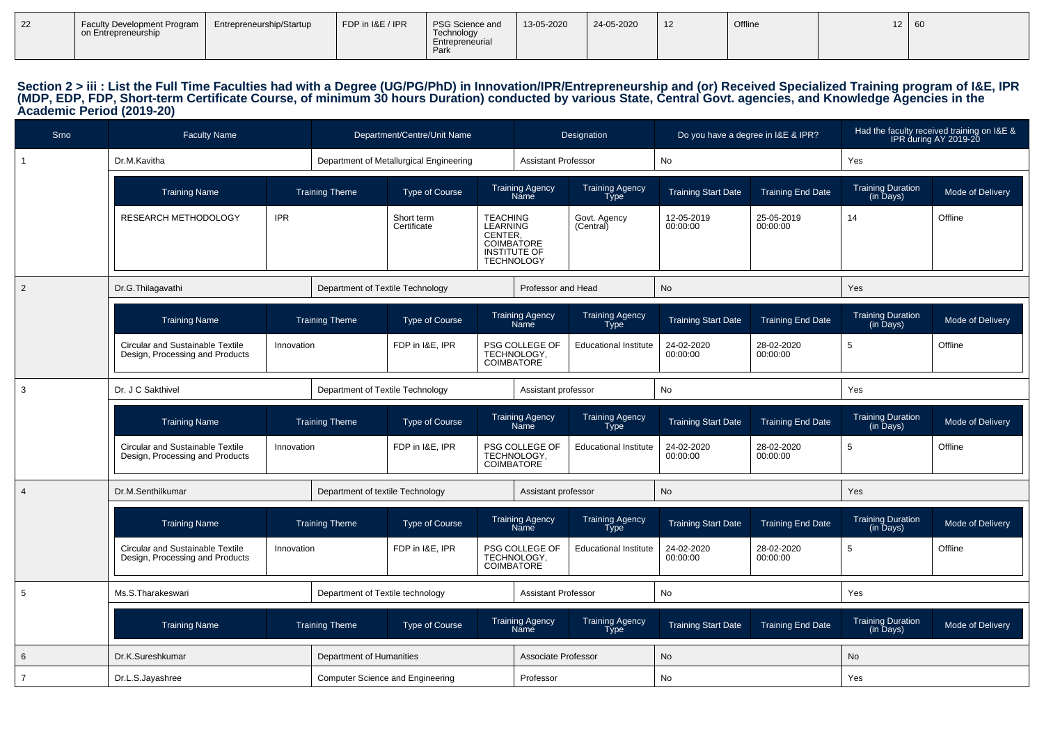| 22 | Faculty Development Program on Entrepreneurship | Entrepreneurship/Startup | FDP in I&E / IPR | PSG Science and Technology Entrepreneurial Park | 13-05-2020 | 24-05-2020 | 12 | Offline | 12 | 60 |
|---|---|---|---|---|---|---|---|---|---|---|

## Section 2 > iii : List the Full Time Faculties had with a Degree (UG/PG/PhD) in Innovation/IPR/Entrepreneurship and (or) Received Specialized Training program of I&E, IPR (MDP, EDP, FDP, Short-term Certificate Course, of minimum 30 hours Duration) conducted by various State, Central Govt. agencies, and Knowledge Agencies in the Academic Period (2019-20)

| Srno | Faculty Name | Department/Centre/Unit Name | Designation | Do you have a degree in I&E & IPR? | Had the faculty received training on I&E & IPR during AY 2019-20 |
|---|---|---|---|---|---|
| 1 | Dr.M.Kavitha | Department of Metallurgical Engineering | Assistant Professor | No | Yes |

| Training Name | Training Theme | Type of Course | Training Agency Name | Training Agency Type | Training Start Date | Training End Date | Training Duration (in Days) | Mode of Delivery |
|---|---|---|---|---|---|---|---|---|
| RESEARCH METHODOLOGY | IPR | Short term Certificate | TEACHING LEARNING CENTER, COIMBATORE INSTITUTE OF TECHNOLOGY | Govt. Agency (Central) | 12-05-2019 00:00:00 | 25-05-2019 00:00:00 | 14 | Offline |

| Srno | Faculty Name | Department/Centre/Unit Name | Designation | Do you have a degree in I&E & IPR? | Had the faculty received training on I&E & IPR during AY 2019-20 |
|---|---|---|---|---|---|
| 2 | Dr.G.Thilagavathi | Department of Textile Technology | Professor and Head | No | Yes |

| Training Name | Training Theme | Type of Course | Training Agency Name | Training Agency Type | Training Start Date | Training End Date | Training Duration (in Days) | Mode of Delivery |
|---|---|---|---|---|---|---|---|---|
| Circular and Sustainable Textile Design, Processing and Products | Innovation | FDP in I&E, IPR | PSG COLLEGE OF TECHNOLOGY, COIMBATORE | Educational Institute | 24-02-2020 00:00:00 | 28-02-2020 00:00:00 | 5 | Offline |

| Srno | Faculty Name | Department/Centre/Unit Name | Designation | Do you have a degree in I&E & IPR? | Had the faculty received training on I&E & IPR during AY 2019-20 |
|---|---|---|---|---|---|
| 3 | Dr. J C Sakthivel | Department of Textile Technology | Assistant professor | No | Yes |

| Training Name | Training Theme | Type of Course | Training Agency Name | Training Agency Type | Training Start Date | Training End Date | Training Duration (in Days) | Mode of Delivery |
|---|---|---|---|---|---|---|---|---|
| Circular and Sustainable Textile Design, Processing and Products | Innovation | FDP in I&E, IPR | PSG COLLEGE OF TECHNOLOGY, COIMBATORE | Educational Institute | 24-02-2020 00:00:00 | 28-02-2020 00:00:00 | 5 | Offline |

| Srno | Faculty Name | Department/Centre/Unit Name | Designation | Do you have a degree in I&E & IPR? | Had the faculty received training on I&E & IPR during AY 2019-20 |
|---|---|---|---|---|---|
| 4 | Dr.M.Senthilkumar | Department of textile Technology | Assistant professor | No | Yes |

| Training Name | Training Theme | Type of Course | Training Agency Name | Training Agency Type | Training Start Date | Training End Date | Training Duration (in Days) | Mode of Delivery |
|---|---|---|---|---|---|---|---|---|
| Circular and Sustainable Textile Design, Processing and Products | Innovation | FDP in I&E, IPR | PSG COLLEGE OF TECHNOLOGY, COIMBATORE | Educational Institute | 24-02-2020 00:00:00 | 28-02-2020 00:00:00 | 5 | Offline |

| Srno | Faculty Name | Department/Centre/Unit Name | Designation | Do you have a degree in I&E & IPR? | Had the faculty received training on I&E & IPR during AY 2019-20 |
|---|---|---|---|---|---|
| 5 | Ms.S.Tharakeswari | Department of Textile technology | Assistant Professor | No | Yes |

| Training Name | Training Theme | Type of Course | Training Agency Name | Training Agency Type | Training Start Date | Training End Date | Training Duration (in Days) | Mode of Delivery |
|---|---|---|---|---|---|---|---|---|

| Srno | Faculty Name | Department/Centre/Unit Name | Designation | Do you have a degree in I&E & IPR? | Had the faculty received training on I&E & IPR during AY 2019-20 |
|---|---|---|---|---|---|
| 6 | Dr.K.Sureshkumar | Department of Humanities | Associate Professor | No | No |
| 7 | Dr.L.S.Jayashree | Computer Science and Engineering | Professor | No | Yes |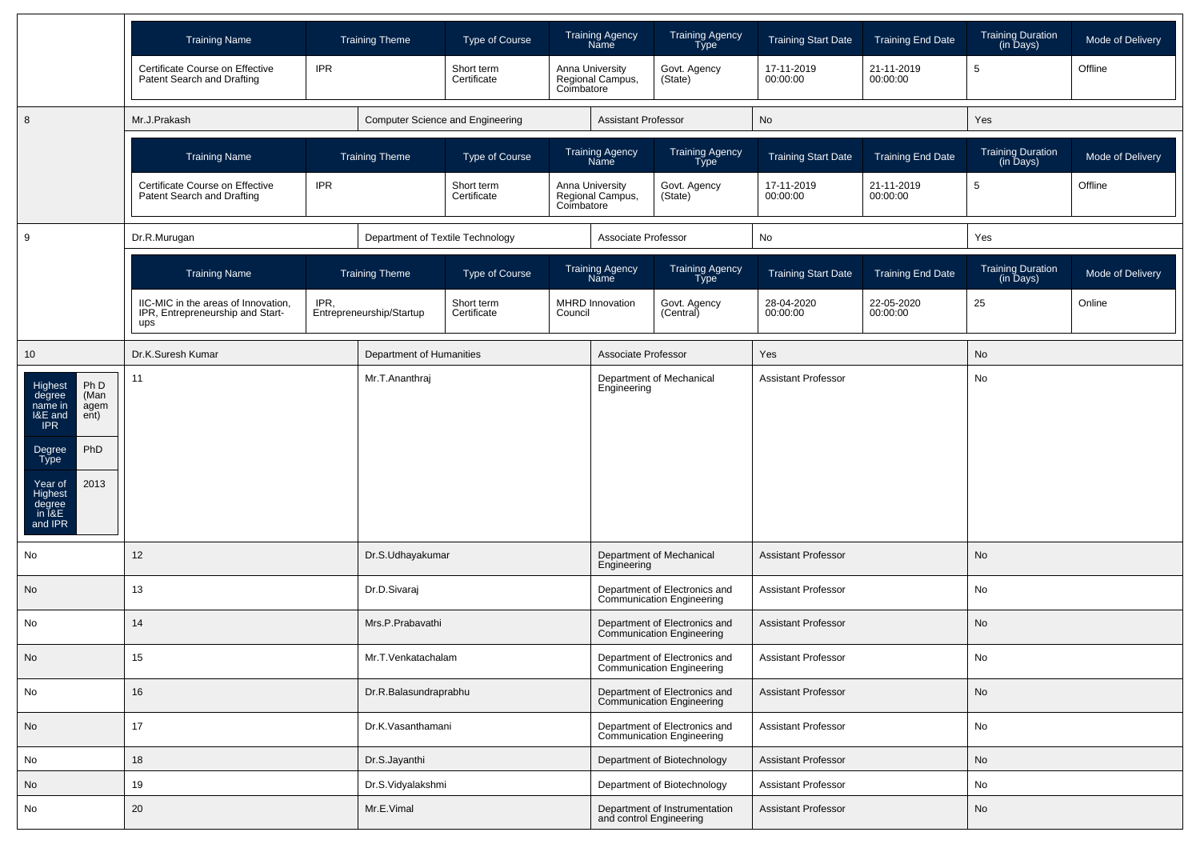| Training Name | Training Theme | Type of Course | Training Agency Name | Training Agency Type | Training Start Date | Training End Date | Training Duration (in Days) | Mode of Delivery |
|---|---|---|---|---|---|---|---|---|
| Certificate Course on Effective Patent Search and Drafting | IPR | Short term Certificate | Anna University Regional Campus, Coimbatore | Govt. Agency (State) | 17-11-2019 00:00:00 | 21-11-2019 00:00:00 | 5 | Offline |

| 8 | Mr.J.Prakash | Computer Science and Engineering | Assistant Professor | No | Yes |
|---|---|---|---|---|---|

| Training Name | Training Theme | Type of Course | Training Agency Name | Training Agency Type | Training Start Date | Training End Date | Training Duration (in Days) | Mode of Delivery |
|---|---|---|---|---|---|---|---|---|
| Certificate Course on Effective Patent Search and Drafting | IPR | Short term Certificate | Anna University Regional Campus, Coimbatore | Govt. Agency (State) | 17-11-2019 00:00:00 | 21-11-2019 00:00:00 | 5 | Offline |

| 9 | Dr.R.Murugan | Department of Textile Technology | Associate Professor | No | Yes |
|---|---|---|---|---|---|

| Training Name | Training Theme | Type of Course | Training Agency Name | Training Agency Type | Training Start Date | Training End Date | Training Duration (in Days) | Mode of Delivery |
|---|---|---|---|---|---|---|---|---|
| IIC-MIC in the areas of Innovation, IPR, Entrepreneurship and Start-ups | IPR, Entrepreneurship/Startup | Short term Certificate | MHRD Innovation Council | Govt. Agency (Central) | 28-04-2020 00:00:00 | 22-05-2020 00:00:00 | 25 | Online |

| 10 | Dr.K.Suresh Kumar | Department of Humanities | Associate Professor | Yes | No |
|---|---|---|---|---|---|

| Highest degree name in I&E and IPR | Degree Type | Year of Highest degree in I&E and IPR |
|---|---|---|
| Ph D (Management) | PhD | 2013 |

| | S.No | Name | Department | Designation | |
|---|---|---|---|---|---|
| | 11 | Mr.T.Ananthraj | Department of Mechanical Engineering | Assistant Professor | No |
| No | 12 | Dr.S.Udhayakumar | Department of Mechanical Engineering | Assistant Professor | No |
| No | 13 | Dr.D.Sivaraj | Department of Electronics and Communication Engineering | Assistant Professor | No |
| No | 14 | Mrs.P.Prabavathi | Department of Electronics and Communication Engineering | Assistant Professor | No |
| No | 15 | Mr.T.Venkatachalam | Department of Electronics and Communication Engineering | Assistant Professor | No |
| No | 16 | Dr.R.Balasundraprabhu | Department of Electronics and Communication Engineering | Assistant Professor | No |
| No | 17 | Dr.K.Vasanthamani | Department of Electronics and Communication Engineering | Assistant Professor | No |
| No | 18 | Dr.S.Jayanthi | Department of Biotechnology | Assistant Professor | No |
| No | 19 | Dr.S.Vidyalakshmi | Department of Biotechnology | Assistant Professor | No |
| No | 20 | Mr.E.Vimal | Department of Instrumentation and control Engineering | Assistant Professor | No |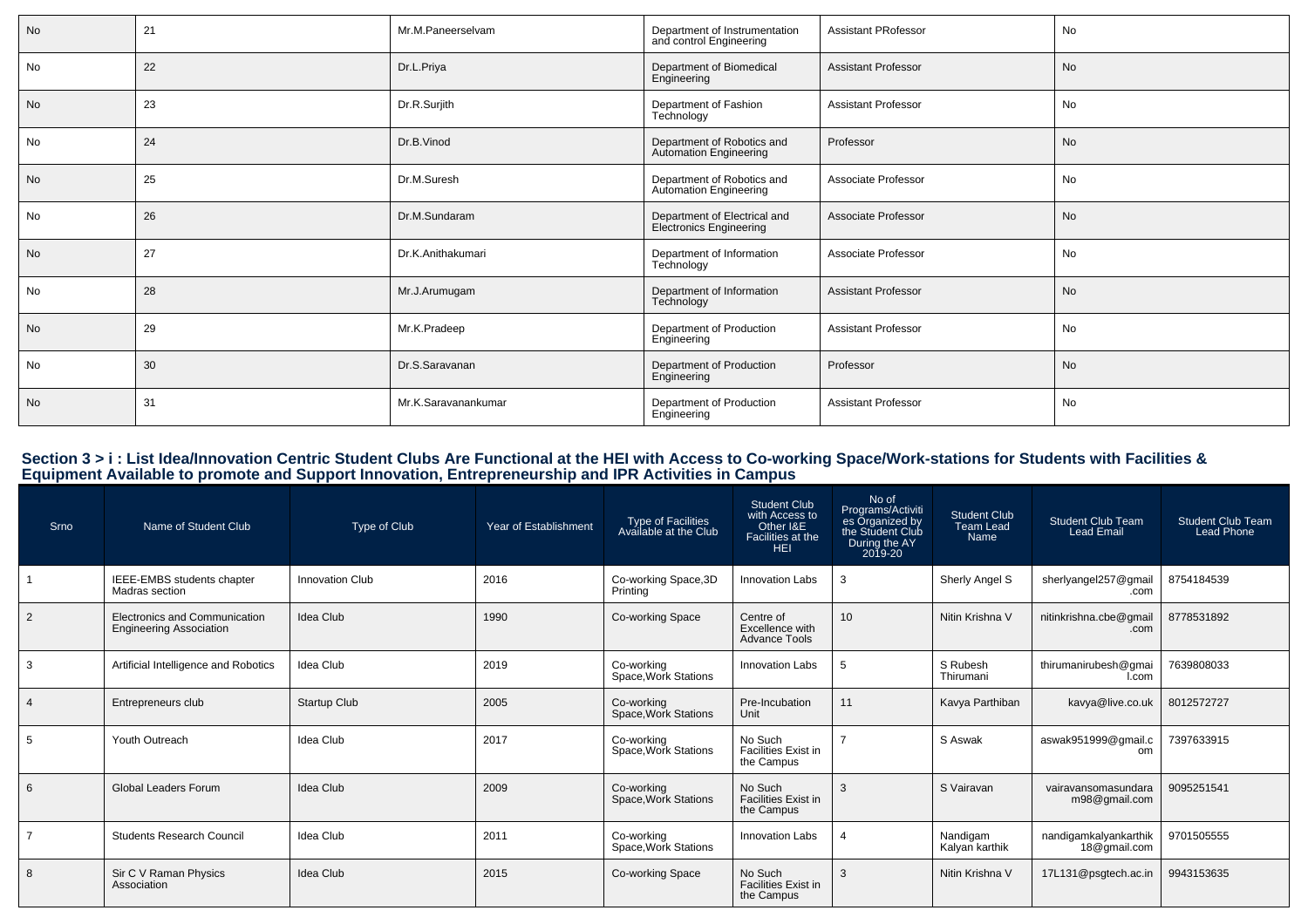| No | 21 | Mr.M.Paneerselvam | Department of Instrumentation and control Engineering | Assistant PRofessor | No |
|---|---|---|---|---|---|
| No | 22 | Dr.L.Priya | Department of Biomedical Engineering | Assistant Professor | No |
| No | 23 | Dr.R.Surjith | Department of Fashion Technology | Assistant Professor | No |
| No | 24 | Dr.B.Vinod | Department of Robotics and Automation Engineering | Professor | No |
| No | 25 | Dr.M.Suresh | Department of Robotics and Automation Engineering | Associate Professor | No |
| No | 26 | Dr.M.Sundaram | Department of Electrical and Electronics Engineering | Associate Professor | No |
| No | 27 | Dr.K.Anithakumari | Department of Information Technology | Associate Professor | No |
| No | 28 | Mr.J.Arumugam | Department of Information Technology | Assistant Professor | No |
| No | 29 | Mr.K.Pradeep | Department of Production Engineering | Assistant Professor | No |
| No | 30 | Dr.S.Saravanan | Department of Production Engineering | Professor | No |
| No | 31 | Mr.K.Saravanankumar | Department of Production Engineering | Assistant Professor | No |

## Section 3 > i : List Idea/Innovation Centric Student Clubs Are Functional at the HEI with Access to Co-working Space/Work-stations for Students with Facilities & Equipment Available to promote and Support Innovation, Entrepreneurship and IPR Activities in Campus

| Srno | Name of Student Club | Type of Club | Year of Establishment | Type of Facilities Available at the Club | Student Club with Access to Other I&E Facilities at the HEI | No of Programs/Activities Organized by the Student Club During the AY 2019-20 | Student Club Team Lead Name | Student Club Team Lead Email | Student Club Team Lead Phone |
|---|---|---|---|---|---|---|---|---|---|
| 1 | IEEE-EMBS students chapter Madras section | Innovation Club | 2016 | Co-working Space,3D Printing | Innovation Labs | 3 | Sherly Angel S | sherlyangel257@gmail.com | 8754184539 |
| 2 | Electronics and Communication Engineering Association | Idea Club | 1990 | Co-working Space | Centre of Excellence with Advance Tools | 10 | Nitin Krishna V | nitinkrishna.cbe@gmail.com | 8778531892 |
| 3 | Artificial Intelligence and Robotics | Idea Club | 2019 | Co-working Space,Work Stations | Innovation Labs | 5 | S Rubesh Thirumani | thirumanirubesh@gmail.com | 7639808033 |
| 4 | Entrepreneurs club | Startup Club | 2005 | Co-working Space,Work Stations | Pre-Incubation Unit | 11 | Kavya Parthiban | kavya@live.co.uk | 8012572727 |
| 5 | Youth Outreach | Idea Club | 2017 | Co-working Space,Work Stations | No Such Facilities Exist in the Campus | 7 | S Aswak | aswak951999@gmail.com | 7397633915 |
| 6 | Global Leaders Forum | Idea Club | 2009 | Co-working Space,Work Stations | No Such Facilities Exist in the Campus | 3 | S Vairavan | vairavansomasundaram98@gmail.com | 9095251541 |
| 7 | Students Research Council | Idea Club | 2011 | Co-working Space,Work Stations | Innovation Labs | 4 | Nandigam Kalyan karthik | nandigamkalyankarthik18@gmail.com | 9701505555 |
| 8 | Sir C V Raman Physics Association | Idea Club | 2015 | Co-working Space | No Such Facilities Exist in the Campus | 3 | Nitin Krishna V | 17L131@psgtech.ac.in | 9943153635 |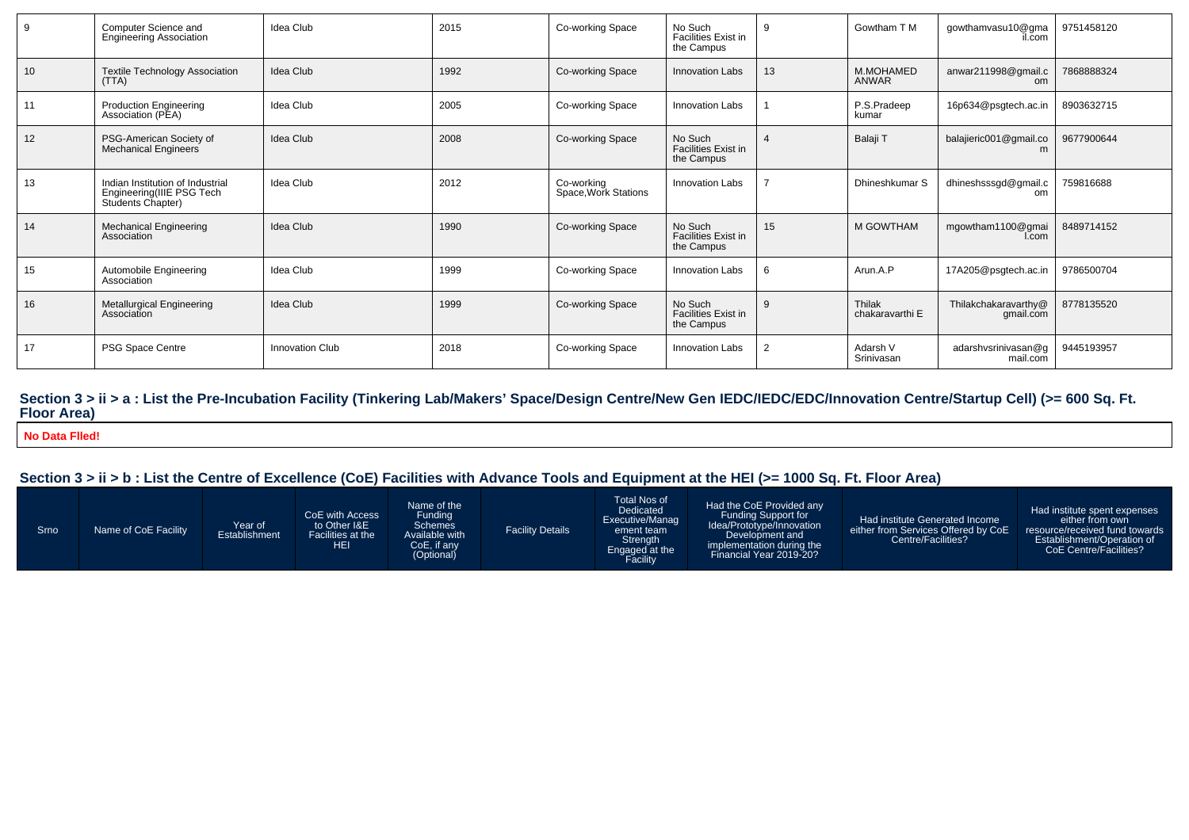| 9 | Computer Science and Engineering Association | Idea Club | 2015 | Co-working Space | No Such Facilities Exist in the Campus | 9 | Gowtham T M | gowthamvasu10@gmail.com | 9751458120 |
|---|---|---|---|---|---|---|---|---|---|
| 10 | Textile Technology Association (TTA) | Idea Club | 1992 | Co-working Space | Innovation Labs | 13 | M.MOHAMED ANWAR | anwar211998@gmail.com | 7868888324 |
| 11 | Production Engineering Association (PEA) | Idea Club | 2005 | Co-working Space | Innovation Labs | 1 | P.S.Pradeep kumar | 16p634@psgtech.ac.in | 8903632715 |
| 12 | PSG-American Society of Mechanical Engineers | Idea Club | 2008 | Co-working Space | No Such Facilities Exist in the Campus | 4 | Balaji T | balajieric001@gmail.com | 9677900644 |
| 13 | Indian Institution of Industrial Engineering(IIIE PSG Tech Students Chapter) | Idea Club | 2012 | Co-working Space,Work Stations | Innovation Labs | 7 | Dhineshkumar S | dhineshsssgd@gmail.com | 759816688 |
| 14 | Mechanical Engineering Association | Idea Club | 1990 | Co-working Space | No Such Facilities Exist in the Campus | 15 | M GOWTHAM | mgowtham1100@gmail.com | 8489714152 |
| 15 | Automobile Engineering Association | Idea Club | 1999 | Co-working Space | Innovation Labs | 6 | Arun.A.P | 17A205@psgtech.ac.in | 9786500704 |
| 16 | Metallurgical Engineering Association | Idea Club | 1999 | Co-working Space | No Such Facilities Exist in the Campus | 9 | Thilak chakaravarthi E | Thilakchakaravarthy@gmail.com | 8778135520 |
| 17 | PSG Space Centre | Innovation Club | 2018 | Co-working Space | Innovation Labs | 2 | Adarsh V Srinivasan | adarshvsrinivasan@gmail.com | 9445193957 |

### Section 3 > ii > a : List the Pre-Incubation Facility (Tinkering Lab/Makers' Space/Design Centre/New Gen IEDC/IEDC/EDC/Innovation Centre/Startup Cell) (>= 600 Sq. Ft. Floor Area)

**No Data Flled!**

### Section 3 > ii > b : List the Centre of Excellence (CoE) Facilities with Advance Tools and Equipment at the HEI (>= 1000 Sq. Ft. Floor Area)

| Srno | Name of CoE Facility | Year of Establishment | CoE with Access to Other I&E Facilities at the HEI | Name of the Funding Schemes Available with CoE, if any (Optional) | Facility Details | Total Nos of Dedicated Executive/Management team Strength Engaged at the Facility | Had the CoE Provided any Funding Support for Idea/Prototype/Innovation Development and implementation during the Financial Year 2019-20? | Had institute Generated Income either from Services Offered by CoE Centre/Facilities? | Had institute spent expenses either from own resource/received fund towards Establishment/Operation of CoE Centre/Facilities? |
|---|---|---|---|---|---|---|---|---|---|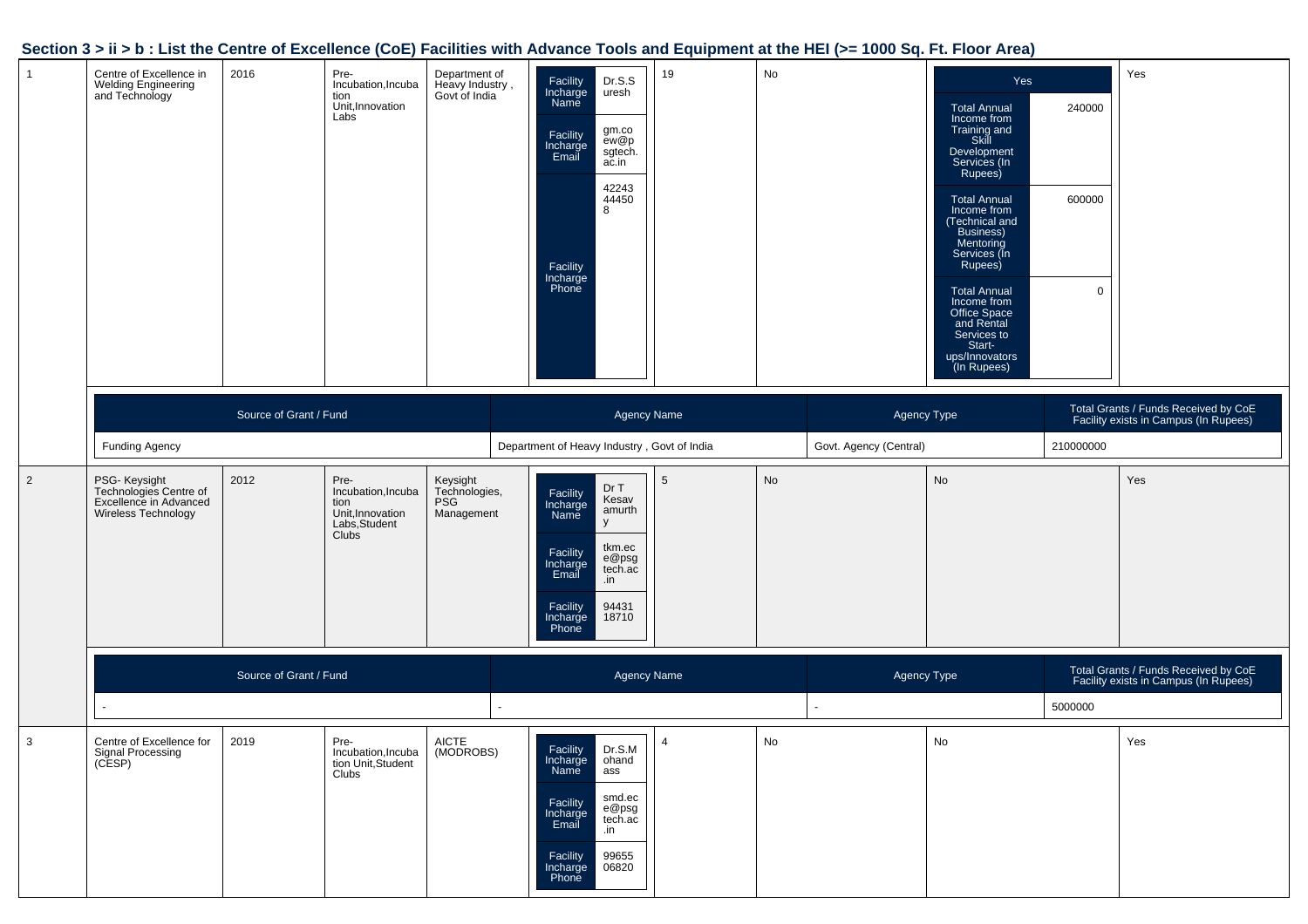## Section 3 > ii > b : List the Centre of Excellence (CoE) Facilities with Advance Tools and Equipment at the HEI (>= 1000 Sq. Ft. Floor Area)

| | | | | | | | | | |
|---|---|---|---|---|---|---|---|---|---|
| 1 | Centre of Excellence in Welding Engineering and Technology | 2016 | Pre-Incubation,Incubation Unit,Innovation Labs | Department of Heavy Industry , Govt of India | Facility Incharge Name: Dr.S.Suresh<br>Facility Incharge Email: gm.coew@psgtech.ac.in<br>Facility Incharge Phone: 422434450 8 | 19 | No | Yes<br>Total Annual Income from Training and Skill Development Services (In Rupees): 240000<br>Total Annual Income from (Technical and Business) Mentoring Services (In Rupees): 600000<br>Total Annual Income from Office Space and Rental Services to Start-ups/Innovators (In Rupees): 0 | Yes |

| Source of Grant / Fund | Agency Name | Agency Type | Total Grants / Funds Received by CoE Facility exists in Campus (In Rupees) |
|---|---|---|---|
| Funding Agency | Department of Heavy Industry , Govt of India | Govt. Agency (Central) | 210000000 |

| | | | | | | | | | |
|---|---|---|---|---|---|---|---|---|---|
| 2 | PSG- Keysight Technologies Centre of Excellence in Advanced Wireless Technology | 2012 | Pre-Incubation,Incubation Unit,Innovation Labs,Student Clubs | Keysight Technologies, PSG Management | Facility Incharge Name: Dr T Kesavamurthy<br>Facility Incharge Email: tkm.ece@psgtech.ac.in<br>Facility Incharge Phone: 9443118710 | 5 | No | No | Yes |

| Source of Grant / Fund | Agency Name | Agency Type | Total Grants / Funds Received by CoE Facility exists in Campus (In Rupees) |
|---|---|---|---|
| - | - | - | 5000000 |

| | | | | | | | | | |
|---|---|---|---|---|---|---|---|---|---|
| 3 | Centre of Excellence for Signal Processing (CESP) | 2019 | Pre-Incubation,Incubation Unit,Student Clubs | AICTE (MODROBS) | Facility Incharge Name: Dr.S.Mohandass<br>Facility Incharge Email: smd.ece@psgtech.ac.in<br>Facility Incharge Phone: 9965506820 | 4 | No | No | Yes |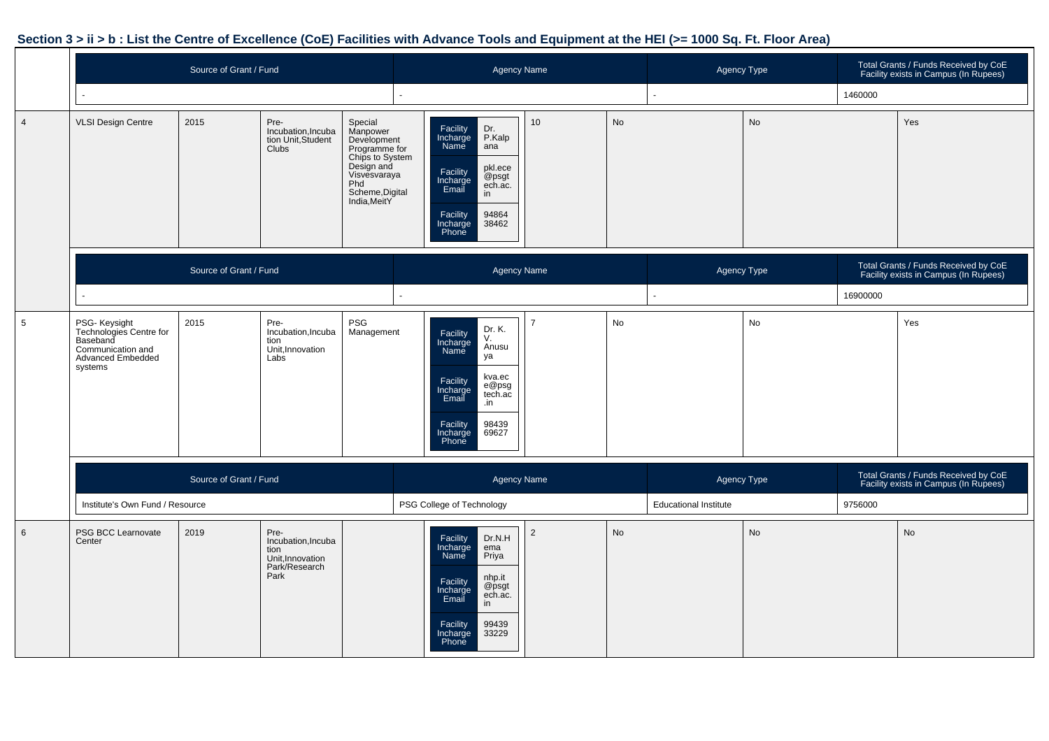## Section 3 > ii > b : List the Centre of Excellence (CoE) Facilities with Advance Tools and Equipment at the HEI (>= 1000 Sq. Ft. Floor Area)

| Source of Grant / Fund | Agency Name | Agency Type | Total Grants / Funds Received by CoE Facility exists in Campus (In Rupees) |
|---|---|---|---|
| - | - | - | 1460000 |

| # | | | | | | | | | |
|---|---|---|---|---|---|---|---|---|---|
| 4 | VLSI Design Centre | 2015 | Pre-Incubation,Incubation Unit,Student Clubs | Special Manpower Development Programme for Chips to System Design and Visvesvaraya Phd Scheme,Digital India,MeitY | Facility Incharge Name: Dr. P.Kalpana<br>Facility Incharge Email: pkl.ece@psgtech.ac.in<br>Facility Incharge Phone: 9486438462 | 10 | No | No | Yes |

| Source of Grant / Fund | Agency Name | Agency Type | Total Grants / Funds Received by CoE Facility exists in Campus (In Rupees) |
|---|---|---|---|
| - | - | - | 16900000 |

| # | | | | | | | | | |
|---|---|---|---|---|---|---|---|---|---|
| 5 | PSG- Keysight Technologies Centre for Baseband Communication and Advanced Embedded systems | 2015 | Pre-Incubation,Incubation Unit,Innovation Labs | PSG Management | Facility Incharge Name: Dr. K. V. Anusuya<br>Facility Incharge Email: kva.ece@psgtech.ac.in<br>Facility Incharge Phone: 9843969627 | 7 | No | No | Yes |

| Source of Grant / Fund | Agency Name | Agency Type | Total Grants / Funds Received by CoE Facility exists in Campus (In Rupees) |
|---|---|---|---|
| Institute's Own Fund / Resource | PSG College of Technology | Educational Institute | 9756000 |

| # | | | | | | | | | |
|---|---|---|---|---|---|---|---|---|---|
| 6 | PSG BCC Learnovate Center | 2019 | Pre-Incubation,Incubation Unit,Innovation Park/Research Park | | Facility Incharge Name: Dr.N.Hema Priya<br>Facility Incharge Email: nhp.it@psgtech.ac.in<br>Facility Incharge Phone: 9943933229 | 2 | No | No | No |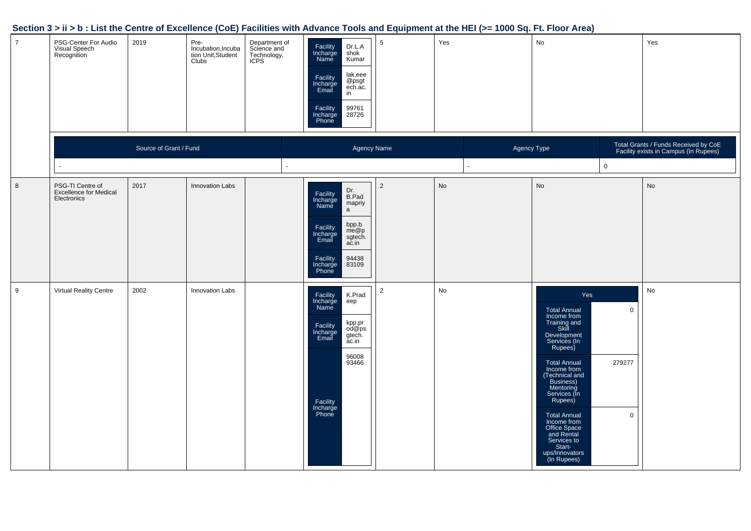## Section 3 > ii > b : List the Centre of Excellence (CoE) Facilities with Advance Tools and Equipment at the HEI (>= 1000 Sq. Ft. Floor Area)

| | | | | | | | | | |
|---|---|---|---|---|---|---|---|---|---|
| 7 | PSG-Center For Audio Visual Speech Recognition | 2019 | Pre-Incubation,Incubation Unit,Student Clubs | Department of Science and Technology, ICPS | Facility Incharge Name: Dr.L.Ashok Kumar<br>Facility Incharge Email: lak.eee@psgtech.ac.in<br>Facility Incharge Phone: 9976128726 | 5 | Yes | No | Yes |

| Source of Grant / Fund | Agency Name | Agency Type | Total Grants / Funds Received by CoE Facility exists in Campus (In Rupees) |
|---|---|---|---|
| - | - | - | 0 |

| | | | | | | | | | |
|---|---|---|---|---|---|---|---|---|---|
| 8 | PSG-TI Centre of Excellence for Medical Electronics | 2017 | Innovation Labs | | Facility Incharge Name: Dr. B.Padmapriya<br>Facility Incharge Email: bpp.bme@psgtech.ac.in<br>Facility Incharge Phone: 9443883109 | 2 | No | No | No |
| 9 | Virtual Reality Centre | 2002 | Innovation Labs | | Facility Incharge Name: K.Pradeep<br>Facility Incharge Email: kpp.prod@psgtech.ac.in<br>Facility Incharge Phone: 9600893466 | 2 | No | Yes<br>Total Annual Income from Training and Skill Development Services (In Rupees): 0<br>Total Annual Income from (Technical and Business) Mentoring Services (In Rupees): 279277<br>Total Annual Income from Office Space and Rental Services to Start-ups/Innovators (In Rupees): 0 | No |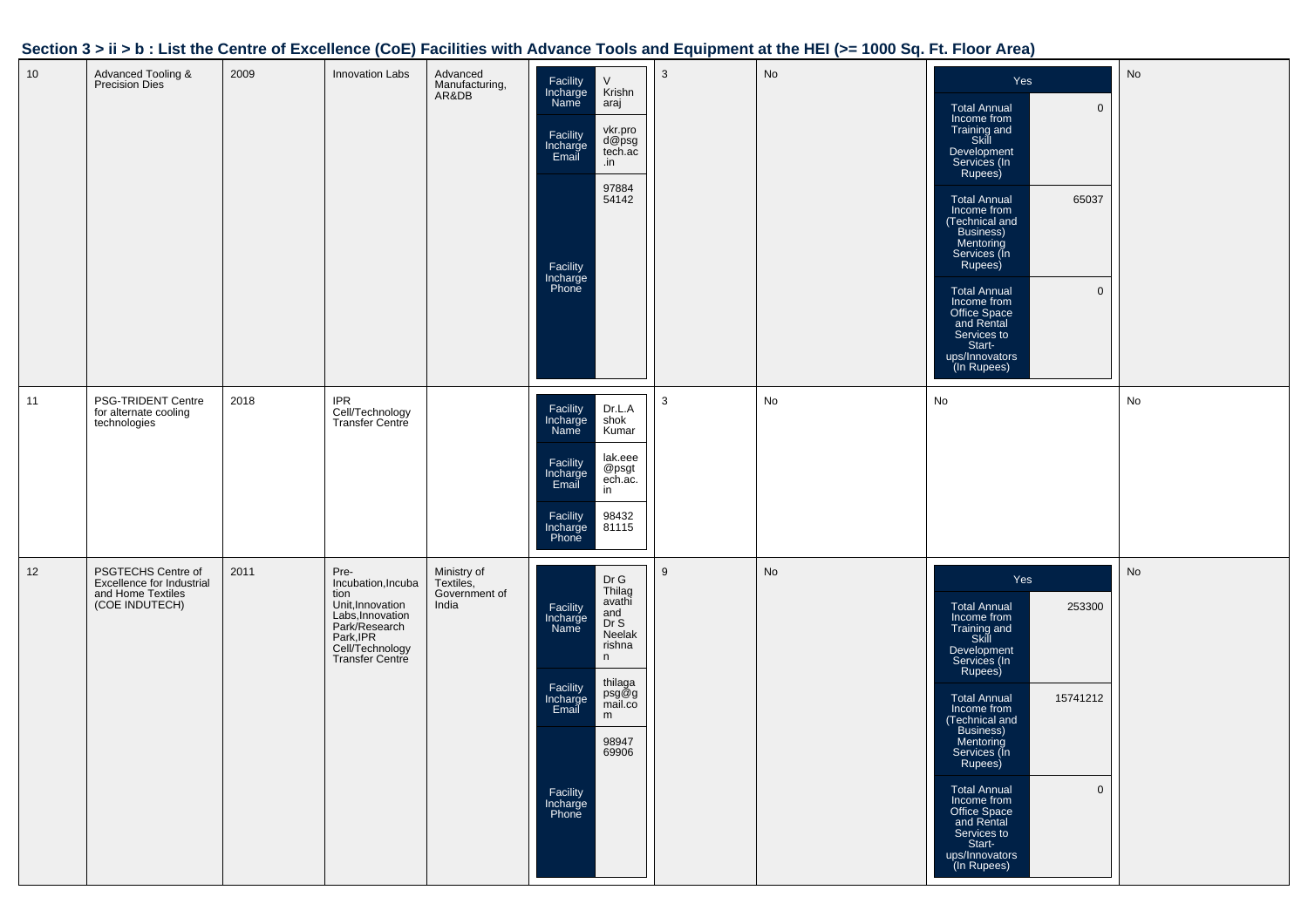## Section 3 > ii > b : List the Centre of Excellence (CoE) Facilities with Advance Tools and Equipment at the HEI (>= 1000 Sq. Ft. Floor Area)

| | | | | | | | | | |
|---|---|---|---|---|---|---|---|---|---|
| 10 | Advanced Tooling & Precision Dies | 2009 | Innovation Labs | Advanced Manufacturing, AR&DB | Facility Incharge Name: V Krishnaraj<br>Facility Incharge Email: vkr.prod@psgtech.ac.in<br>Facility Incharge Phone: 9788454142 | 3 | No | Yes<br>Total Annual Income from Training and Skill Development Services (In Rupees): 0<br>Total Annual Income from (Technical and Business) Mentoring Services (In Rupees): 65037<br>Total Annual Income from Office Space and Rental Services to Start-ups/Innovators (In Rupees): 0 | No |
| 11 | PSG-TRIDENT Centre for alternate cooling technologies | 2018 | IPR Cell/Technology Transfer Centre | | Facility Incharge Name: Dr.L.Ashok Kumar<br>Facility Incharge Email: lak.eee@psgtech.ac.in<br>Facility Incharge Phone: 9843281115 | 3 | No | No | No |
| 12 | PSGTECHS Centre of Excellence for Industrial and Home Textiles (COE INDUTECH) | 2011 | Pre-Incubation,Incubation Unit,Innovation Labs,Innovation Park/Research Park,IPR Cell/Technology Transfer Centre | Ministry of Textiles, Government of India | Facility Incharge Name: Dr G Thilagavathi and Dr S Neelakrishnan<br>Facility Incharge Email: thilagapsg@gmail.com<br>Facility Incharge Phone: 9894769906 | 9 | No | Yes<br>Total Annual Income from Training and Skill Development Services (In Rupees): 253300<br>Total Annual Income from (Technical and Business) Mentoring Services (In Rupees): 15741212<br>Total Annual Income from Office Space and Rental Services to Start-ups/Innovators (In Rupees): 0 | No |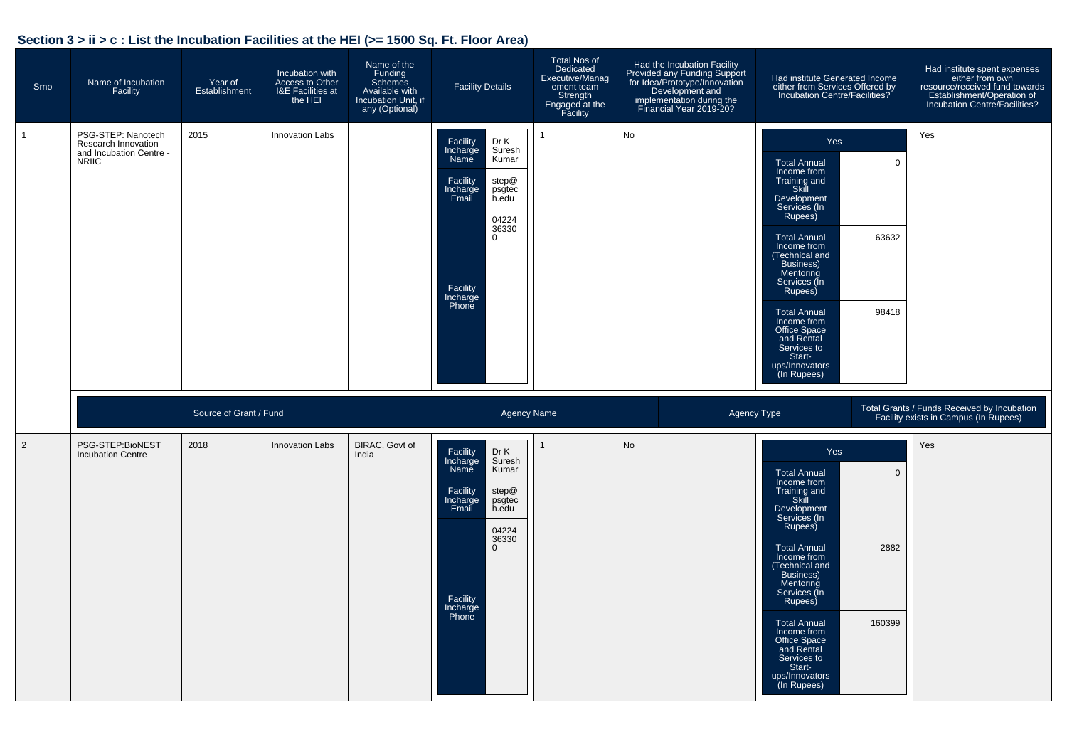## Section 3 > ii > c : List the Incubation Facilities at the HEI (>= 1500 Sq. Ft. Floor Area)

| Srno | Name of Incubation Facility | Year of Establishment | Incubation with Access to Other I&E Facilities at the HEI | Name of the Funding Schemes Available with Incubation Unit, if any (Optional) | Facility Details | Total Nos of Dedicated Executive/Management team Strength Engaged at the Facility | Had the Incubation Facility Provided any Funding Support for Idea/Prototype/Innovation Development and implementation during the Financial Year 2019-20? | Had institute Generated Income either from Services Offered by Incubation Centre/Facilities? | Had institute spent expenses either from own resource/received fund towards Establishment/Operation of Incubation Centre/Facilities? |
|---|---|---|---|---|---|---|---|---|---|
| 1 | PSG-STEP: Nanotech Research Innovation and Incubation Centre - NRIIC | 2015 | Innovation Labs | | Facility Incharge Name: Dr K Suresh Kumar<br>Facility Incharge Email: step@psgtech.edu<br>Facility Incharge Phone: 042243633 0 | 1 | No | Yes<br>Total Annual Income from Training and Skill Development Services (In Rupees): 0<br>Total Annual Income from (Technical and Business) Mentoring Services (In Rupees): 63632<br>Total Annual Income from Office Space and Rental Services to Start-ups/Innovators (In Rupees): 98418 | Yes |
| 2 | PSG-STEP:BioNEST Incubation Centre | 2018 | Innovation Labs | BIRAC, Govt of India | Facility Incharge Name: Dr K Suresh Kumar<br>Facility Incharge Email: step@psgtech.edu<br>Facility Incharge Phone: 042243633 0 | 1 | No | Yes<br>Total Annual Income from Training and Skill Development Services (In Rupees): 0<br>Total Annual Income from (Technical and Business) Mentoring Services (In Rupees): 2882<br>Total Annual Income from Office Space and Rental Services to Start-ups/Innovators (In Rupees): 160399 | Yes |

| Source of Grant / Fund | Agency Name | Agency Type | Total Grants / Funds Received by Incubation Facility exists in Campus (In Rupees) |
|---|---|---|---|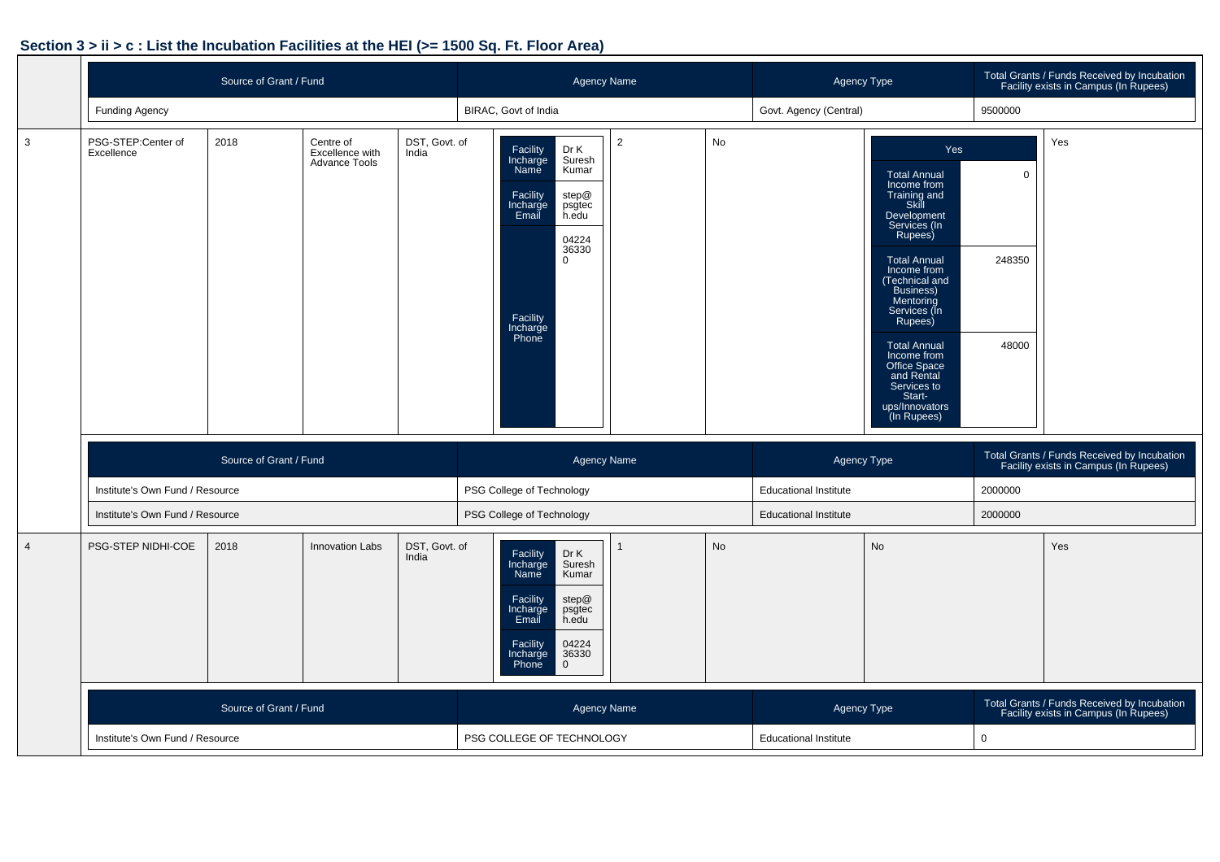## Section 3 > ii > c : List the Incubation Facilities at the HEI (>= 1500 Sq. Ft. Floor Area)

| Source of Grant / Fund | Agency Name | Agency Type | Total Grants / Funds Received by Incubation Facility exists in Campus (In Rupees) |
|---|---|---|---|
| Funding Agency | BIRAC, Govt of India | Govt. Agency (Central) | 9500000 |

| | | | | | | | | | |
|---|---|---|---|---|---|---|---|---|---|
| 3 | PSG-STEP:Center of Excellence | 2018 | Centre of Excellence with Advance Tools | DST, Govt. of India | Facility Incharge Name: Dr K Suresh Kumar; Facility Incharge Email: step@psgtech.edu; Facility Incharge Phone: 0422436330 0 | 2 | No | Yes; Total Annual Income from Training and Skill Development Services (In Rupees): 0; Total Annual Income from (Technical and Business) Mentoring Services (In Rupees): 248350; Total Annual Income from Office Space and Rental Services to Start-ups/Innovators (In Rupees): 48000 | Yes |

| Source of Grant / Fund | Agency Name | Agency Type | Total Grants / Funds Received by Incubation Facility exists in Campus (In Rupees) |
|---|---|---|---|
| Institute's Own Fund / Resource | PSG College of Technology | Educational Institute | 2000000 |
| Institute's Own Fund / Resource | PSG College of Technology | Educational Institute | 2000000 |

| | | | | | | | | | |
|---|---|---|---|---|---|---|---|---|---|
| 4 | PSG-STEP NIDHI-COE | 2018 | Innovation Labs | DST, Govt. of India | Facility Incharge Name: Dr K Suresh Kumar; Facility Incharge Email: step@psgtech.edu; Facility Incharge Phone: 0422436330 0 | 1 | No | No | Yes |

| Source of Grant / Fund | Agency Name | Agency Type | Total Grants / Funds Received by Incubation Facility exists in Campus (In Rupees) |
|---|---|---|---|
| Institute's Own Fund / Resource | PSG COLLEGE OF TECHNOLOGY | Educational Institute | 0 |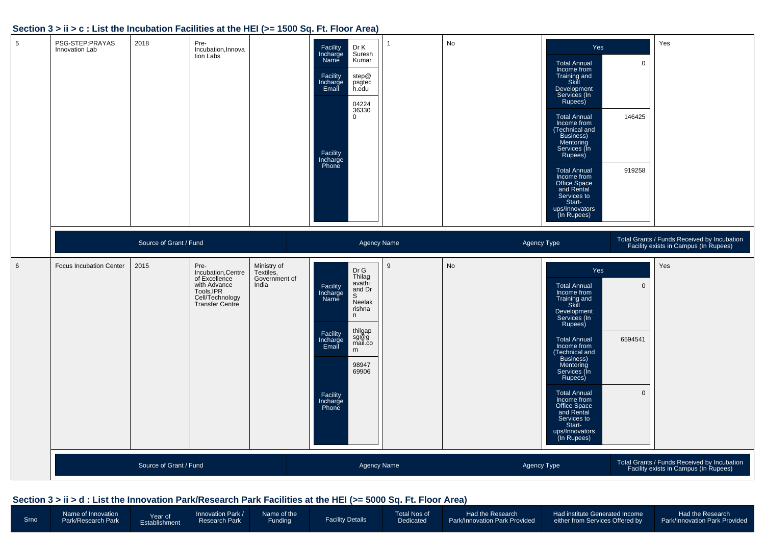## Section 3 > ii > c : List the Incubation Facilities at the HEI (>= 1500 Sq. Ft. Floor Area)

| Srno | Name | Year | Type | Funding | Facility Details | Total Nos | Col | Income | Col |
|---|---|---|---|---|---|---|---|---|---|
| 5 | PSG-STEP:PRAYAS Innovation Lab | 2018 | Pre-Incubation,Innovation Labs | | Facility Incharge Name: Dr K Suresh Kumar<br>Facility Incharge Email: step@psgtech.edu<br>Facility Incharge Phone: 0422436330 0 | 1 | No | Yes<br>Total Annual Income from Training and Skill Development Services (In Rupees): 0<br>Total Annual Income from (Technical and Business) Mentoring Services (In Rupees): 146425<br>Total Annual Income from Office Space and Rental Services to Start-ups/Innovators (In Rupees): 919258 | Yes |
| | Source of Grant / Fund | | | Agency Name | | | Agency Type | | Total Grants / Funds Received by Incubation Facility exists in Campus (In Rupees) |
| 6 | Focus Incubation Center | 2015 | Pre-Incubation,Centre of Excellence with Advance Tools,IPR Cell/Technology Transfer Centre | Ministry of Textiles, Government of India | Facility Incharge Name: Dr G Thilagavathi and Dr S Neelakrishnan<br>Facility Incharge Email: thilgapsg@gmail.com<br>Facility Incharge Phone: 9894769906 | 9 | No | Yes<br>Total Annual Income from Training and Skill Development Services (In Rupees): 0<br>Total Annual Income from (Technical and Business) Mentoring Services (In Rupees): 6594541<br>Total Annual Income from Office Space and Rental Services to Start-ups/Innovators (In Rupees): 0 | Yes |
| | Source of Grant / Fund | | | Agency Name | | | Agency Type | | Total Grants / Funds Received by Incubation Facility exists in Campus (In Rupees) |

## Section 3 > ii > d : List the Innovation Park/Research Park Facilities at the HEI (>= 5000 Sq. Ft. Floor Area)

| Srno | Name of Innovation Park/Research Park | Year of Establishment | Innovation Park / Research Park | Name of the Funding | Facility Details | Total Nos of Dedicated | Had the Research Park/Innovation Park Provided | Had institute Generated Income either from Services Offered by | Had the Research Park/Innovation Park Provided |
|---|---|---|---|---|---|---|---|---|---|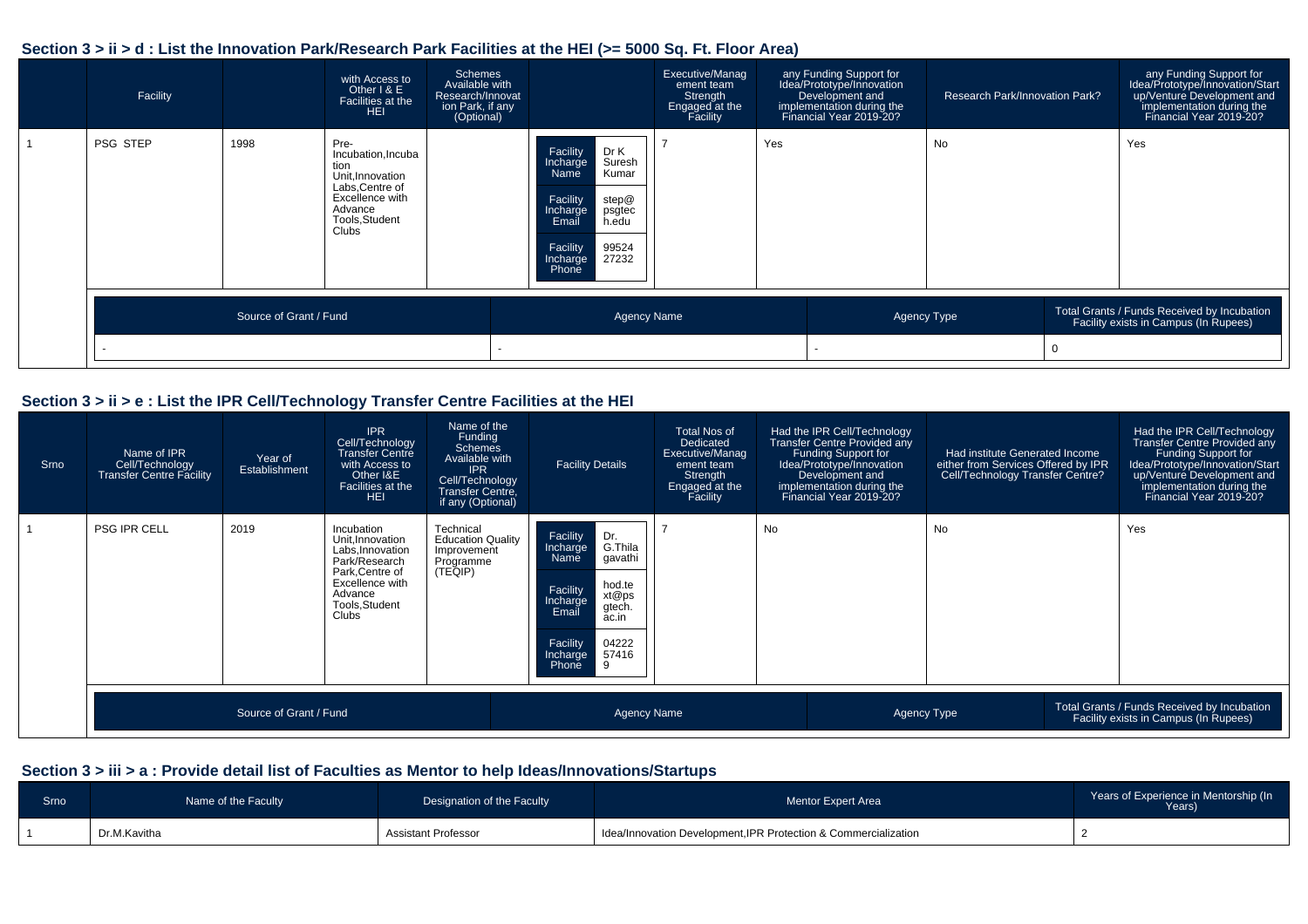## Section 3 > ii > d : List the Innovation Park/Research Park Facilities at the HEI (>= 5000 Sq. Ft. Floor Area)

| | Facility | | with Access to Other I & E Facilities at the HEI | Schemes Available with Research/Innovation Park, if any (Optional) | | Executive/Management team Strength Engaged at the Facility | any Funding Support for Idea/Prototype/Innovation Development and implementation during the Financial Year 2019-20? | Research Park/Innovation Park? | any Funding Support for Idea/Prototype/Innovation/Start up/Venture Development and implementation during the Financial Year 2019-20? |
|---|---|---|---|---|---|---|---|---|---|
| 1 | PSG STEP | 1998 | Pre-Incubation,Incubation Unit,Innovation Labs,Centre of Excellence with Advance Tools,Student Clubs | | Facility Incharge Name: Dr K Suresh Kumar; Facility Incharge Email: step@psgtech.edu; Facility Incharge Phone: 9952427232 | 7 | Yes | No | Yes |

| Source of Grant / Fund | Agency Name | Agency Type | Total Grants / Funds Received by Incubation Facility exists in Campus (In Rupees) |
|---|---|---|---|
| - | - | - | 0 |

## Section 3 > ii > e : List the IPR Cell/Technology Transfer Centre Facilities at the HEI

| Srno | Name of IPR Cell/Technology Transfer Centre Facility | Year of Establishment | IPR Cell/Technology Transfer Centre with Access to Other I&E Facilities at the HEI | Name of the Funding Schemes Available with IPR Cell/Technology Transfer Centre, if any (Optional) | Facility Details | Total Nos of Dedicated Executive/Management team Strength Engaged at the Facility | Had the IPR Cell/Technology Transfer Centre Provided any Funding Support for Idea/Prototype/Innovation Development and implementation during the Financial Year 2019-20? | Had institute Generated Income either from Services Offered by IPR Cell/Technology Transfer Centre? | Had the IPR Cell/Technology Transfer Centre Provided any Funding Support for Idea/Prototype/Innovation/Start up/Venture Development and implementation during the Financial Year 2019-20? |
|---|---|---|---|---|---|---|---|---|---|
| 1 | PSG IPR CELL | 2019 | Incubation Unit,Innovation Labs,Innovation Park/Research Park,Centre of Excellence with Advance Tools,Student Clubs | Technical Education Quality Improvement Programme (TEQIP) | Facility Incharge Name: Dr. G.Thilagavathi; Facility Incharge Email: hod.text@psgtech.ac.in; Facility Incharge Phone: 0422257416 9 | 7 | No | No | Yes |

| Source of Grant / Fund | Agency Name | Agency Type | Total Grants / Funds Received by Incubation Facility exists in Campus (In Rupees) |
|---|---|---|---|

## Section 3 > iii > a : Provide detail list of Faculties as Mentor to help Ideas/Innovations/Startups

| Srno | Name of the Faculty | Designation of the Faculty | Mentor Expert Area | Years of Experience in Mentorship (In Years) |
|---|---|---|---|---|
| 1 | Dr.M.Kavitha | Assistant Professor | Idea/Innovation Development,IPR Protection & Commercialization | 2 |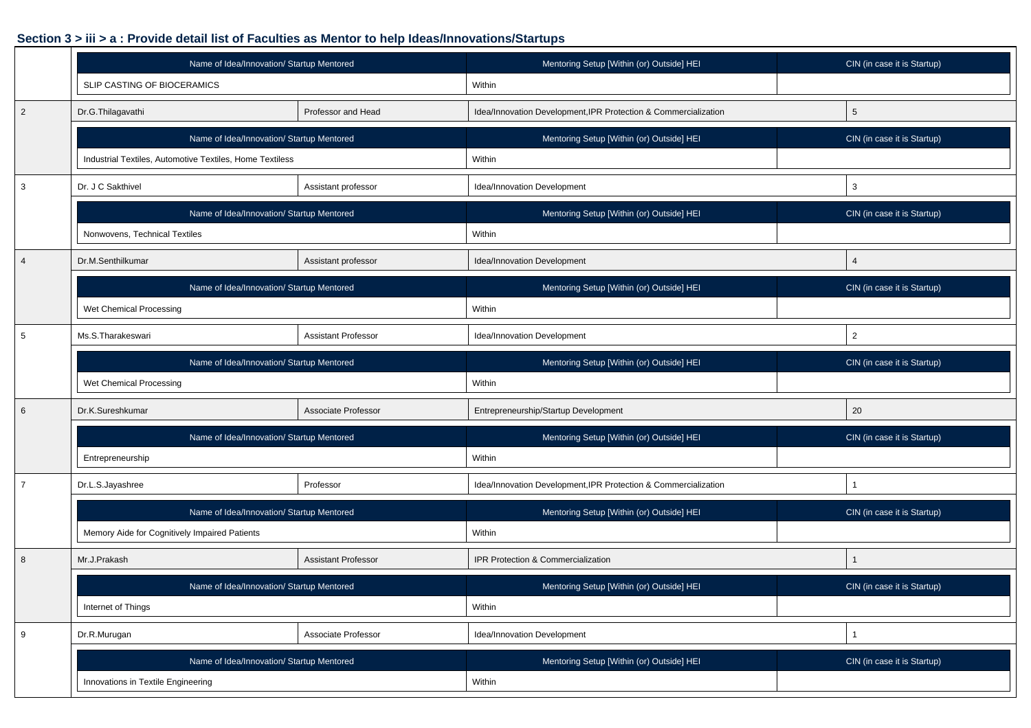### Section 3 > iii > a : Provide detail list of Faculties as Mentor to help Ideas/Innovations/Startups

| Name of Idea/Innovation/ Startup Mentored | Mentoring Setup [Within (or) Outside] HEI | CIN (in case it is Startup) |
|---|---|---|
| SLIP CASTING OF BIOCERAMICS | Within | |

| 2 | Dr.G.Thilagavathi | Professor and Head | Idea/Innovation Development,IPR Protection & Commercialization | 5 |
|---|---|---|---|---|

| Name of Idea/Innovation/ Startup Mentored | Mentoring Setup [Within (or) Outside] HEI | CIN (in case it is Startup) |
|---|---|---|
| Industrial Textiles, Automotive Textiles, Home Textiless | Within | |

| 3 | Dr. J C Sakthivel | Assistant professor | Idea/Innovation Development | 3 |
|---|---|---|---|---|

| Name of Idea/Innovation/ Startup Mentored | Mentoring Setup [Within (or) Outside] HEI | CIN (in case it is Startup) |
|---|---|---|
| Nonwovens, Technical Textiles | Within | |

| 4 | Dr.M.Senthilkumar | Assistant professor | Idea/Innovation Development | 4 |
|---|---|---|---|---|

| Name of Idea/Innovation/ Startup Mentored | Mentoring Setup [Within (or) Outside] HEI | CIN (in case it is Startup) |
|---|---|---|
| Wet Chemical Processing | Within | |

| 5 | Ms.S.Tharakeswari | Assistant Professor | Idea/Innovation Development | 2 |
|---|---|---|---|---|

| Name of Idea/Innovation/ Startup Mentored | Mentoring Setup [Within (or) Outside] HEI | CIN (in case it is Startup) |
|---|---|---|
| Wet Chemical Processing | Within | |

| 6 | Dr.K.Sureshkumar | Associate Professor | Entrepreneurship/Startup Development | 20 |
|---|---|---|---|---|

| Name of Idea/Innovation/ Startup Mentored | Mentoring Setup [Within (or) Outside] HEI | CIN (in case it is Startup) |
|---|---|---|
| Entrepreneurship | Within | |

| 7 | Dr.L.S.Jayashree | Professor | Idea/Innovation Development,IPR Protection & Commercialization | 1 |
|---|---|---|---|---|

| Name of Idea/Innovation/ Startup Mentored | Mentoring Setup [Within (or) Outside] HEI | CIN (in case it is Startup) |
|---|---|---|
| Memory Aide for Cognitively Impaired Patients | Within | |

| 8 | Mr.J.Prakash | Assistant Professor | IPR Protection & Commercialization | 1 |
|---|---|---|---|---|

| Name of Idea/Innovation/ Startup Mentored | Mentoring Setup [Within (or) Outside] HEI | CIN (in case it is Startup) |
|---|---|---|
| Internet of Things | Within | |

| 9 | Dr.R.Murugan | Associate Professor | Idea/Innovation Development | 1 |
|---|---|---|---|---|

| Name of Idea/Innovation/ Startup Mentored | Mentoring Setup [Within (or) Outside] HEI | CIN (in case it is Startup) |
|---|---|---|
| Innovations in Textile Engineering | Within | |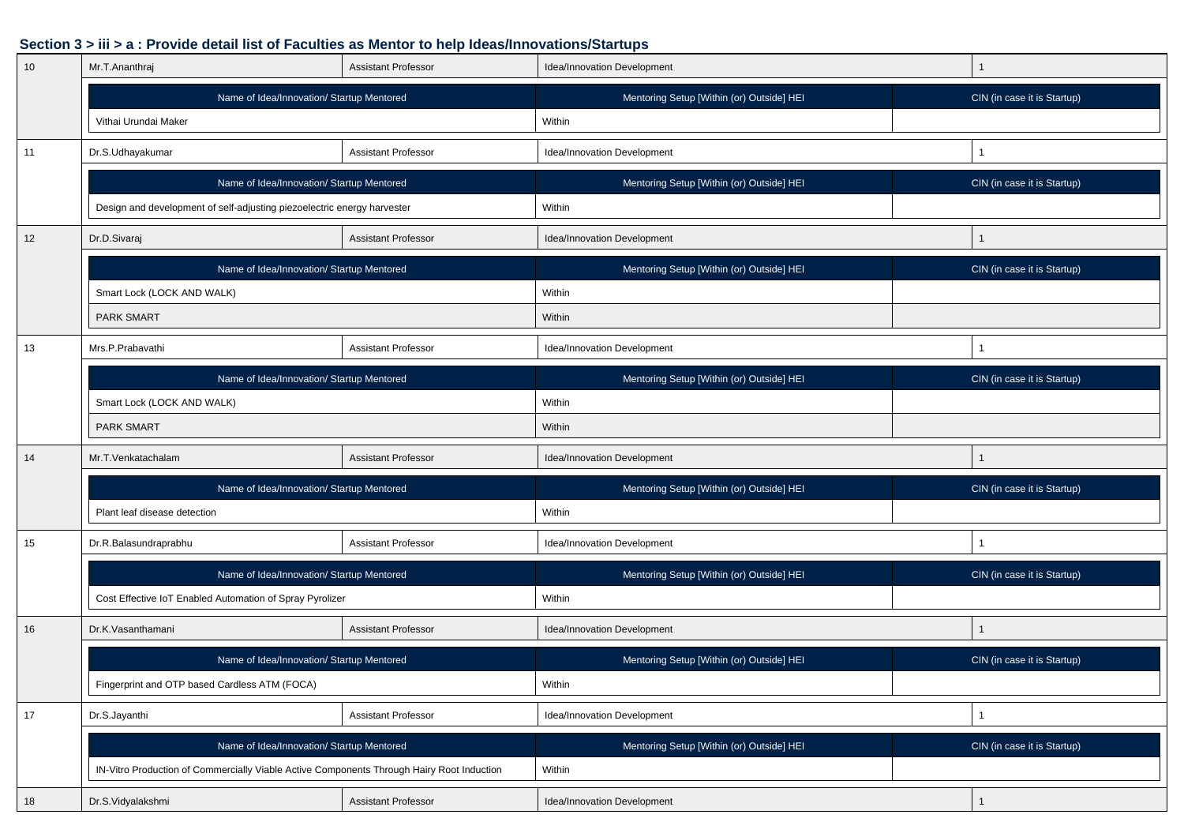### Section 3 > iii > a : Provide detail list of Faculties as Mentor to help Ideas/Innovations/Startups

| 10 | Mr.T.Ananthraj | Assistant Professor | Idea/Innovation Development | 1 |
|---|---|---|---|---|

| Name of Idea/Innovation/ Startup Mentored | Mentoring Setup [Within (or) Outside] HEI | CIN (in case it is Startup) |
|---|---|---|
| Vithai Urundai Maker | Within | |

| 11 | Dr.S.Udhayakumar | Assistant Professor | Idea/Innovation Development | 1 |
|---|---|---|---|---|

| Name of Idea/Innovation/ Startup Mentored | Mentoring Setup [Within (or) Outside] HEI | CIN (in case it is Startup) |
|---|---|---|
| Design and development of self-adjusting piezoelectric energy harvester | Within | |

| 12 | Dr.D.Sivaraj | Assistant Professor | Idea/Innovation Development | 1 |
|---|---|---|---|---|

| Name of Idea/Innovation/ Startup Mentored | Mentoring Setup [Within (or) Outside] HEI | CIN (in case it is Startup) |
|---|---|---|
| Smart Lock (LOCK AND WALK) | Within | |
| PARK SMART | Within | |

| 13 | Mrs.P.Prabavathi | Assistant Professor | Idea/Innovation Development | 1 |
|---|---|---|---|---|

| Name of Idea/Innovation/ Startup Mentored | Mentoring Setup [Within (or) Outside] HEI | CIN (in case it is Startup) |
|---|---|---|
| Smart Lock (LOCK AND WALK) | Within | |
| PARK SMART | Within | |

| 14 | Mr.T.Venkatachalam | Assistant Professor | Idea/Innovation Development | 1 |
|---|---|---|---|---|

| Name of Idea/Innovation/ Startup Mentored | Mentoring Setup [Within (or) Outside] HEI | CIN (in case it is Startup) |
|---|---|---|
| Plant leaf disease detection | Within | |

| 15 | Dr.R.Balasundraprabhu | Assistant Professor | Idea/Innovation Development | 1 |
|---|---|---|---|---|

| Name of Idea/Innovation/ Startup Mentored | Mentoring Setup [Within (or) Outside] HEI | CIN (in case it is Startup) |
|---|---|---|
| Cost Effective IoT Enabled Automation of Spray Pyrolizer | Within | |

| 16 | Dr.K.Vasanthamani | Assistant Professor | Idea/Innovation Development | 1 |
|---|---|---|---|---|

| Name of Idea/Innovation/ Startup Mentored | Mentoring Setup [Within (or) Outside] HEI | CIN (in case it is Startup) |
|---|---|---|
| Fingerprint and OTP based Cardless ATM (FOCA) | Within | |

| 17 | Dr.S.Jayanthi | Assistant Professor | Idea/Innovation Development | 1 |
|---|---|---|---|---|

| Name of Idea/Innovation/ Startup Mentored | Mentoring Setup [Within (or) Outside] HEI | CIN (in case it is Startup) |
|---|---|---|
| IN-Vitro Production of Commercially Viable Active Components Through Hairy Root Induction | Within | |

| 18 | Dr.S.Vidyalakshmi | Assistant Professor | Idea/Innovation Development | 1 |
|---|---|---|---|---|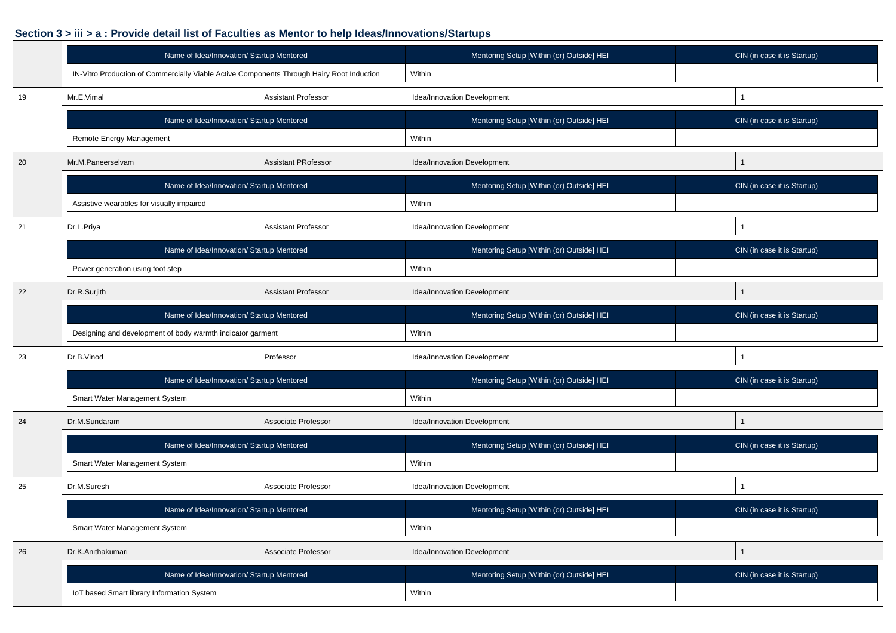### Section 3 > iii > a : Provide detail list of Faculties as Mentor to help Ideas/Innovations/Startups

| | | | | |
|---|---|---|---|---|
| | **Name of Idea/Innovation/ Startup Mentored** | | **Mentoring Setup [Within (or) Outside] HEI** | **CIN (in case it is Startup)** |
| | IN-Vitro Production of Commercially Viable Active Components Through Hairy Root Induction | | Within | |
| 19 | Mr.E.Vimal | Assistant Professor | Idea/Innovation Development | 1 |
| | **Name of Idea/Innovation/ Startup Mentored** | | **Mentoring Setup [Within (or) Outside] HEI** | **CIN (in case it is Startup)** |
| | Remote Energy Management | | Within | |
| 20 | Mr.M.Paneerselvam | Assistant PRofessor | Idea/Innovation Development | 1 |
| | **Name of Idea/Innovation/ Startup Mentored** | | **Mentoring Setup [Within (or) Outside] HEI** | **CIN (in case it is Startup)** |
| | Assistive wearables for visually impaired | | Within | |
| 21 | Dr.L.Priya | Assistant Professor | Idea/Innovation Development | 1 |
| | **Name of Idea/Innovation/ Startup Mentored** | | **Mentoring Setup [Within (or) Outside] HEI** | **CIN (in case it is Startup)** |
| | Power generation using foot step | | Within | |
| 22 | Dr.R.Surjith | Assistant Professor | Idea/Innovation Development | 1 |
| | **Name of Idea/Innovation/ Startup Mentored** | | **Mentoring Setup [Within (or) Outside] HEI** | **CIN (in case it is Startup)** |
| | Designing and development of body warmth indicator garment | | Within | |
| 23 | Dr.B.Vinod | Professor | Idea/Innovation Development | 1 |
| | **Name of Idea/Innovation/ Startup Mentored** | | **Mentoring Setup [Within (or) Outside] HEI** | **CIN (in case it is Startup)** |
| | Smart Water Management System | | Within | |
| 24 | Dr.M.Sundaram | Associate Professor | Idea/Innovation Development | 1 |
| | **Name of Idea/Innovation/ Startup Mentored** | | **Mentoring Setup [Within (or) Outside] HEI** | **CIN (in case it is Startup)** |
| | Smart Water Management System | | Within | |
| 25 | Dr.M.Suresh | Associate Professor | Idea/Innovation Development | 1 |
| | **Name of Idea/Innovation/ Startup Mentored** | | **Mentoring Setup [Within (or) Outside] HEI** | **CIN (in case it is Startup)** |
| | Smart Water Management System | | Within | |
| 26 | Dr.K.Anithakumari | Associate Professor | Idea/Innovation Development | 1 |
| | **Name of Idea/Innovation/ Startup Mentored** | | **Mentoring Setup [Within (or) Outside] HEI** | **CIN (in case it is Startup)** |
| | IoT based Smart library Information System | | Within | |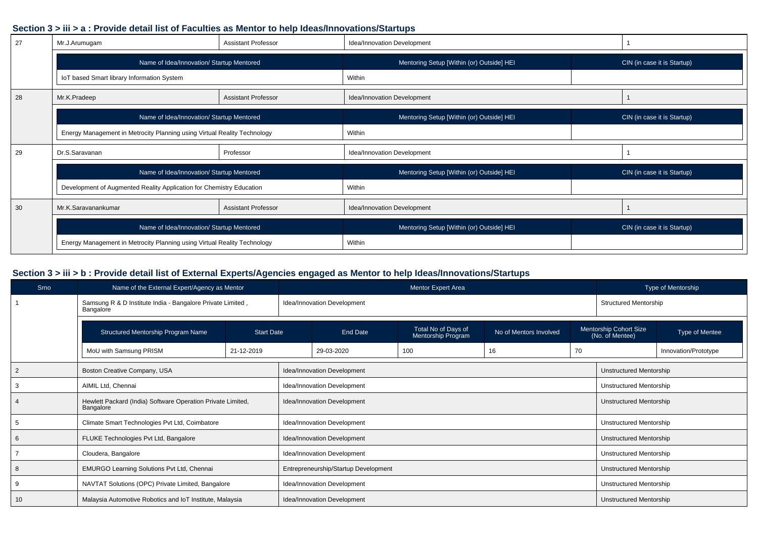### Section 3 > iii > a : Provide detail list of Faculties as Mentor to help Ideas/Innovations/Startups

| Srno | Name | Designation | Mentor Expert Area | No. |
|---|---|---|---|---|
| 27 | Mr.J.Arumugam | Assistant Professor | Idea/Innovation Development | 1 |

| Name of Idea/Innovation/ Startup Mentored | Mentoring Setup [Within (or) Outside] HEI | CIN (in case it is Startup) |
|---|---|---|
| IoT based Smart library Information System | Within | |

| Srno | Name | Designation | Mentor Expert Area | No. |
|---|---|---|---|---|
| 28 | Mr.K.Pradeep | Assistant Professor | Idea/Innovation Development | 1 |

| Name of Idea/Innovation/ Startup Mentored | Mentoring Setup [Within (or) Outside] HEI | CIN (in case it is Startup) |
|---|---|---|
| Energy Management in Metrocity Planning using Virtual Reality Technology | Within | |

| Srno | Name | Designation | Mentor Expert Area | No. |
|---|---|---|---|---|
| 29 | Dr.S.Saravanan | Professor | Idea/Innovation Development | 1 |

| Name of Idea/Innovation/ Startup Mentored | Mentoring Setup [Within (or) Outside] HEI | CIN (in case it is Startup) |
|---|---|---|
| Development of Augmented Reality Application for Chemistry Education | Within | |

| Srno | Name | Designation | Mentor Expert Area | No. |
|---|---|---|---|---|
| 30 | Mr.K.Saravanankumar | Assistant Professor | Idea/Innovation Development | 1 |

| Name of Idea/Innovation/ Startup Mentored | Mentoring Setup [Within (or) Outside] HEI | CIN (in case it is Startup) |
|---|---|---|
| Energy Management in Metrocity Planning using Virtual Reality Technology | Within | |

### Section 3 > iii > b : Provide detail list of External Experts/Agencies engaged as Mentor to help Ideas/Innovations/Startups

| Srno | Name of the External Expert/Agency as Mentor | Mentor Expert Area | Type of Mentorship |
|---|---|---|---|
| 1 | Samsung R & D Institute India - Bangalore Private Limited , Bangalore | Idea/Innovation Development | Structured Mentorship |

| Structured Mentorship Program Name | Start Date | End Date | Total No of Days of Mentorship Program | No of Mentors Involved | Mentorship Cohort Size (No. of Mentee) | Type of Mentee |
|---|---|---|---|---|---|---|
| MoU with Samsung PRISM | 21-12-2019 | 29-03-2020 | 100 | 16 | 70 | Innovation/Prototype |

| Srno | Name of the External Expert/Agency as Mentor | Mentor Expert Area | Type of Mentorship |
|---|---|---|---|
| 2 | Boston Creative Company, USA | Idea/Innovation Development | Unstructured Mentorship |
| 3 | AIMIL Ltd, Chennai | Idea/Innovation Development | Unstructured Mentorship |
| 4 | Hewlett Packard (India) Software Operation Private Limited, Bangalore | Idea/Innovation Development | Unstructured Mentorship |
| 5 | Climate Smart Technologies Pvt Ltd, Coimbatore | Idea/Innovation Development | Unstructured Mentorship |
| 6 | FLUKE Technologies Pvt Ltd, Bangalore | Idea/Innovation Development | Unstructured Mentorship |
| 7 | Cloudera, Bangalore | Idea/Innovation Development | Unstructured Mentorship |
| 8 | EMURGO Learning Solutions Pvt Ltd, Chennai | Entrepreneurship/Startup Development | Unstructured Mentorship |
| 9 | NAVTAT Solutions (OPC) Private Limited, Bangalore | Idea/Innovation Development | Unstructured Mentorship |
| 10 | Malaysia Automotive Robotics and IoT Institute, Malaysia | Idea/Innovation Development | Unstructured Mentorship |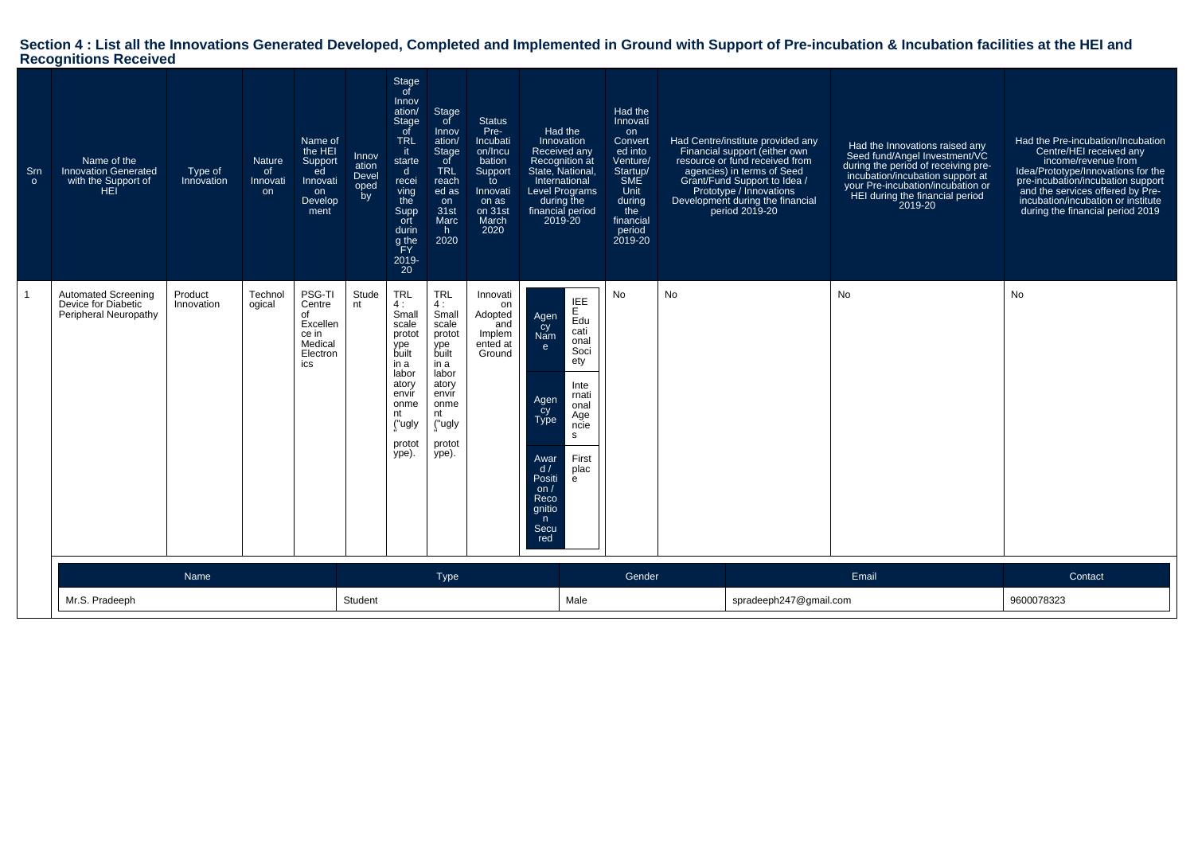## Section 4 : List all the Innovations Generated Developed, Completed and Implemented in Ground with Support of Pre-incubation & Incubation facilities at the HEI and Recognitions Received

| Srno | Name of the Innovation Generated with the Support of HEI | Type of Innovation | Nature of Innovation | Name of the HEI Supported Innovation Development | Innovation Developed by | Stage of Innovation/ Stage of TRL it started receiving the Support during the FY 2019-20 | Stage of Innovation/ Stage of TRL reached as on 31st March 2020 | Status Pre-Incubation/Incubation Support to Innovation as on 31st March 2020 | Had the Innovation Received any Recognition at State, National, International Level Programs during the financial period 2019-20 | Had the Innovation Converted into Venture/ Startup/ SME Unit during the financial period 2019-20 | Had Centre/institute provided any Financial support (either own resource or fund received from agencies) in terms of Seed Grant/Fund Support to Idea / Prototype / Innovations Development during the financial period 2019-20 | Had the Innovations raised any Seed fund/Angel Investment/VC during the period of receiving pre-incubation/incubation support at your Pre-incubation/incubation or HEI during the financial period 2019-20 | Had the Pre-incubation/Incubation Centre/HEI received any income/revenue from Idea/Prototype/Innovations for the pre-incubation/incubation support and the services offered by Pre-incubation/incubation or institute during the financial period 2019 |
|---|---|---|---|---|---|---|---|---|---|---|---|---|---|
| 1 | Automated Screening Device for Diabetic Peripheral Neuropathy | Product Innovation | Technological | PSG-TI Centre of Excellence in Medical Electronics | Student | TRL 4 : Small scale prototype built in a laboratory environment ("ugly" prototype). | TRL 4 : Small scale prototype built in a laboratory environment ("ugly" prototype). | Innovation Adopted and Implemented at Ground | Agency Name: IEEE Educational Society; Agency Type: International Agencies; Award / Position / Recognition Secured: First place | No | No | No | No |

| Name | Type | Gender | Email | Contact |
|---|---|---|---|---|
| Mr.S. Pradeeph | Student | Male | spradeeph247@gmail.com | 9600078323 |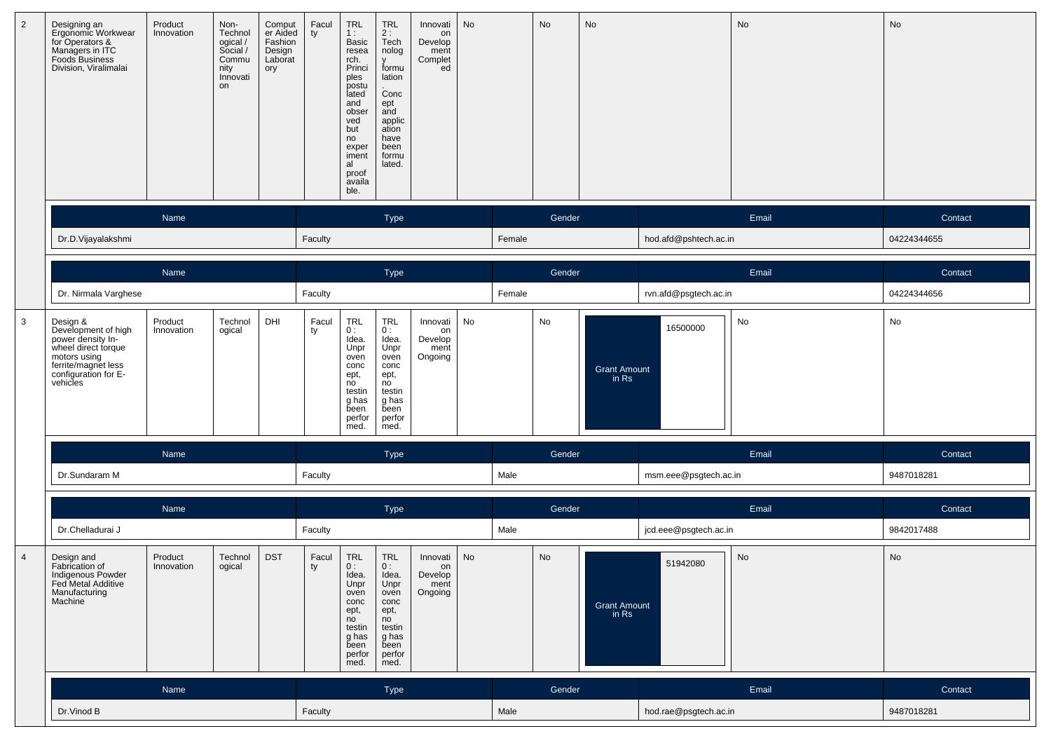| 2 | Designing an Ergonomic Workwear for Operators & Managers in ITC Foods Business Division, Viralimalai | Product Innovation | Non-Technological / Social / Community Innovation | Computer Aided Fashion Design Laboratory | Faculty | TRL 1 : Basic research. Principles postulated and observed but no experimental proof available. | TRL 2 : Technology formulation. Concept and application have been formulated. | Innovation Development Completed | No | No | No | No | No |
|---|---|---|---|---|---|---|---|---|---|---|---|---|---|

| Name | Type | Gender | Email | Contact |
|---|---|---|---|---|
| Dr.D.Vijayalakshmi | Faculty | Female | hod.afd@pshtech.ac.in | 04224344655 |

| Name | Type | Gender | Email | Contact |
|---|---|---|---|---|
| Dr. Nirmala Varghese | Faculty | Female | rvn.afd@psgtech.ac.in | 04224344656 |

| 3 | Design & Development of high power density In-wheel direct torque motors using ferrite/magnet less configuration for E-vehicles | Product Innovation | Technological | DHI | Faculty | TRL 0 : Idea. Unproven concept, no testing has been performed. | TRL 0 : Idea. Unproven concept, no testing has been performed. | Innovation Development Ongoing | No | No | Grant Amount in Rs: 16500000 | No | No |
|---|---|---|---|---|---|---|---|---|---|---|---|---|---|

| Name | Type | Gender | Email | Contact |
|---|---|---|---|---|
| Dr.Sundaram M | Faculty | Male | msm.eee@psgtech.ac.in | 9487018281 |

| Name | Type | Gender | Email | Contact |
|---|---|---|---|---|
| Dr.Chelladurai J | Faculty | Male | jcd.eee@psgtech.ac.in | 9842017488 |

| 4 | Design and Fabrication of Indigenous Powder Fed Metal Additive Manufacturing Machine | Product Innovation | Technological | DST | Faculty | TRL 0 : Idea. Unproven concept, no testing has been performed. | TRL 0 : Idea. Unproven concept, no testing has been performed. | Innovation Development Ongoing | No | No | Grant Amount in Rs: 51942080 | No | No |
|---|---|---|---|---|---|---|---|---|---|---|---|---|---|

| Name | Type | Gender | Email | Contact |
|---|---|---|---|---|
| Dr.Vinod B | Faculty | Male | hod.rae@psgtech.ac.in | 9487018281 |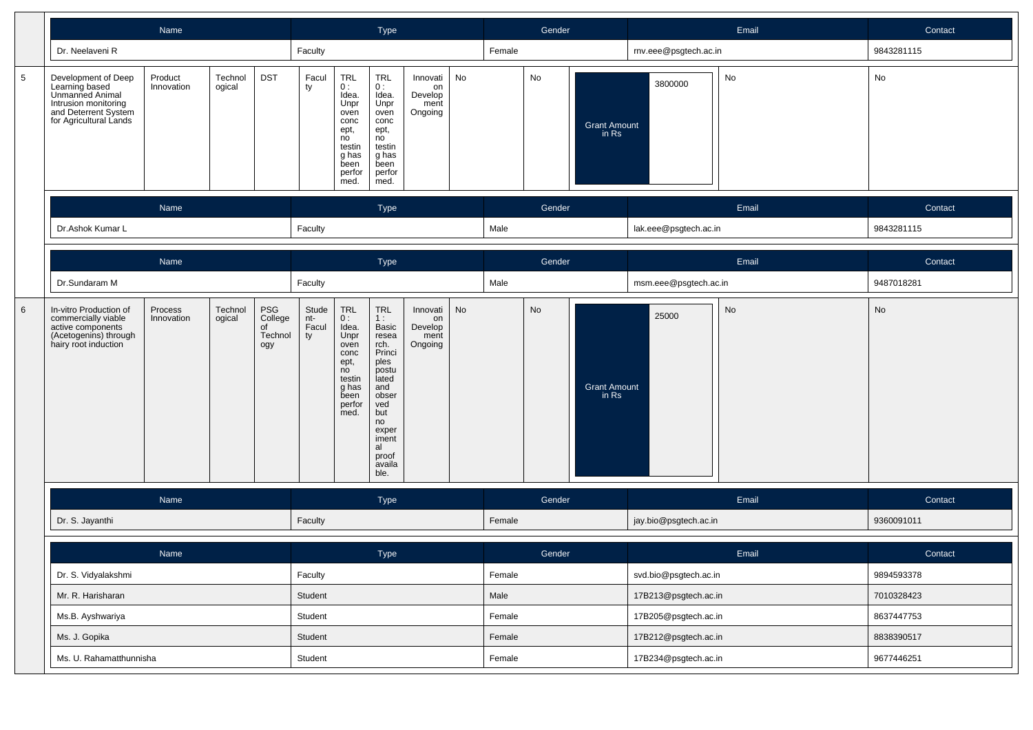| Name | Type | Gender | Email | Contact |
|---|---|---|---|---|
| Dr. Neelaveni R | Faculty | Female | rnv.eee@psgtech.ac.in | 9843281115 |

| 5 | Development of Deep Learning based Unmanned Animal Intrusion monitoring and Deterrent System for Agricultural Lands | Product Innovation | Technological | DST | Faculty | TRL 0 : Idea. Unproven concept, no testing has been performed. | TRL 0 : Idea. Unproven concept, no testing has been performed. | Innovation Development Ongoing | No | No | Grant Amount in Rs: 3800000 | No | No |
|---|---|---|---|---|---|---|---|---|---|---|---|---|---|

| Name | Type | Gender | Email | Contact |
|---|---|---|---|---|
| Dr.Ashok Kumar L | Faculty | Male | lak.eee@psgtech.ac.in | 9843281115 |

| Name | Type | Gender | Email | Contact |
|---|---|---|---|---|
| Dr.Sundaram M | Faculty | Male | msm.eee@psgtech.ac.in | 9487018281 |

| 6 | In-vitro Production of commercially viable active components (Acetogenins) through hairy root induction | Process Innovation | Technological | PSG College of Technology | Student-Faculty | TRL 0 : Idea. Unproven concept, no testing has been performed. | TRL 1 : Basic research. Principles postulated and observed but no experimental proof available. | Innovation Development Ongoing | No | No | Grant Amount in Rs: 25000 | No | No |
|---|---|---|---|---|---|---|---|---|---|---|---|---|---|

| Name | Type | Gender | Email | Contact |
|---|---|---|---|---|
| Dr. S. Jayanthi | Faculty | Female | jay.bio@psgtech.ac.in | 9360091011 |

| Name | Type | Gender | Email | Contact |
|---|---|---|---|---|
| Dr. S. Vidyalakshmi | Faculty | Female | svd.bio@psgtech.ac.in | 9894593378 |
| Mr. R. Harisharan | Student | Male | 17B213@psgtech.ac.in | 7010328423 |
| Ms.B. Ayshwariya | Student | Female | 17B205@psgtech.ac.in | 8637447753 |
| Ms. J. Gopika | Student | Female | 17B212@psgtech.ac.in | 8838390517 |
| Ms. U. Rahamatthunnisha | Student | Female | 17B234@psgtech.ac.in | 9677446251 |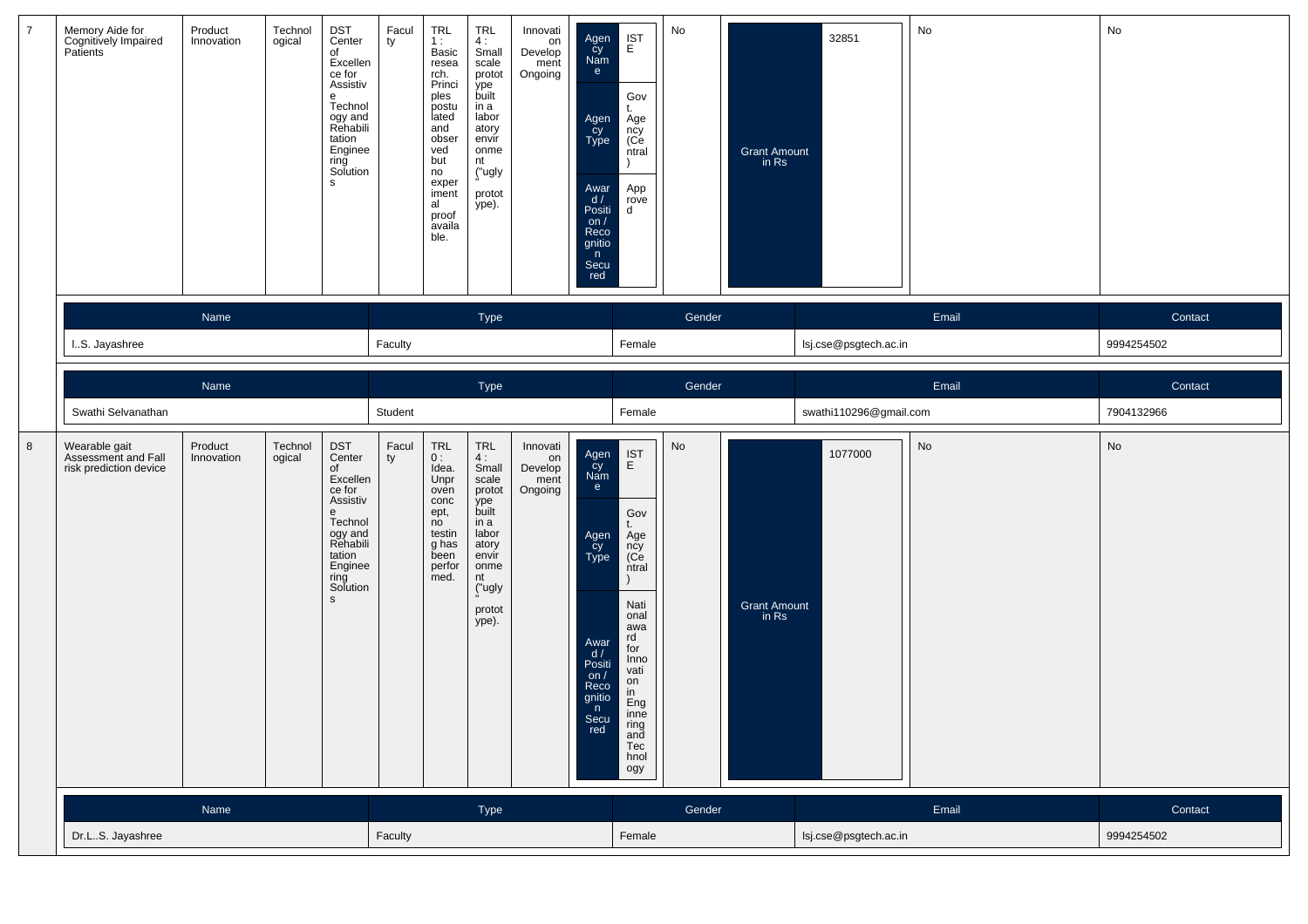| 7 | Memory Aide for Cognitively Impaired Patients | Product Innovation | Technological | DST Center of Excellence for Assistive Technology and Rehabilitation Engineering Solutions | Faculty | TRL 1 : Basic research. Principles postulated and observed but no experimental proof available. | TRL 4 : Small scale prototype built in a laboratory environment ("ugly" prototype). | Innovation Development Ongoing | Agency Name: ISTE; Agency Type: Govt. Agency (Central); Award / Position / Recognition Secured: Approved | No | Grant Amount in Rs: 32851 | No | No |
|---|---|---|---|---|---|---|---|---|---|---|---|---|---|

| Name | Type | Gender | Email | Contact |
|---|---|---|---|---|
| I..S. Jayashree | Faculty | Female | lsj.cse@psgtech.ac.in | 9994254502 |

| Name | Type | Gender | Email | Contact |
|---|---|---|---|---|
| Swathi Selvanathan | Student | Female | swathi110296@gmail.com | 7904132966 |

| 8 | Wearable gait Assessment and Fall risk prediction device | Product Innovation | Technological | DST Center of Excellence for Assistive Technology and Rehabilitation Engineering Solutions | Faculty | TRL 0 : Idea. Unproven concept, no testing has been performed. | TRL 4 : Small scale prototype built in a laboratory environment ("ugly" prototype). | Innovation Development Ongoing | Agency Name: ISTE; Agency Type: Govt. Agency (Central); Award / Position / Recognition Secured: National award for Innovation in Engineering and Technology | No | Grant Amount in Rs: 1077000 | No | No |
|---|---|---|---|---|---|---|---|---|---|---|---|---|---|

| Name | Type | Gender | Email | Contact |
|---|---|---|---|---|
| Dr.L..S. Jayashree | Faculty | Female | lsj.cse@psgtech.ac.in | 9994254502 |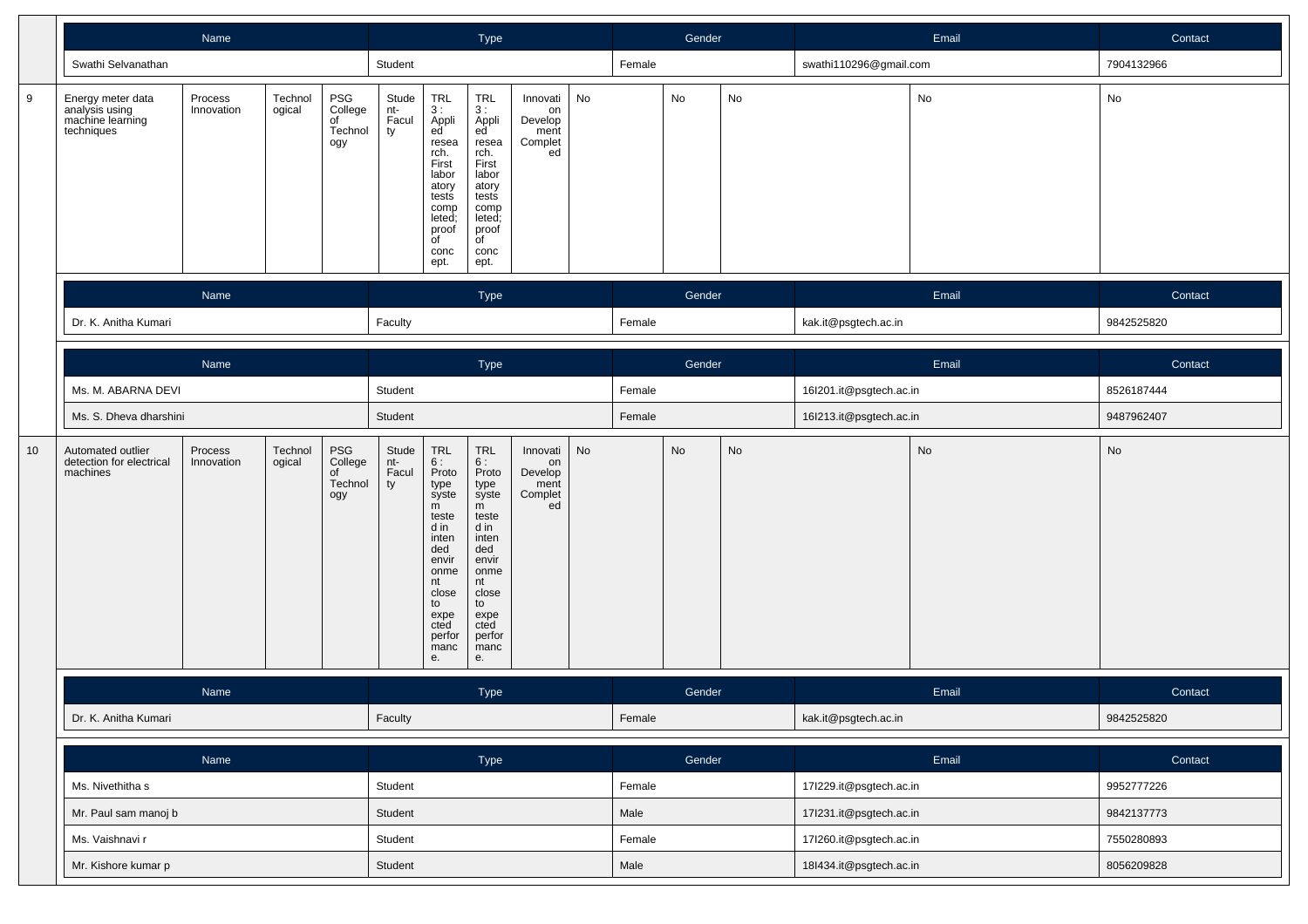| Name | Type | Gender | Email | Contact |
|---|---|---|---|---|
| Swathi Selvanathan | Student | Female | swathi110296@gmail.com | 7904132966 |

| 9 | Energy meter data analysis using machine learning techniques | Process Innovation | Technological | PSG College of Technology | Student-Faculty | TRL 3 : Applied research. First laboratory tests completed; proof of concept. | TRL 3 : Applied research. First laboratory tests completed; proof of concept. | Innovation Development Completed | No | No | No | No | No |
|---|---|---|---|---|---|---|---|---|---|---|---|---|---|

| Name | Type | Gender | Email | Contact |
|---|---|---|---|---|
| Dr. K. Anitha Kumari | Faculty | Female | kak.it@psgtech.ac.in | 9842525820 |

| Name | Type | Gender | Email | Contact |
|---|---|---|---|---|
| Ms. M. ABARNA DEVI | Student | Female | 16I201.it@psgtech.ac.in | 8526187444 |
| Ms. S. Dheva dharshini | Student | Female | 16I213.it@psgtech.ac.in | 9487962407 |

| 10 | Automated outlier detection for electrical machines | Process Innovation | Technological | PSG College of Technology | Student-Faculty | TRL 6 : Prototype system tested in intended environment close to expected performance. | TRL 6 : Prototype system tested in intended environment close to expected performance. | Innovation Development Completed | No | No | No | No | No |
|---|---|---|---|---|---|---|---|---|---|---|---|---|---|

| Name | Type | Gender | Email | Contact |
|---|---|---|---|---|
| Dr. K. Anitha Kumari | Faculty | Female | kak.it@psgtech.ac.in | 9842525820 |

| Name | Type | Gender | Email | Contact |
|---|---|---|---|---|
| Ms. Nivethitha s | Student | Female | 17I229.it@psgtech.ac.in | 9952777226 |
| Mr. Paul sam manoj b | Student | Male | 17I231.it@psgtech.ac.in | 9842137773 |
| Ms. Vaishnavi r | Student | Female | 17I260.it@psgtech.ac.in | 7550280893 |
| Mr. Kishore kumar p | Student | Male | 18I434.it@psgtech.ac.in | 8056209828 |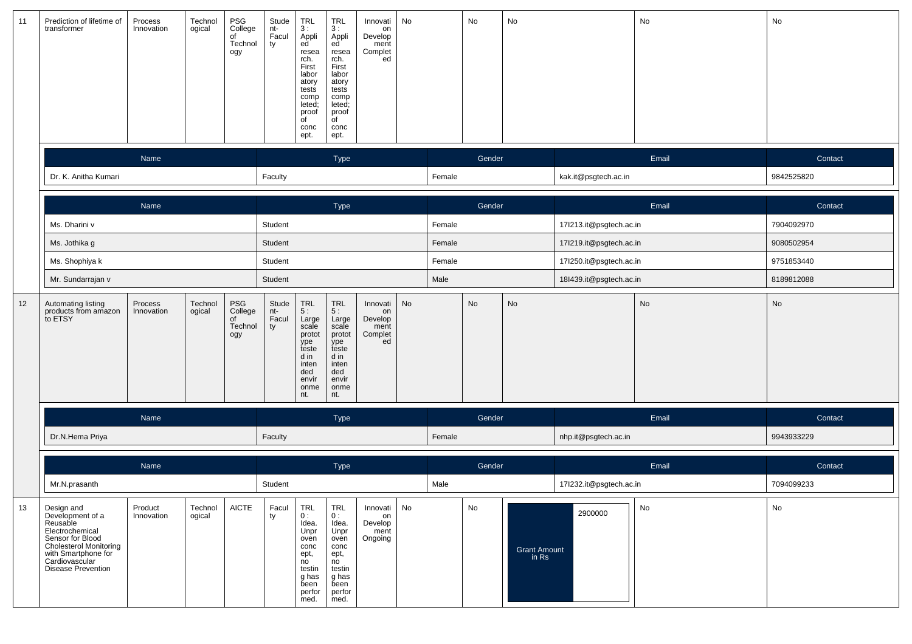| 11 | Prediction of lifetime of transformer | Process Innovation | Technological | PSG College of Technology | Student-Faculty | TRL 3 : Applied research. First laboratory tests completed; proof of concept. | TRL 3 : Applied research. First laboratory tests completed; proof of concept. | Innovation Development Completed | No | No | No | No | No |
|---|---|---|---|---|---|---|---|---|---|---|---|---|---|

| Name | Type | Gender | Email | Contact |
|---|---|---|---|---|
| Dr. K. Anitha Kumari | Faculty | Female | kak.it@psgtech.ac.in | 9842525820 |

| Name | Type | Gender | Email | Contact |
|---|---|---|---|---|
| Ms. Dharini v | Student | Female | 17I213.it@psgtech.ac.in | 7904092970 |
| Ms. Jothika g | Student | Female | 17I219.it@psgtech.ac.in | 9080502954 |
| Ms. Shophiya k | Student | Female | 17I250.it@psgtech.ac.in | 9751853440 |
| Mr. Sundarrajan v | Student | Male | 18I439.it@psgtech.ac.in | 8189812088 |

| 12 | Automating listing products from amazon to ETSY | Process Innovation | Technological | PSG College of Technology | Student-Faculty | TRL 5 : Large scale prototype tested in intended environment. | TRL 5 : Large scale prototype tested in intended environment. | Innovation Development Completed | No | No | No | No | No |
|---|---|---|---|---|---|---|---|---|---|---|---|---|---|

| Name | Type | Gender | Email | Contact |
|---|---|---|---|---|
| Dr.N.Hema Priya | Faculty | Female | nhp.it@psgtech.ac.in | 9943933229 |

| Name | Type | Gender | Email | Contact |
|---|---|---|---|---|
| Mr.N.prasanth | Student | Male | 17I232.it@psgtech.ac.in | 7094099233 |

| 13 | Design and Development of a Reusable Electrochemical Sensor for Blood Cholesterol Monitoring with Smartphone for Cardiovascular Disease Prevention | Product Innovation | Technological | AICTE | Faculty | TRL 0 : Idea. Unproven concept, no testing has been performed. | TRL 0 : Idea. Unproven concept, no testing has been performed. | Innovation Development Ongoing | No | No | Grant Amount in Rs: 2900000 | No | No |
|---|---|---|---|---|---|---|---|---|---|---|---|---|---|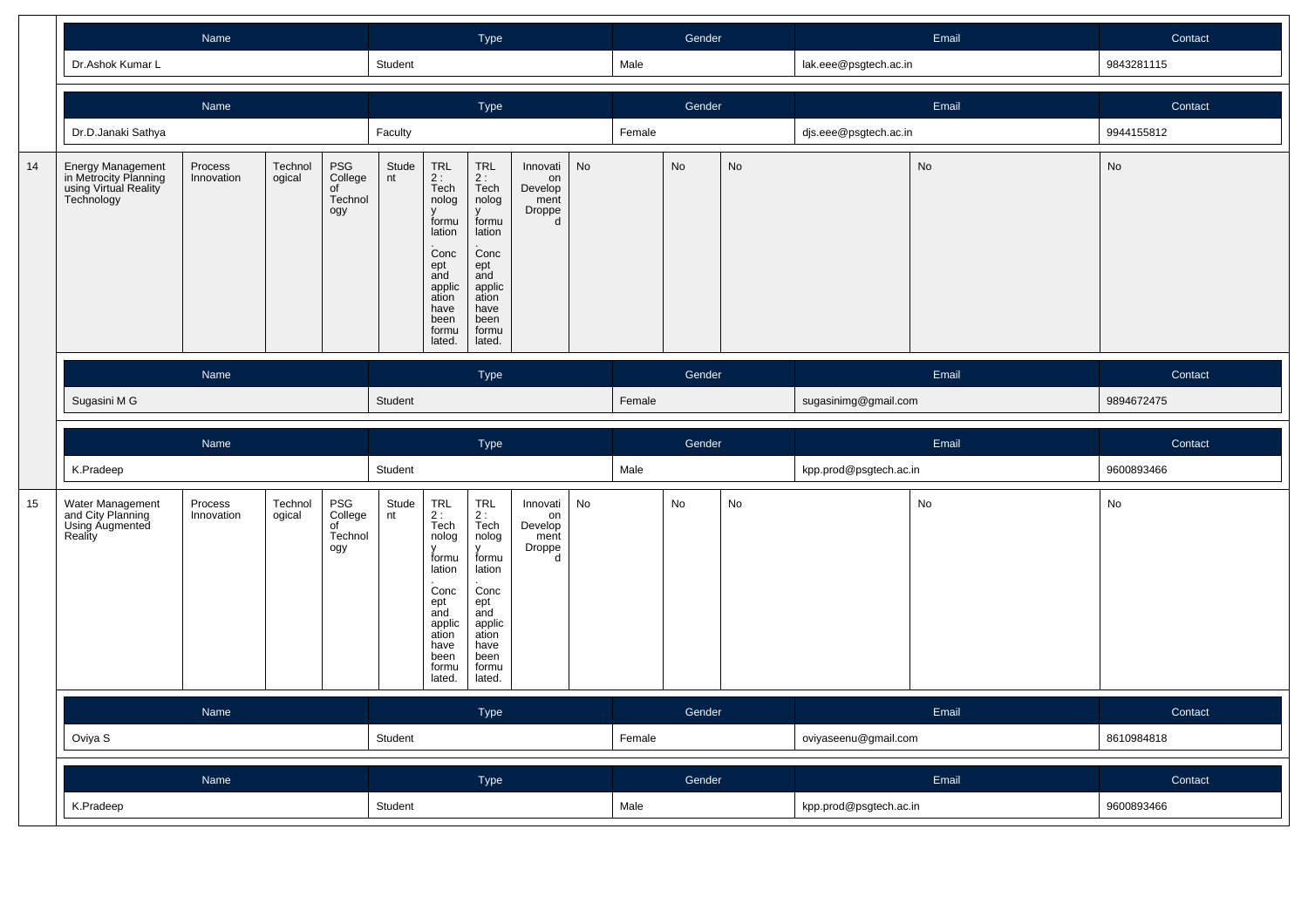| Name | Type | Gender | Email | Contact |
|---|---|---|---|---|
| Dr.Ashok Kumar L | Student | Male | lak.eee@psgtech.ac.in | 9843281115 |

| Name | Type | Gender | Email | Contact |
|---|---|---|---|---|
| Dr.D.Janaki Sathya | Faculty | Female | djs.eee@psgtech.ac.in | 9944155812 |

| | | | | | | | | | | | | | |
|---|---|---|---|---|---|---|---|---|---|---|---|---|---|
| 14 | Energy Management in Metrocity Planning using Virtual Reality Technology | Process Innovation | Technological | PSG College of Technology | Student | TRL 2 : Technology formulation. Concept and application have been formulated. | TRL 2 : Technology formulation. Concept and application have been formulated. | Innovation Development Dropped | No | No | No | No | No |

| Name | Type | Gender | Email | Contact |
|---|---|---|---|---|
| Sugasini M G | Student | Female | sugasinimg@gmail.com | 9894672475 |

| Name | Type | Gender | Email | Contact |
|---|---|---|---|---|
| K.Pradeep | Student | Male | kpp.prod@psgtech.ac.in | 9600893466 |

| | | | | | | | | | | | | | |
|---|---|---|---|---|---|---|---|---|---|---|---|---|---|
| 15 | Water Management and City Planning Using Augmented Reality | Process Innovation | Technological | PSG College of Technology | Student | TRL 2 : Technology formulation. Concept and application have been formulated. | TRL 2 : Technology formulation. Concept and application have been formulated. | Innovation Development Dropped | No | No | No | No | No |

| Name | Type | Gender | Email | Contact |
|---|---|---|---|---|
| Oviya S | Student | Female | oviyaseenu@gmail.com | 8610984818 |

| Name | Type | Gender | Email | Contact |
|---|---|---|---|---|
| K.Pradeep | Student | Male | kpp.prod@psgtech.ac.in | 9600893466 |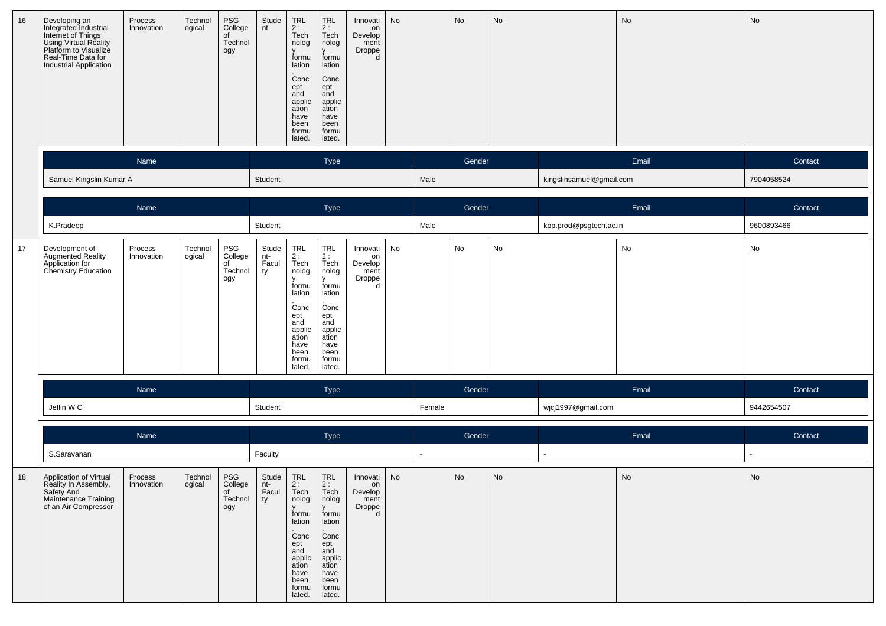| 16 | Developing an Integrated Industrial Internet of Things Using Virtual Reality Platform to Visualize Real-Time Data for Industrial Application | Process Innovation | Technological | PSG College of Technology | Student | TRL 2 : Technology formulation. Concept and application have been formulated. | TRL 2 : Technology formulation. Concept and application have been formulated. | Innovation Development Dropped | No | No | No | No | No |
|---|---|---|---|---|---|---|---|---|---|---|---|---|---|

| Name | Type | Gender | Email | Contact |
|---|---|---|---|---|
| Samuel Kingslin Kumar A | Student | Male | kingslinsamuel@gmail.com | 7904058524 |

| Name | Type | Gender | Email | Contact |
|---|---|---|---|---|
| K.Pradeep | Student | Male | kpp.prod@psgtech.ac.in | 9600893466 |

| 17 | Development of Augmented Reality Application for Chemistry Education | Process Innovation | Technological | PSG College of Technology | Student-Faculty | TRL 2 : Technology formulation. Concept and application have been formulated. | TRL 2 : Technology formulation. Concept and application have been formulated. | Innovation Development Dropped | No | No | No | No | No |
|---|---|---|---|---|---|---|---|---|---|---|---|---|---|

| Name | Type | Gender | Email | Contact |
|---|---|---|---|---|
| Jeflin W C | Student | Female | wjcj1997@gmail.com | 9442654507 |

| Name | Type | Gender | Email | Contact |
|---|---|---|---|---|
| S.Saravanan | Faculty | - | - | - |

| 18 | Application of Virtual Reality In Assembly, Safety And Maintenance Training of an Air Compressor | Process Innovation | Technological | PSG College of Technology | Student-Faculty | TRL 2 : Technology formulation. Concept and application have been formulated. | TRL 2 : Technology formulation. Concept and application have been formulated. | Innovation Development Dropped | No | No | No | No | No |
|---|---|---|---|---|---|---|---|---|---|---|---|---|---|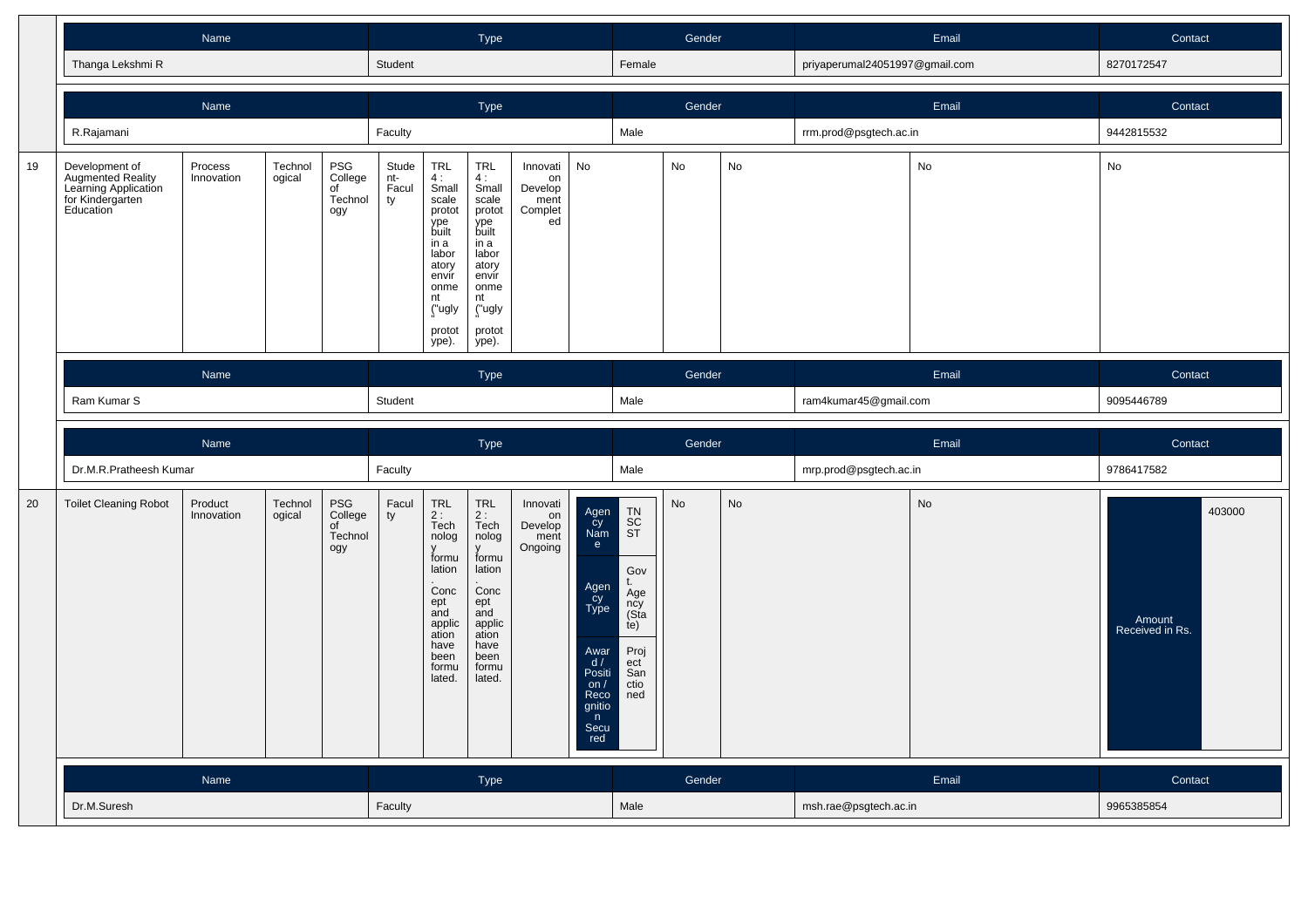| Name | Type | Gender | Email | Contact |
|---|---|---|---|---|
| Thanga Lekshmi R | Student | Female | priyaperumal24051997@gmail.com | 8270172547 |

| Name | Type | Gender | Email | Contact |
|---|---|---|---|---|
| R.Rajamani | Faculty | Male | rrm.prod@psgtech.ac.in | 9442815532 |

| 19 | Development of Augmented Reality Learning Application for Kindergarten Education | Process Innovation | Technological | PSG College of Technology | Student-Faculty | TRL 4 : Small scale prototype built in a laboratory environment ("ugly" prototype). | TRL 4 : Small scale prototype built in a laboratory environment ("ugly" prototype). | Innovation Development Completed | No | No | No | No | No |
|---|---|---|---|---|---|---|---|---|---|---|---|---|---|

| Name | Type | Gender | Email | Contact |
|---|---|---|---|---|
| Ram Kumar S | Student | Male | ram4kumar45@gmail.com | 9095446789 |

| Name | Type | Gender | Email | Contact |
|---|---|---|---|---|
| Dr.M.R.Pratheesh Kumar | Faculty | Male | mrp.prod@psgtech.ac.in | 9786417582 |

| 20 | Toilet Cleaning Robot | Product Innovation | Technological | PSG College of Technology | Faculty | TRL 2 : Technology formulation. Concept and application have been formulated. | TRL 2 : Technology formulation. Concept and application have been formulated. | Innovation Development Ongoing | Agency Name: TNSCST; Agency Type: Govt. Agency (State); Award / Position / Recognition Secured: Project Sanctioned | No | No | No | Amount Received in Rs.: 403000 |
|---|---|---|---|---|---|---|---|---|---|---|---|---|---|

| Name | Type | Gender | Email | Contact |
|---|---|---|---|---|
| Dr.M.Suresh | Faculty | Male | msh.rae@psgtech.ac.in | 9965385854 |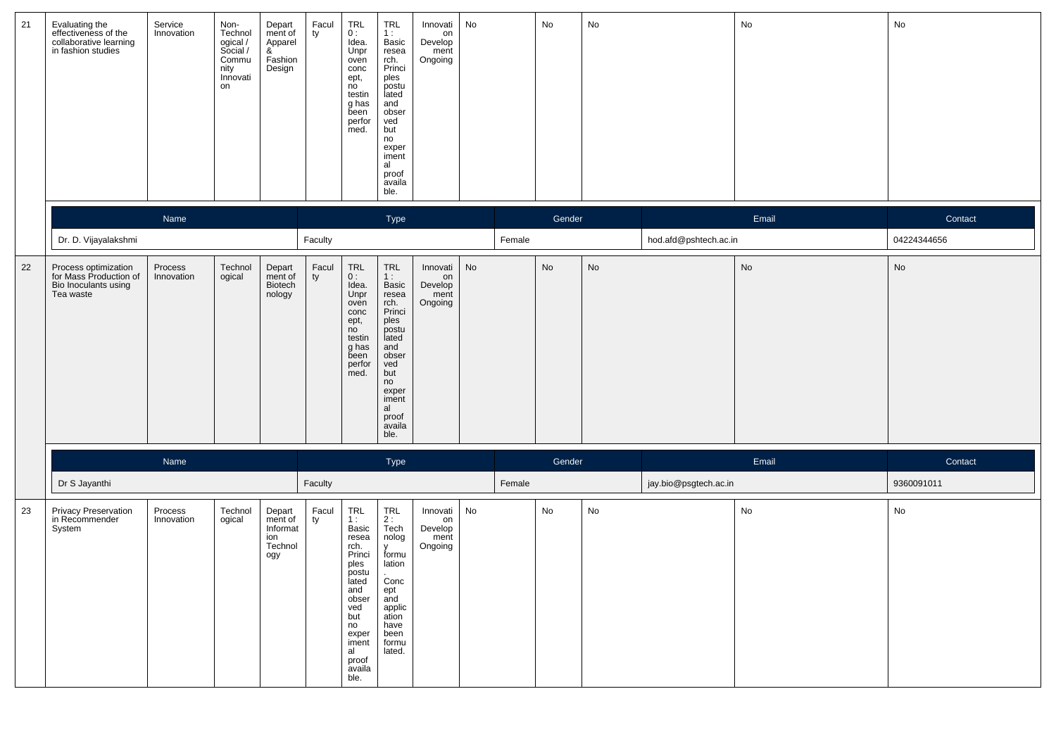| 21 | Evaluating the effectiveness of the collaborative learning in fashion studies | Service Innovation | Non-Technological / Social / Community Innovation | Department of Apparel & Fashion Design | Faculty | TRL 0 : Idea. Unproven concept, no testing has been performed. | TRL 1 : Basic research. Principles postulated and observed but no experimental proof available. | Innovation Development Ongoing | No | No | No | No | No |
|---|---|---|---|---|---|---|---|---|---|---|---|---|---|

| Name | Type | Gender | Email | Contact |
|---|---|---|---|---|
| Dr. D. Vijayalakshmi | Faculty | Female | hod.afd@pshtech.ac.in | 04224344656 |

| 22 | Process optimization for Mass Production of Bio Inoculants using Tea waste | Process Innovation | Technological | Department of Biotechnology | Faculty | TRL 0 : Idea. Unproven concept, no testing has been performed. | TRL 1 : Basic research. Principles postulated and observed but no experimental proof available. | Innovation Development Ongoing | No | No | No | No | No |
|---|---|---|---|---|---|---|---|---|---|---|---|---|---|

| Name | Type | Gender | Email | Contact |
|---|---|---|---|---|
| Dr S Jayanthi | Faculty | Female | jay.bio@psgtech.ac.in | 9360091011 |

| 23 | Privacy Preservation in Recommender System | Process Innovation | Technological | Department of Information Technology | Faculty | TRL 1 : Basic research. Principles postulated and observed but no experimental proof available. | TRL 2 : Technology formulation. Concept and application have been formulated. | Innovation Development Ongoing | No | No | No | No | No |
|---|---|---|---|---|---|---|---|---|---|---|---|---|---|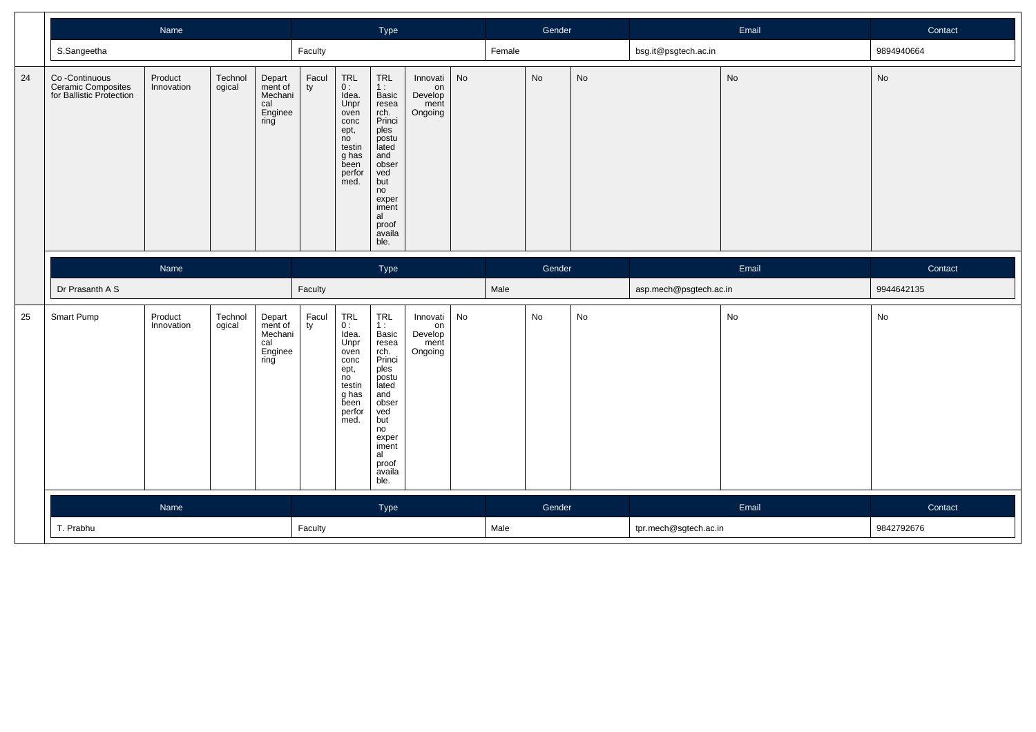| Name | | | | Type | | | | | Gender | | Email | | Contact |
|---|---|---|---|---|---|---|---|---|---|---|---|---|---|
| S.Sangeetha | | | | Faculty | | | | | Female | | bsg.it@psgtech.ac.in | | 9894940664 |

| # | | | | | | | | | | | | | |
|---|---|---|---|---|---|---|---|---|---|---|---|---|---|
| 24 | Co -Continuous Ceramic Composites for Ballistic Protection | Product Innovation | Technological | Department of Mechanical Engineering | Faculty | TRL 0 : Idea. Unproven concept, no testing has been performed. | TRL 1 : Basic research. Principles postulated and observed but no experimental proof available. | Innovation Development Ongoing | No | No | No | No | No |

| Name | | | | Type | | | | | Gender | | Email | | Contact |
|---|---|---|---|---|---|---|---|---|---|---|---|---|---|
| Dr Prasanth A S | | | | Faculty | | | | | Male | | asp.mech@psgtech.ac.in | | 9944642135 |

| # | | | | | | | | | | | | | |
|---|---|---|---|---|---|---|---|---|---|---|---|---|---|
| 25 | Smart Pump | Product Innovation | Technological | Department of Mechanical Engineering | Faculty | TRL 0 : Idea. Unproven concept, no testing has been performed. | TRL 1 : Basic research. Principles postulated and observed but no experimental proof available. | Innovation Development Ongoing | No | No | No | No | No |

| Name | | | | Type | | | | | Gender | | Email | | Contact |
|---|---|---|---|---|---|---|---|---|---|---|---|---|---|
| T. Prabhu | | | | Faculty | | | | | Male | | tpr.mech@sgtech.ac.in | | 9842792676 |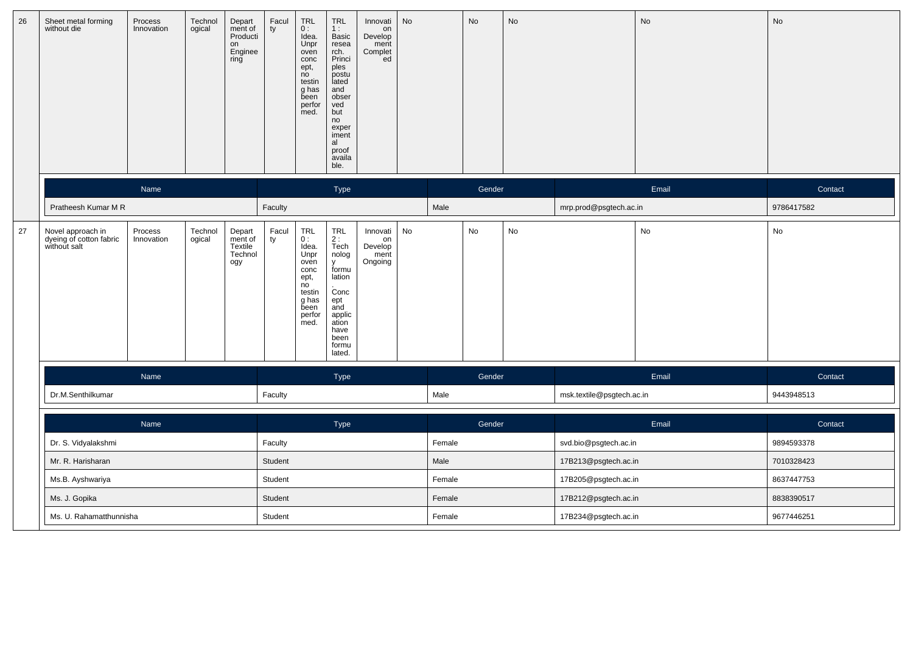| 26 | Sheet metal forming without die | Process Innovation | Technological | Department of Production Engineering | Faculty | TRL 0 : Idea. Unproven concept, no testing has been performed. | TRL 1 : Basic research. Principles postulated and observed but no experimental proof available. | Innovation Development Completed | No | No | No | No | No |
|---|---|---|---|---|---|---|---|---|---|---|---|---|---|

| Name | Type | Gender | Email | Contact |
|---|---|---|---|---|
| Pratheesh Kumar M R | Faculty | Male | mrp.prod@psgtech.ac.in | 9786417582 |

| 27 | Novel approach in dyeing of cotton fabric without salt | Process Innovation | Technological | Department of Textile Technology | Faculty | TRL 0 : Idea. Unproven concept, no testing has been performed. | TRL 2 : Technology formulation. Concept and application have been formulated. | Innovation Development Ongoing | No | No | No | No | No |
|---|---|---|---|---|---|---|---|---|---|---|---|---|---|

| Name | Type | Gender | Email | Contact |
|---|---|---|---|---|
| Dr.M.Senthilkumar | Faculty | Male | msk.textile@psgtech.ac.in | 9443948513 |

| Name | Type | Gender | Email | Contact |
|---|---|---|---|---|
| Dr. S. Vidyalakshmi | Faculty | Female | svd.bio@psgtech.ac.in | 9894593378 |
| Mr. R. Harisharan | Student | Male | 17B213@psgtech.ac.in | 7010328423 |
| Ms.B. Ayshwariya | Student | Female | 17B205@psgtech.ac.in | 8637447753 |
| Ms. J. Gopika | Student | Female | 17B212@psgtech.ac.in | 8838390517 |
| Ms. U. Rahamatthunnisha | Student | Female | 17B234@psgtech.ac.in | 9677446251 |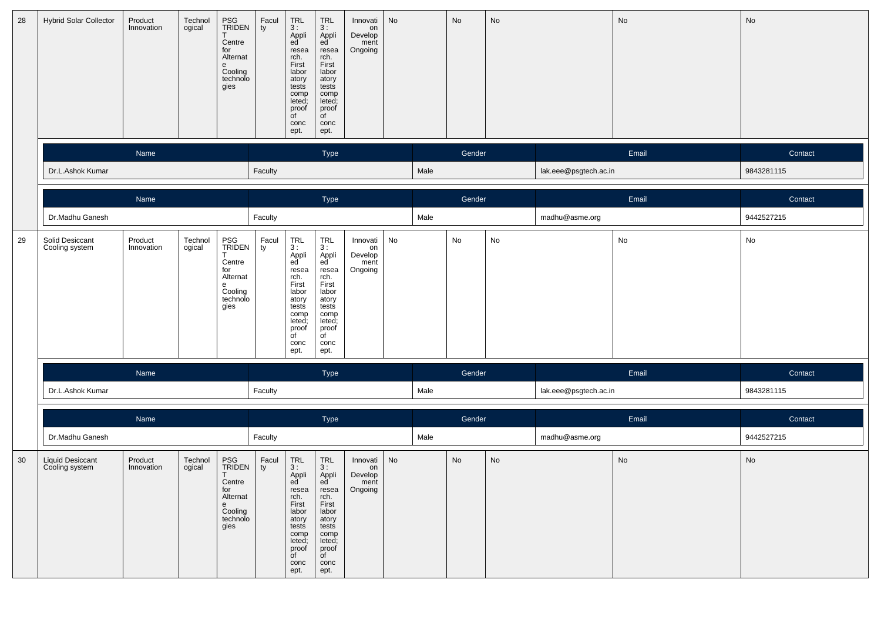| 28 | Hybrid Solar Collector | Product Innovation | Technological | PSG TRIDENT Centre for Alternate Cooling technologies | Faculty | TRL 3 : Applied research. First laboratory tests completed; proof of concept. | TRL 3 : Applied research. First laboratory tests completed; proof of concept. | Innovation Development Ongoing | No | No | No | No | No |
|---|---|---|---|---|---|---|---|---|---|---|---|---|---|

| Name | Type | Gender | Email | Contact |
|---|---|---|---|---|
| Dr.L.Ashok Kumar | Faculty | Male | lak.eee@psgtech.ac.in | 9843281115 |

| Name | Type | Gender | Email | Contact |
|---|---|---|---|---|
| Dr.Madhu Ganesh | Faculty | Male | madhu@asme.org | 9442527215 |

| 29 | Solid Desiccant Cooling system | Product Innovation | Technological | PSG TRIDENT Centre for Alternate Cooling technologies | Faculty | TRL 3 : Applied research. First laboratory tests completed; proof of concept. | TRL 3 : Applied research. First laboratory tests completed; proof of concept. | Innovation Development Ongoing | No | No | No | No | No |
|---|---|---|---|---|---|---|---|---|---|---|---|---|---|

| Name | Type | Gender | Email | Contact |
|---|---|---|---|---|
| Dr.L.Ashok Kumar | Faculty | Male | lak.eee@psgtech.ac.in | 9843281115 |

| Name | Type | Gender | Email | Contact |
|---|---|---|---|---|
| Dr.Madhu Ganesh | Faculty | Male | madhu@asme.org | 9442527215 |

| 30 | Liquid Desiccant Cooling system | Product Innovation | Technological | PSG TRIDENT Centre for Alternate Cooling technologies | Faculty | TRL 3 : Applied research. First laboratory tests completed; proof of concept. | TRL 3 : Applied research. First laboratory tests completed; proof of concept. | Innovation Development Ongoing | No | No | No | No | No |
|---|---|---|---|---|---|---|---|---|---|---|---|---|---|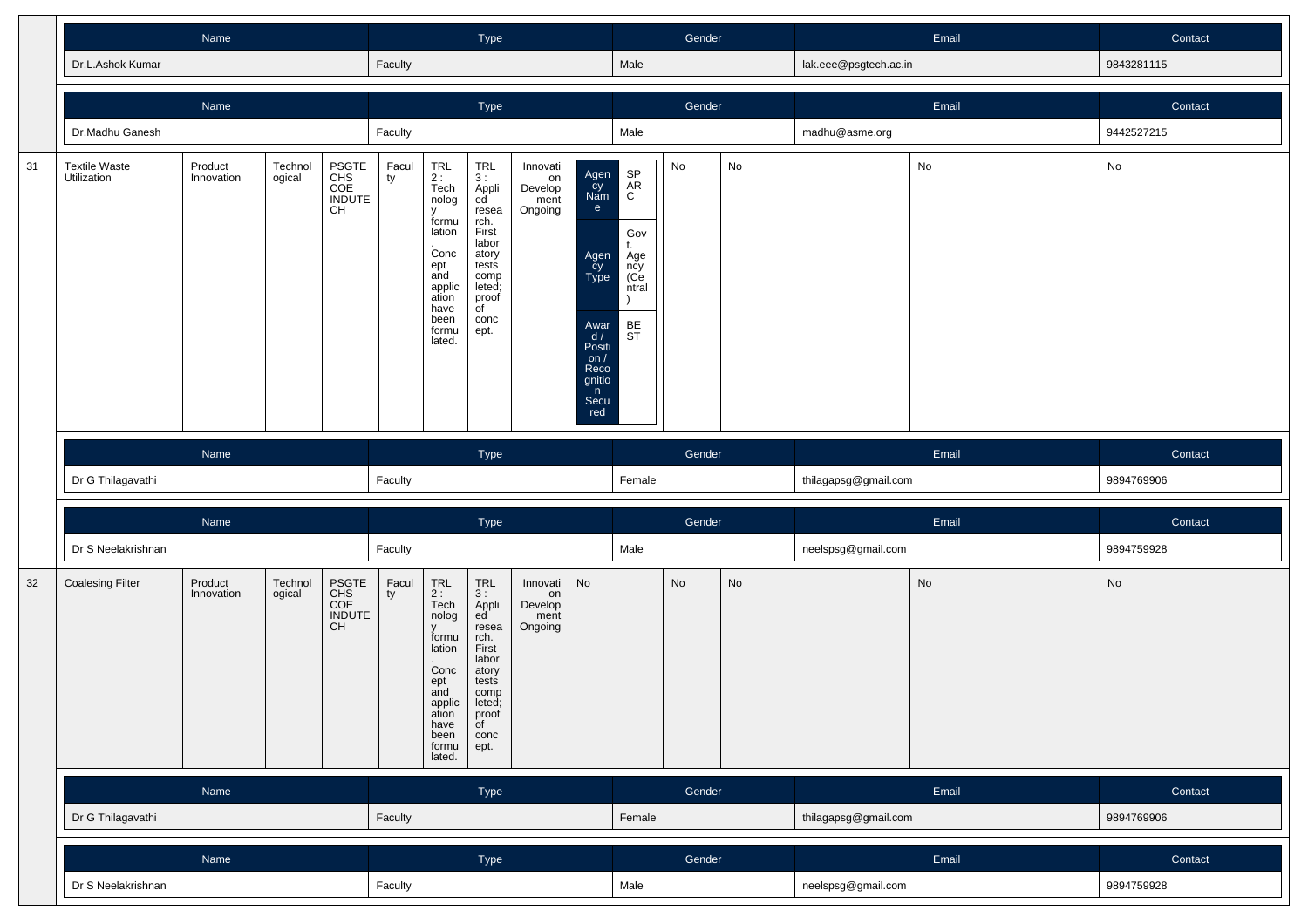| Name | Type | Gender | Email | Contact |
|---|---|---|---|---|
| Dr.L.Ashok Kumar | Faculty | Male | lak.eee@psgtech.ac.in | 9843281115 |

| Name | Type | Gender | Email | Contact |
|---|---|---|---|---|
| Dr.Madhu Ganesh | Faculty | Male | madhu@asme.org | 9442527215 |

| | | | | | | | | | | | | | |
|---|---|---|---|---|---|---|---|---|---|---|---|---|---|
| 31 | Textile Waste Utilization | Product Innovation | Technological | PSGTECHS COE INDUTECH | Faculty | TRL 2 : Technology formulation. Concept and application have been formulated. | TRL 3 : Applied research. First laboratory tests completed; proof of concept. | Innovation Development Ongoing | Agency Name: SPARC; Agency Type: Govt. Agency (Central); Award / Position / Recognition Secured: BEST | No | No | No | No |

| Name | Type | Gender | Email | Contact |
|---|---|---|---|---|
| Dr G Thilagavathi | Faculty | Female | thilagapsg@gmail.com | 9894769906 |

| Name | Type | Gender | Email | Contact |
|---|---|---|---|---|
| Dr S Neelakrishnan | Faculty | Male | neelspsg@gmail.com | 9894759928 |

| | | | | | | | | | | | | | |
|---|---|---|---|---|---|---|---|---|---|---|---|---|---|
| 32 | Coalesing Filter | Product Innovation | Technological | PSGTECHS COE INDUTECH | Faculty | TRL 2 : Technology formulation. Concept and application have been formulated. | TRL 3 : Applied research. First laboratory tests completed; proof of concept. | Innovation Development Ongoing | No | No | No | No | No |

| Name | Type | Gender | Email | Contact |
|---|---|---|---|---|
| Dr G Thilagavathi | Faculty | Female | thilagapsg@gmail.com | 9894769906 |

| Name | Type | Gender | Email | Contact |
|---|---|---|---|---|
| Dr S Neelakrishnan | Faculty | Male | neelspsg@gmail.com | 9894759928 |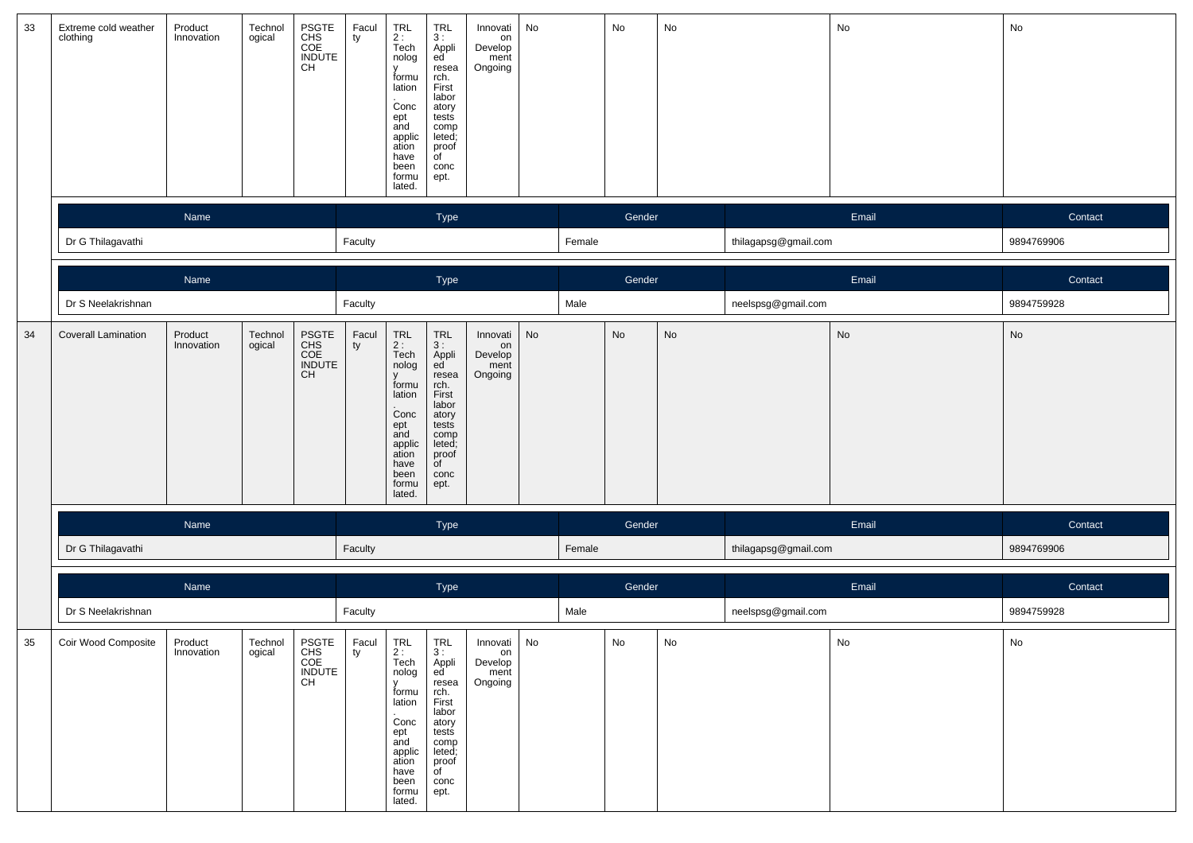| 33 | Extreme cold weather clothing | Product Innovation | Technological | PSGTECHS COE INDUTECH | Faculty | TRL 2 : Technology formulation. Concept and application have been formulated. | TRL 3 : Applied research. First laboratory tests completed; proof of concept. | Innovation Development Ongoing | No | No | No | No | No |
|---|---|---|---|---|---|---|---|---|---|---|---|---|---|

| Name | Type | Gender | Email | Contact |
|---|---|---|---|---|
| Dr G Thilagavathi | Faculty | Female | thilagapsg@gmail.com | 9894769906 |

| Name | Type | Gender | Email | Contact |
|---|---|---|---|---|
| Dr S Neelakrishnan | Faculty | Male | neelspsg@gmail.com | 9894759928 |

| 34 | Coverall Lamination | Product Innovation | Technological | PSGTECHS COE INDUTECH | Faculty | TRL 2 : Technology formulation. Concept and application have been formulated. | TRL 3 : Applied research. First laboratory tests completed; proof of concept. | Innovation Development Ongoing | No | No | No | No | No |
|---|---|---|---|---|---|---|---|---|---|---|---|---|---|

| Name | Type | Gender | Email | Contact |
|---|---|---|---|---|
| Dr G Thilagavathi | Faculty | Female | thilagapsg@gmail.com | 9894769906 |

| Name | Type | Gender | Email | Contact |
|---|---|---|---|---|
| Dr S Neelakrishnan | Faculty | Male | neelspsg@gmail.com | 9894759928 |

| 35 | Coir Wood Composite | Product Innovation | Technological | PSGTECHS COE INDUTECH | Faculty | TRL 2 : Technology formulation. Concept and application have been formulated. | TRL 3 : Applied research. First laboratory tests completed; proof of concept. | Innovation Development Ongoing | No | No | No | No | No |
|---|---|---|---|---|---|---|---|---|---|---|---|---|---|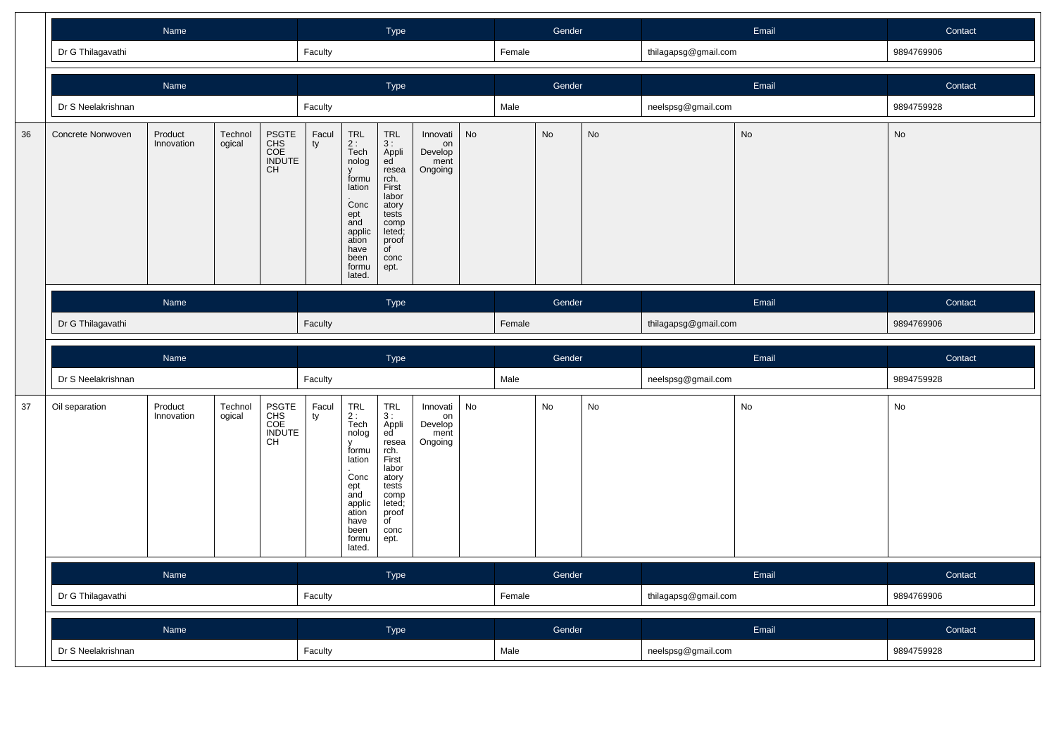| Name | Type | Gender | Email | Contact |
|---|---|---|---|---|
| Dr G Thilagavathi | Faculty | Female | thilagapsg@gmail.com | 9894769906 |

| Name | Type | Gender | Email | Contact |
|---|---|---|---|---|
| Dr S Neelakrishnan | Faculty | Male | neelspsg@gmail.com | 9894759928 |

| | | | | | | | | | | | | | | |
|---|---|---|---|---|---|---|---|---|---|---|---|---|---|---|
| 36 | Concrete Nonwoven | Product Innovation | Technological | PSGTECHS COE INDUTECH | Faculty | TRL 2 : Technology formulation. Concept and application have been formulated. | TRL 3 : Applied research. First laboratory tests completed; proof of concept. | Innovation Development Ongoing | No | No | No | No | No |

| Name | Type | Gender | Email | Contact |
|---|---|---|---|---|
| Dr G Thilagavathi | Faculty | Female | thilagapsg@gmail.com | 9894769906 |

| Name | Type | Gender | Email | Contact |
|---|---|---|---|---|
| Dr S Neelakrishnan | Faculty | Male | neelspsg@gmail.com | 9894759928 |

| | | | | | | | | | | | | | |
|---|---|---|---|---|---|---|---|---|---|---|---|---|---|
| 37 | Oil separation | Product Innovation | Technological | PSGTECHS COE INDUTECH | Faculty | TRL 2 : Technology formulation. Concept and application have been formulated. | TRL 3 : Applied research. First laboratory tests completed; proof of concept. | Innovation Development Ongoing | No | No | No | No | No |

| Name | Type | Gender | Email | Contact |
|---|---|---|---|---|
| Dr G Thilagavathi | Faculty | Female | thilagapsg@gmail.com | 9894769906 |

| Name | Type | Gender | Email | Contact |
|---|---|---|---|---|
| Dr S Neelakrishnan | Faculty | Male | neelspsg@gmail.com | 9894759928 |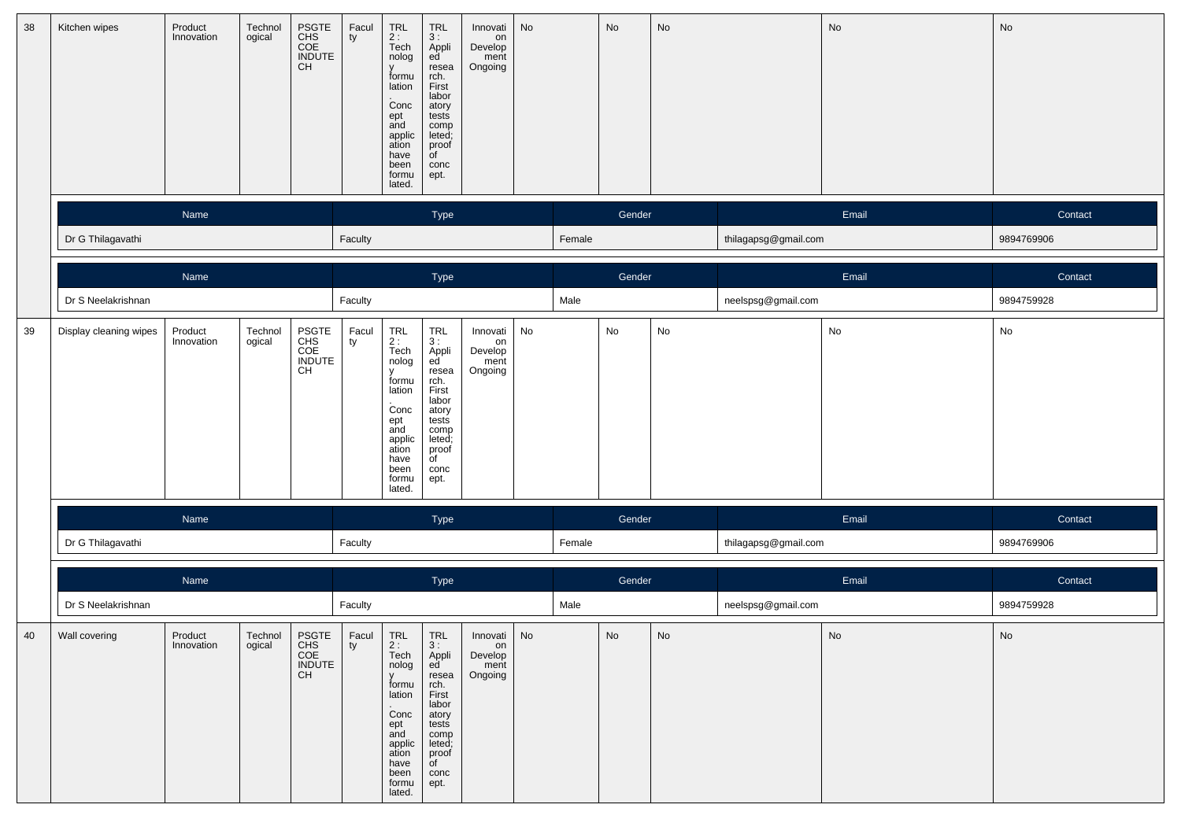| 38 | Kitchen wipes | Product Innovation | Technological | PSGTECHS COE INDUTECH | Faculty | TRL 2 : Technology formulation. Concept and application have been formulated. | TRL 3 : Applied research. First laboratory tests completed; proof of concept. | Innovation Development Ongoing | No | No | No | No | No |
|---|---|---|---|---|---|---|---|---|---|---|---|---|---|

| Name | Type | Gender | Email | Contact |
|---|---|---|---|---|
| Dr G Thilagavathi | Faculty | Female | thilagapsg@gmail.com | 9894769906 |

| Name | Type | Gender | Email | Contact |
|---|---|---|---|---|
| Dr S Neelakrishnan | Faculty | Male | neelspsg@gmail.com | 9894759928 |

| 39 | Display cleaning wipes | Product Innovation | Technological | PSGTECHS COE INDUTECH | Faculty | TRL 2 : Technology formulation. Concept and application have been formulated. | TRL 3 : Applied research. First laboratory tests completed; proof of concept. | Innovation Development Ongoing | No | No | No | No | No |
|---|---|---|---|---|---|---|---|---|---|---|---|---|---|

| Name | Type | Gender | Email | Contact |
|---|---|---|---|---|
| Dr G Thilagavathi | Faculty | Female | thilagapsg@gmail.com | 9894769906 |

| Name | Type | Gender | Email | Contact |
|---|---|---|---|---|
| Dr S Neelakrishnan | Faculty | Male | neelspsg@gmail.com | 9894759928 |

| 40 | Wall covering | Product Innovation | Technological | PSGTECHS COE INDUTECH | Faculty | TRL 2 : Technology formulation. Concept and application have been formulated. | TRL 3 : Applied research. First laboratory tests completed; proof of concept. | Innovation Development Ongoing | No | No | No | No | No |
|---|---|---|---|---|---|---|---|---|---|---|---|---|---|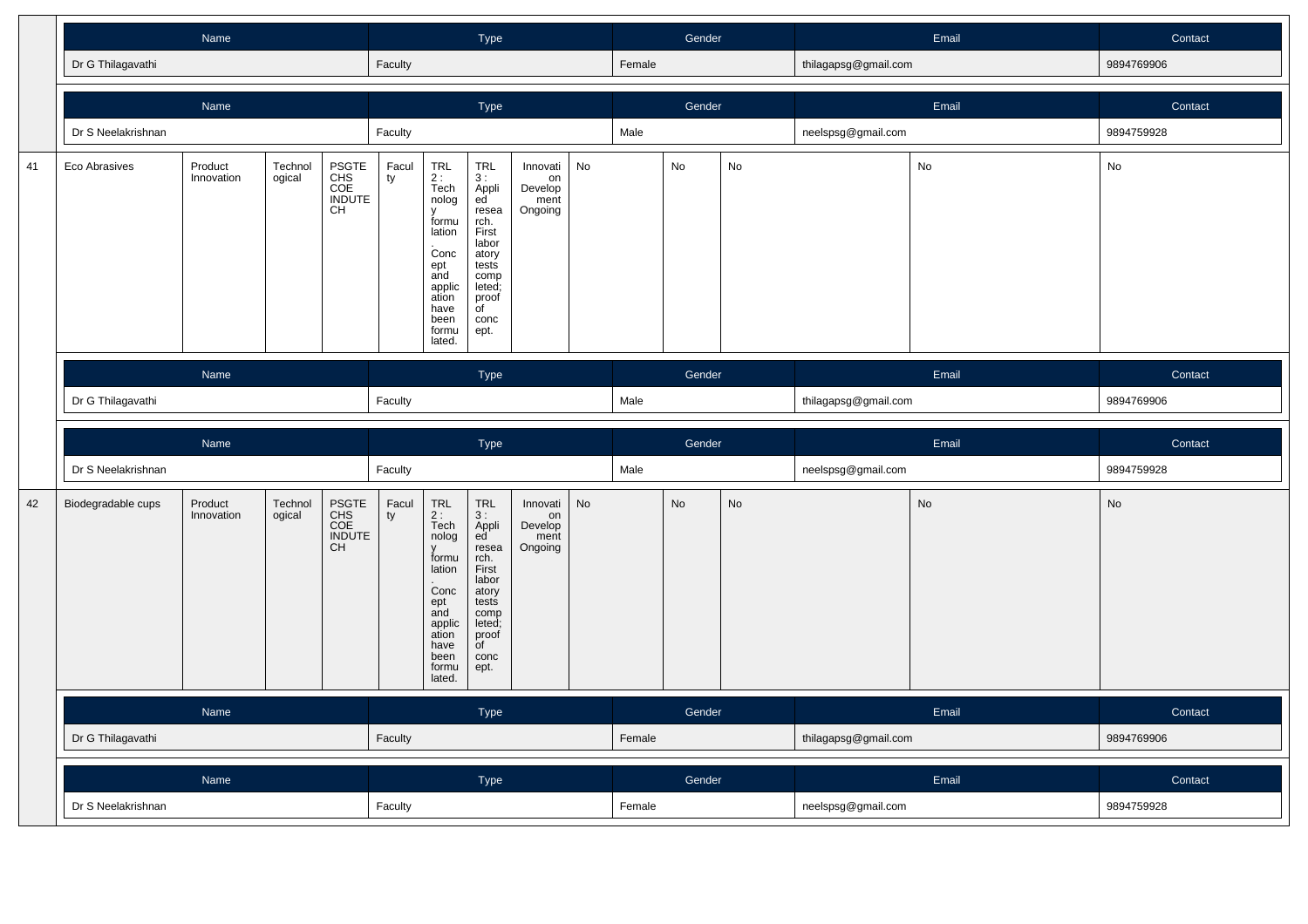| Name | Type | Gender | Email | Contact |
|---|---|---|---|---|
| Dr G Thilagavathi | Faculty | Female | thilagapsg@gmail.com | 9894769906 |

| Name | Type | Gender | Email | Contact |
|---|---|---|---|---|
| Dr S Neelakrishnan | Faculty | Male | neelspsg@gmail.com | 9894759928 |

| 41 | Eco Abrasives | Product Innovation | Technological | PSGTECHS COE INDUTECH | Faculty | TRL 2 : Technology formulation. Concept and application have been formulated. | TRL 3 : Applied research. First laboratory tests completed; proof of concept. | Innovation Development Ongoing | No | No | No | No | No |
|---|---|---|---|---|---|---|---|---|---|---|---|---|---|

| Name | Type | Gender | Email | Contact |
|---|---|---|---|---|
| Dr G Thilagavathi | Faculty | Male | thilagapsg@gmail.com | 9894769906 |

| Name | Type | Gender | Email | Contact |
|---|---|---|---|---|
| Dr S Neelakrishnan | Faculty | Male | neelspsg@gmail.com | 9894759928 |

| 42 | Biodegradable cups | Product Innovation | Technological | PSGTECHS COE INDUTECH | Faculty | TRL 2 : Technology formulation. Concept and application have been formulated. | TRL 3 : Applied research. First laboratory tests completed; proof of concept. | Innovation Development Ongoing | No | No | No | No | No |
|---|---|---|---|---|---|---|---|---|---|---|---|---|---|

| Name | Type | Gender | Email | Contact |
|---|---|---|---|---|
| Dr G Thilagavathi | Faculty | Female | thilagapsg@gmail.com | 9894769906 |

| Name | Type | Gender | Email | Contact |
|---|---|---|---|---|
| Dr S Neelakrishnan | Faculty | Female | neelspsg@gmail.com | 9894759928 |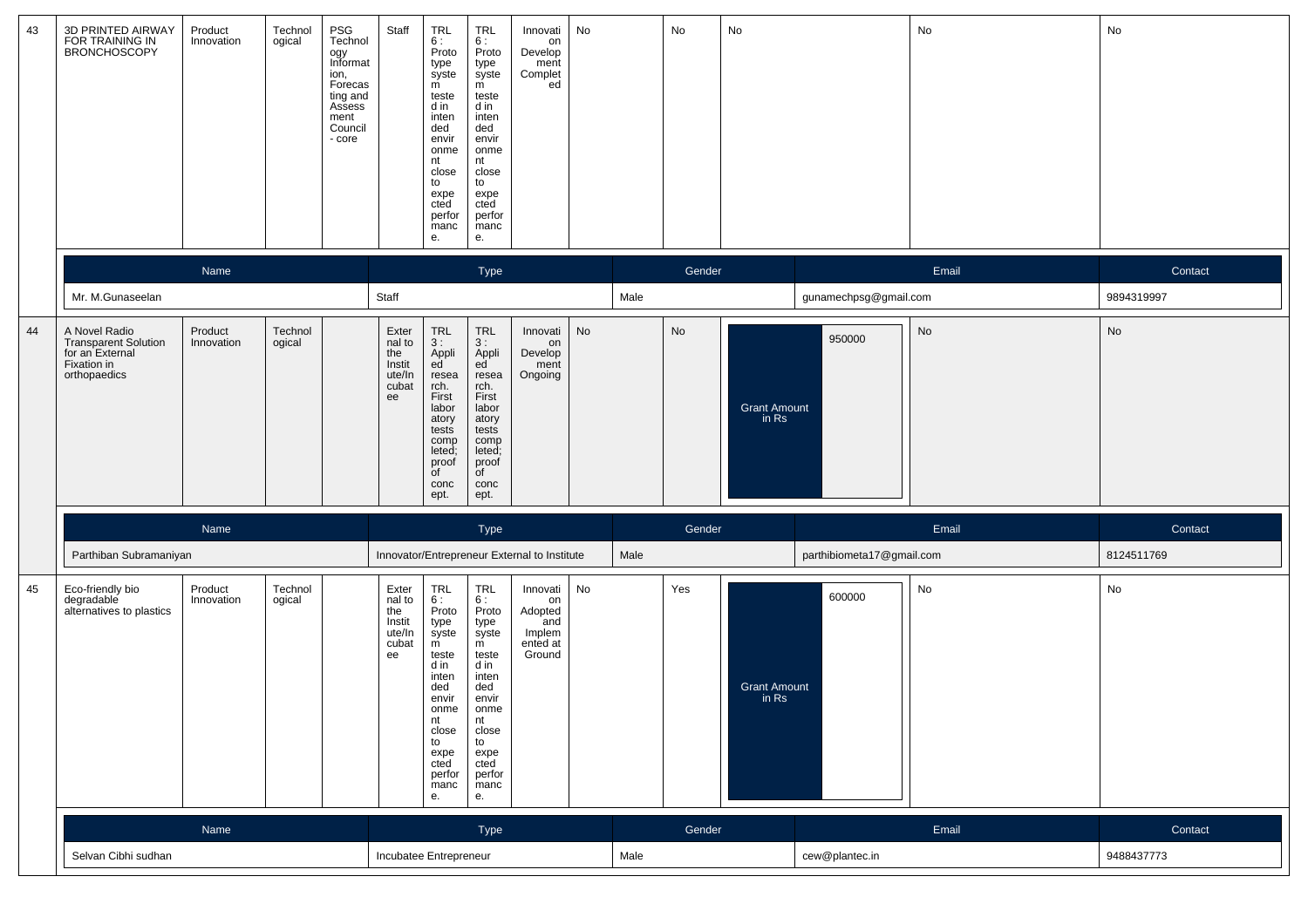| 43 | 3D PRINTED AIRWAY FOR TRAINING IN BRONCHOSCOPY | Product Innovation | Technological | PSG Technology Information, Forecasting and Assessment Council - core | Staff | TRL 6 : Prototype system tested in intended environment close to expected performance. | TRL 6 : Prototype system tested in intended environment close to expected performance. | Innovation Development Completed | No | No | No | No | No |
|---|---|---|---|---|---|---|---|---|---|---|---|---|---|

| Name | Type | Gender | Email | Contact |
|---|---|---|---|---|
| Mr. M.Gunaseelan | Staff | Male | gunamechpsg@gmail.com | 9894319997 |

| 44 | A Novel Radio Transparent Solution for an External Fixation in orthopaedics | Product Innovation | Technological | | External to the Institute/Incubatee | TRL 3 : Applied research. First laboratory tests completed; proof of concept. | TRL 3 : Applied research. First laboratory tests completed; proof of concept. | Innovation Development Ongoing | No | No | Grant Amount in Rs: 950000 | No | No |
|---|---|---|---|---|---|---|---|---|---|---|---|---|---|

| Name | Type | Gender | Email | Contact |
|---|---|---|---|---|
| Parthiban Subramaniyan | Innovator/Entrepreneur External to Institute | Male | parthibiometa17@gmail.com | 8124511769 |

| 45 | Eco-friendly bio degradable alternatives to plastics | Product Innovation | Technological | | External to the Institute/Incubatee | TRL 6 : Prototype system tested in intended environment close to expected performance. | TRL 6 : Prototype system tested in intended environment close to expected performance. | Innovation Adopted and Implemented at Ground | No | Yes | Grant Amount in Rs: 600000 | No | No |
|---|---|---|---|---|---|---|---|---|---|---|---|---|---|

| Name | Type | Gender | Email | Contact |
|---|---|---|---|---|
| Selvan Cibhi sudhan | Incubatee Entrepreneur | Male | cew@plantec.in | 9488437773 |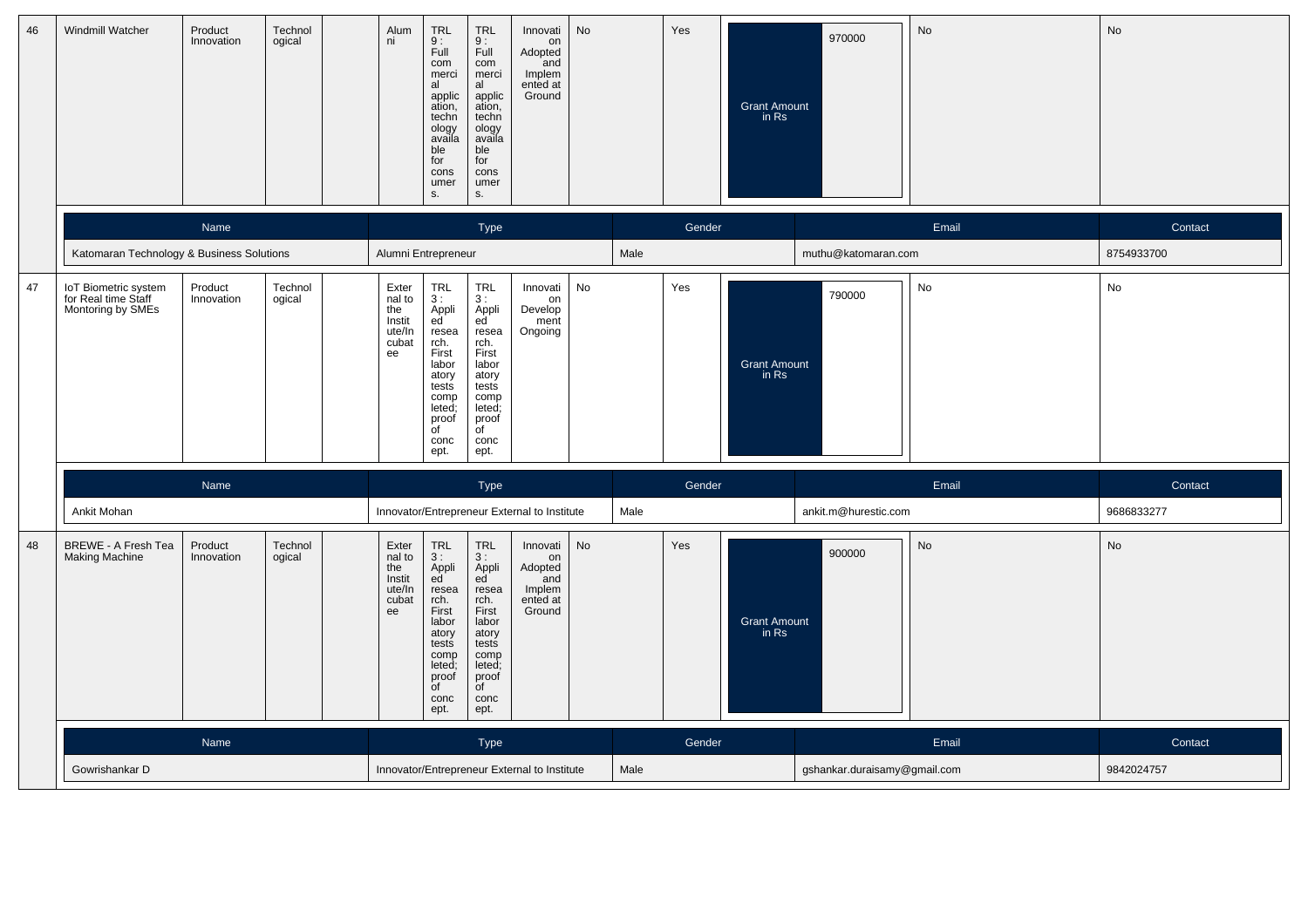| 46 | Windmill Watcher | Product Innovation | Technological | | Alumni | TRL 9 : Full commercial application, technology available for consumers. | TRL 9 : Full commercial application, technology available for consumers. | Innovation Adopted and Implemented at Ground | No | Yes | Grant Amount in Rs | 970000 | No | No |
|---|---|---|---|---|---|---|---|---|---|---|---|---|---|---|

| Name | Type | Gender | Email | Contact |
|---|---|---|---|---|
| Katomaran Technology & Business Solutions | Alumni Entrepreneur | Male | muthu@katomaran.com | 8754933700 |

| 47 | IoT Biometric system for Real time Staff Montoring by SMEs | Product Innovation | Technological | | External to the Institute/Incubatee | TRL 3 : Applied research. First laboratory tests completed; proof of concept. | TRL 3 : Applied research. First laboratory tests completed; proof of concept. | Innovation Development Ongoing | No | Yes | Grant Amount in Rs | 790000 | No | No |
|---|---|---|---|---|---|---|---|---|---|---|---|---|---|---|

| Name | Type | Gender | Email | Contact |
|---|---|---|---|---|
| Ankit Mohan | Innovator/Entrepreneur External to Institute | Male | ankit.m@hurestic.com | 9686833277 |

| 48 | BREWE - A Fresh Tea Making Machine | Product Innovation | Technological | | External to the Institute/Incubatee | TRL 3 : Applied research. First laboratory tests completed; proof of concept. | TRL 3 : Applied research. First laboratory tests completed; proof of concept. | Innovation Adopted and Implemented at Ground | No | Yes | Grant Amount in Rs | 900000 | No | No |
|---|---|---|---|---|---|---|---|---|---|---|---|---|---|---|

| Name | Type | Gender | Email | Contact |
|---|---|---|---|---|
| Gowrishankar D | Innovator/Entrepreneur External to Institute | Male | gshankar.duraisamy@gmail.com | 9842024757 |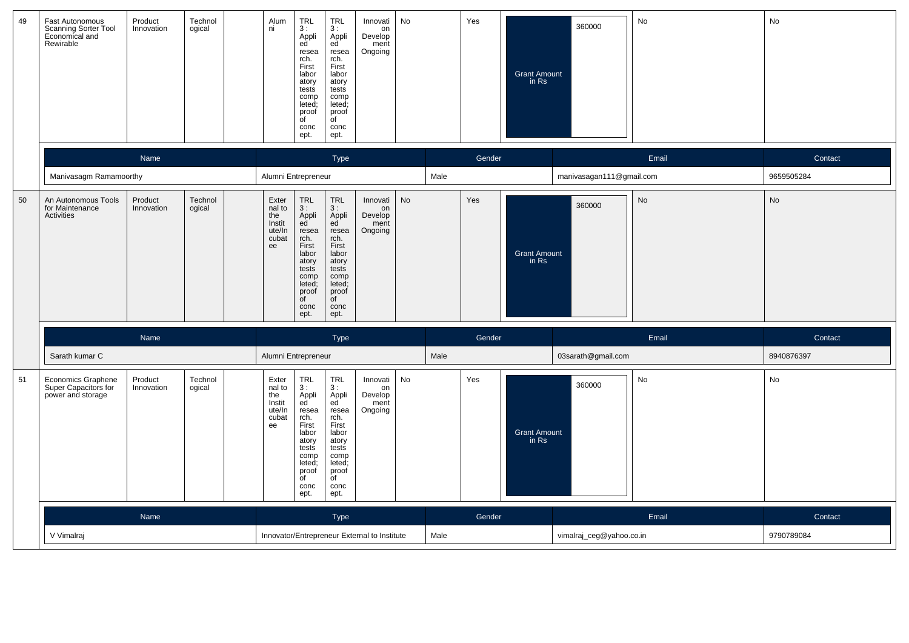| 49 | Fast Autonomous Scanning Sorter Tool Economical and Rewirable | Product Innovation | Technological | | Alumni | TRL 3 : Applied research. First laboratory tests completed; proof of concept. | TRL 3 : Applied research. First laboratory tests completed; proof of concept. | Innovation Development Ongoing | No | Yes | Grant Amount in Rs | 360000 | No | No |
|---|---|---|---|---|---|---|---|---|---|---|---|---|---|---|

| Name | Type | Gender | Email | Contact |
|---|---|---|---|---|
| Manivasagm Ramamoorthy | Alumni Entrepreneur | Male | manivasagan111@gmail.com | 9659505284 |

| 50 | An Autonomous Tools for Maintenance Activities | Product Innovation | Technological | | External to the Institute/Incubatee | TRL 3 : Applied research. First laboratory tests completed; proof of concept. | TRL 3 : Applied research. First laboratory tests completed; proof of concept. | Innovation Development Ongoing | No | Yes | Grant Amount in Rs | 360000 | No | No |
|---|---|---|---|---|---|---|---|---|---|---|---|---|---|---|

| Name | Type | Gender | Email | Contact |
|---|---|---|---|---|
| Sarath kumar C | Alumni Entrepreneur | Male | 03sarath@gmail.com | 8940876397 |

| 51 | Economics Graphene Super Capacitors for power and storage | Product Innovation | Technological | | External to the Institute/Incubatee | TRL 3 : Applied research. First laboratory tests completed; proof of concept. | TRL 3 : Applied research. First laboratory tests completed; proof of concept. | Innovation Development Ongoing | No | Yes | Grant Amount in Rs | 360000 | No | No |
|---|---|---|---|---|---|---|---|---|---|---|---|---|---|---|

| Name | Type | Gender | Email | Contact |
|---|---|---|---|---|
| V Vimalraj | Innovator/Entrepreneur External to Institute | Male | vimalraj_ceg@yahoo.co.in | 9790789084 |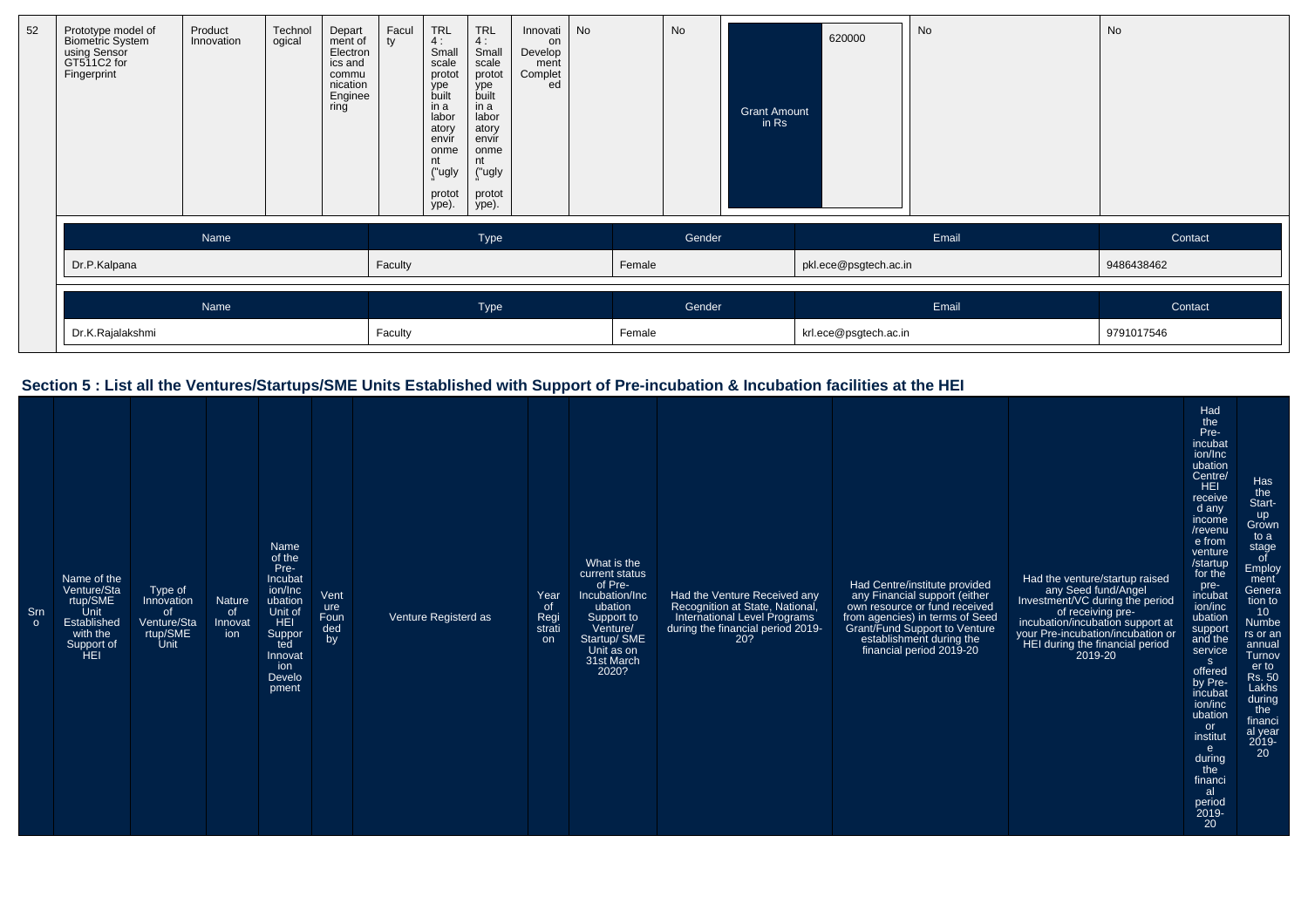| 52 | Prototype model of Biometric System using Sensor GT511C2 for Fingerprint | Product Innovation | Technological | Department of Electronics and communication Engineering | Faculty | TRL 4 : Small scale prototype built in a laboratory environment ("ugly" prototype). | TRL 4 : Small scale prototype built in a laboratory environment ("ugly" prototype). | Innovation Development Completed | No | No | Grant Amount in Rs | 620000 | No | No |
|---|---|---|---|---|---|---|---|---|---|---|---|---|---|---|

| Name | Type | Gender | Email | Contact |
|---|---|---|---|---|
| Dr.P.Kalpana | Faculty | Female | pkl.ece@psgtech.ac.in | 9486438462 |

| Name | Type | Gender | Email | Contact |
|---|---|---|---|---|
| Dr.K.Rajalakshmi | Faculty | Female | krl.ece@psgtech.ac.in | 9791017546 |

## Section 5 : List all the Ventures/Startups/SME Units Established with Support of Pre-incubation & Incubation facilities at the HEI

| Srno | Name of the Venture/Startup/SME Unit Established with the Support of HEI | Type of Innovation of Venture/Startup/SME Unit | Nature of Innovation | Name of the Pre-Incubation/Incubation Unit of HEI Supported Innovation Development | Venture Founded by | Venture Registerd as | Year of Registration | What is the current status of Pre-Incubation/Incubation Support to Venture/ Startup/ SME Unit as on 31st March 2020? | Had the Venture Received any Recognition at State, National, International Level Programs during the financial period 2019-20? | Had Centre/institute provided any Financial support (either own resource or fund received from agencies) in terms of Seed Grant/Fund Support to Venture establishment during the financial period 2019-20 | Had the venture/startup raised any Seed fund/Angel Investment/VC during the period of receiving pre-incubation/incubation support at your Pre-incubation/incubation or HEI during the financial period 2019-20 | Had the Pre-incubation/Incubation Centre/ HEI receive d any income /revenue from venture /startup for the pre-incubation/incubation support and the services offered by Pre-incubation/incubation or institute during the financial period 2019-20 | Has the Start-up Grown to a stage of Employment Generation to 10 Numbers or an annual Turnover to Rs. 50 Lakhs during the financial year 2019-20 |
|---|---|---|---|---|---|---|---|---|---|---|---|---|---|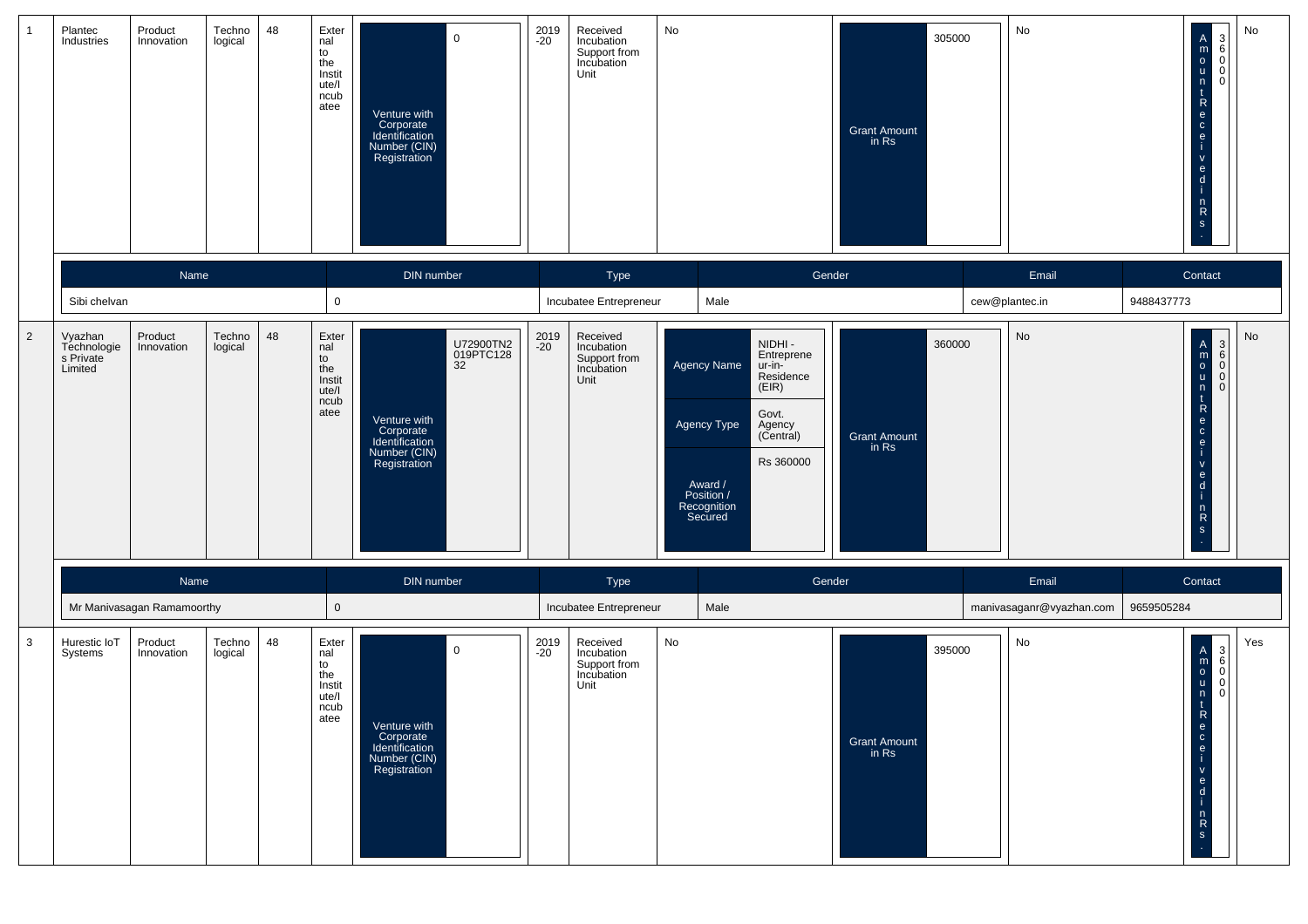| 1 | Plantec Industries | Product Innovation | Technological | 48 | External to the Institute/Incubatee | Venture with Corporate Identification Number (CIN) Registration: 0 | 2019-20 | Received Incubation Support from Incubation Unit | No | Grant Amount in Rs: 305000 | No | Amount Received in Rs.: 360000 | No |
|---|---|---|---|---|---|---|---|---|---|---|---|---|---|

| Name | DIN number | Type | Gender | Email | Contact |
|---|---|---|---|---|---|
| Sibi chelvan | 0 | Incubatee Entrepreneur | Male | cew@plantec.in | 9488437773 |

| 2 | Vyazhan Technologies Private Limited | Product Innovation | Technological | 48 | External to the Institute/Incubatee | Venture with Corporate Identification Number (CIN) Registration: U72900TN2019PTC12832 | 2019-20 | Received Incubation Support from Incubation Unit | Agency Name: NIDHI - Entrepreneur-in-Residence (EIR); Agency Type: Govt. Agency (Central); Award / Position / Recognition Secured: Rs 360000 | Grant Amount in Rs: 360000 | No | Amount Received in Rs.: 360000 | No |
|---|---|---|---|---|---|---|---|---|---|---|---|---|---|

| Name | DIN number | Type | Gender | Email | Contact |
|---|---|---|---|---|---|
| Mr Manivasagan Ramamoorthy | 0 | Incubatee Entrepreneur | Male | manivasaganr@vyazhan.com | 9659505284 |

| 3 | Hurestic IoT Systems | Product Innovation | Technological | 48 | External to the Institute/Incubatee | Venture with Corporate Identification Number (CIN) Registration: 0 | 2019-20 | Received Incubation Support from Incubation Unit | No | Grant Amount in Rs: 395000 | No | Amount Received in Rs.: 360000 | Yes |
|---|---|---|---|---|---|---|---|---|---|---|---|---|---|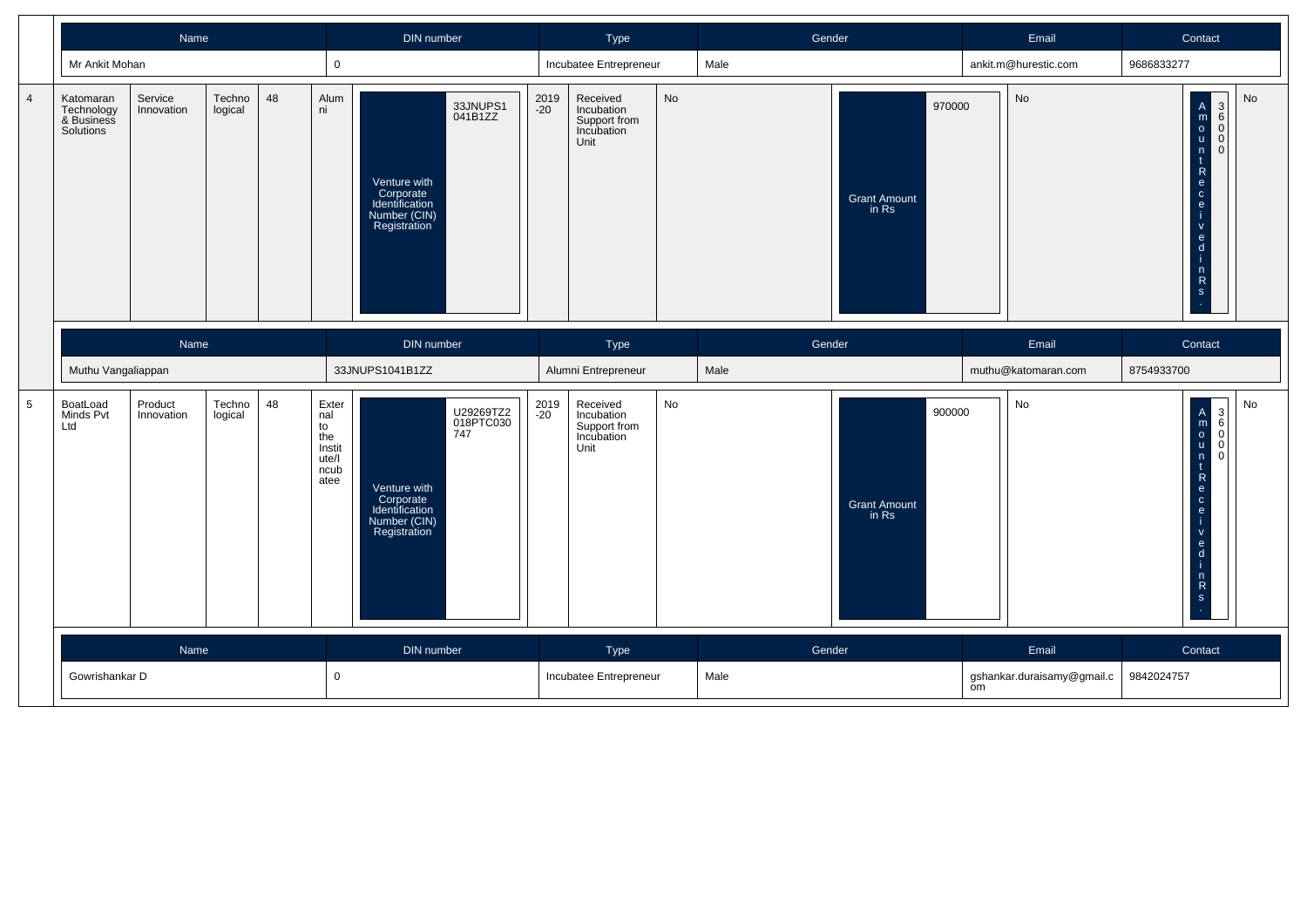| Name | DIN number | Type | Gender | Email | Contact |
|---|---|---|---|---|---|
| Mr Ankit Mohan | 0 | Incubatee Entrepreneur | Male | ankit.m@hurestic.com | 9686833277 |

| 4 | Katomaran Technology & Business Solutions | Service Innovation | Techno logical | 48 | Alumni | Venture with Corporate Identification Number (CIN) Registration | 33JNUPS1041B1ZZ | 2019-20 | Received Incubation Support from Incubation Unit | No | Grant Amount in Rs | 970000 | No | Amount Received in Rs. | 36000 | No |
|---|---|---|---|---|---|---|---|---|---|---|---|---|---|---|---|---|

| Name | DIN number | Type | Gender | Email | Contact |
|---|---|---|---|---|---|
| Muthu Vangaliappan | 33JNUPS1041B1ZZ | Alumni Entrepreneur | Male | muthu@katomaran.com | 8754933700 |

| 5 | BoatLoad Minds Pvt Ltd | Product Innovation | Techno logical | 48 | External to the Institute/Incubatee | Venture with Corporate Identification Number (CIN) Registration | U29269TZ2018PTC030747 | 2019-20 | Received Incubation Support from Incubation Unit | No | Grant Amount in Rs | 900000 | No | Amount Received in Rs. | 36000 | No |
|---|---|---|---|---|---|---|---|---|---|---|---|---|---|---|---|---|

| Name | DIN number | Type | Gender | Email | Contact |
|---|---|---|---|---|---|
| Gowrishankar D | 0 | Incubatee Entrepreneur | Male | gshankar.duraisamy@gmail.com | 9842024757 |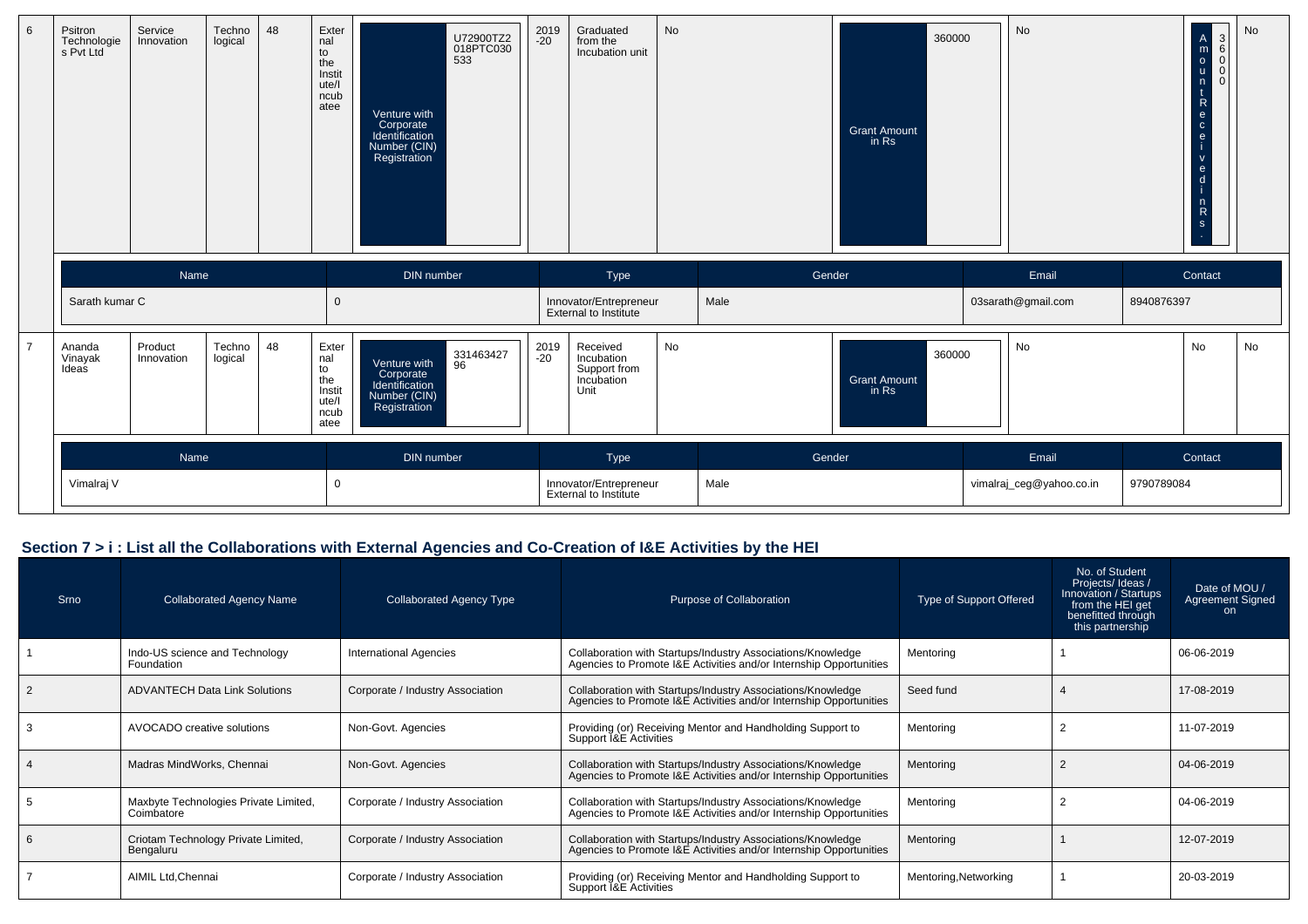| 6 | Psitron Technologies Pvt Ltd | Service Innovation | Technological | 48 | External to the Institute/Incubatee | Venture with Corporate Identification Number (CIN) Registration | U72900TZ2018PTC030533 | 2019-20 | Graduated from the Incubation unit | No | Grant Amount in Rs | 360000 | No | Amount Received in Rs. | 360000 | No |
|---|---|---|---|---|---|---|---|---|---|---|---|---|---|---|---|---|

| Name | DIN number | Type | Gender | Email | Contact |
|---|---|---|---|---|---|
| Sarath kumar C | 0 | Innovator/Entrepreneur External to Institute | Male | 03sarath@gmail.com | 8940876397 |

| 7 | Ananda Vinayak Ideas | Product Innovation | Technological | 48 | External to the Institute/Incubatee | Venture with Corporate Identification Number (CIN) Registration | 33146342796 | 2019-20 | Received Incubation Support from Incubation Unit | No | Grant Amount in Rs | 360000 | No | No | No |
|---|---|---|---|---|---|---|---|---|---|---|---|---|---|---|---|

| Name | DIN number | Type | Gender | Email | Contact |
|---|---|---|---|---|---|
| Vimalraj V | 0 | Innovator/Entrepreneur External to Institute | Male | vimalraj_ceg@yahoo.co.in | 9790789084 |

## Section 7 > i : List all the Collaborations with External Agencies and Co-Creation of I&E Activities by the HEI

| Srno | Collaborated Agency Name | Collaborated Agency Type | Purpose of Collaboration | Type of Support Offered | No. of Student Projects/ Ideas / Innovation / Startups from the HEI get benefitted through this partnership | Date of MOU / Agreement Signed on |
|---|---|---|---|---|---|---|
| 1 | Indo-US science and Technology Foundation | International Agencies | Collaboration with Startups/Industry Associations/Knowledge Agencies to Promote I&E Activities and/or Internship Opportunities | Mentoring | 1 | 06-06-2019 |
| 2 | ADVANTECH Data Link Solutions | Corporate / Industry Association | Collaboration with Startups/Industry Associations/Knowledge Agencies to Promote I&E Activities and/or Internship Opportunities | Seed fund | 4 | 17-08-2019 |
| 3 | AVOCADO creative solutions | Non-Govt. Agencies | Providing (or) Receiving Mentor and Handholding Support to Support I&E Activities | Mentoring | 2 | 11-07-2019 |
| 4 | Madras MindWorks, Chennai | Non-Govt. Agencies | Collaboration with Startups/Industry Associations/Knowledge Agencies to Promote I&E Activities and/or Internship Opportunities | Mentoring | 2 | 04-06-2019 |
| 5 | Maxbyte Technologies Private Limited, Coimbatore | Corporate / Industry Association | Collaboration with Startups/Industry Associations/Knowledge Agencies to Promote I&E Activities and/or Internship Opportunities | Mentoring | 2 | 04-06-2019 |
| 6 | Criotam Technology Private Limited, Bengaluru | Corporate / Industry Association | Collaboration with Startups/Industry Associations/Knowledge Agencies to Promote I&E Activities and/or Internship Opportunities | Mentoring | 1 | 12-07-2019 |
| 7 | AIMIL Ltd,Chennai | Corporate / Industry Association | Providing (or) Receiving Mentor and Handholding Support to Support I&E Activities | Mentoring,Networking | 1 | 20-03-2019 |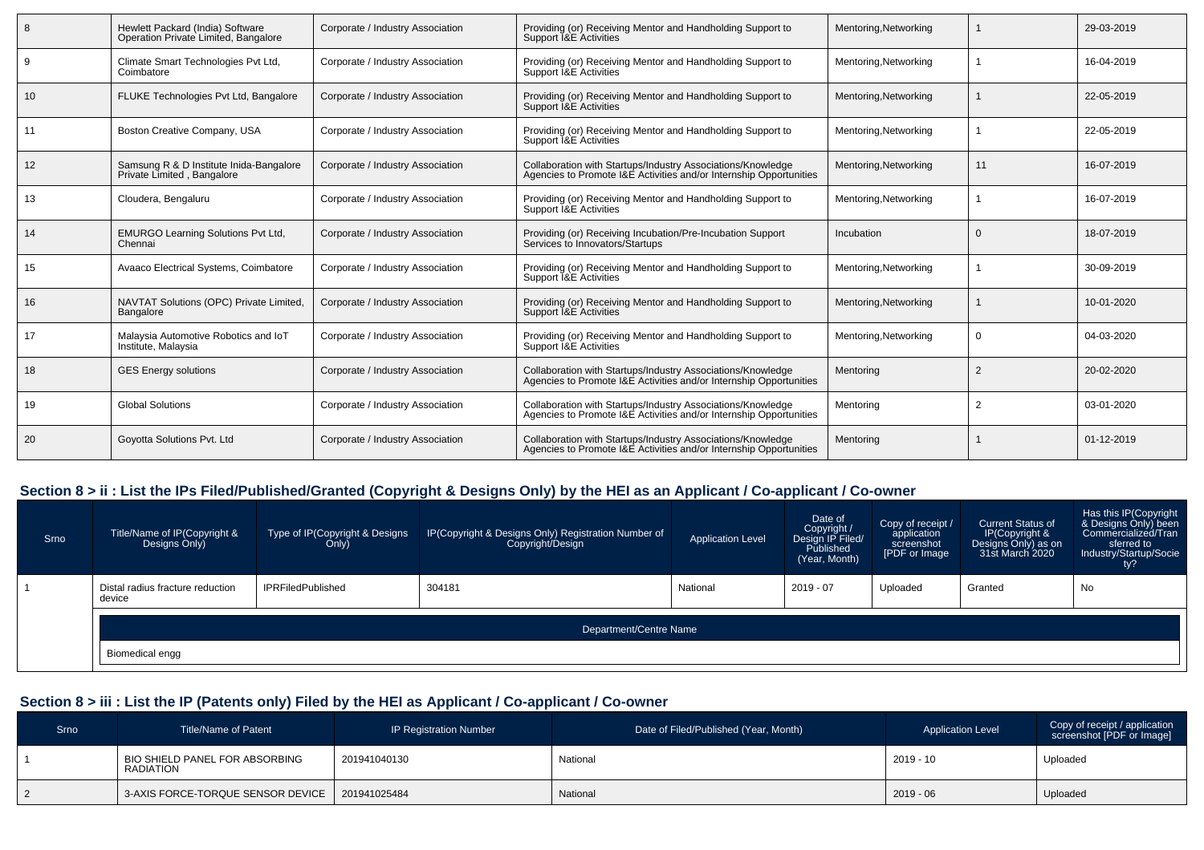| | | | | | | |
|---|---|---|---|---|---|---|
| 8 | Hewlett Packard (India) Software Operation Private Limited, Bangalore | Corporate / Industry Association | Providing (or) Receiving Mentor and Handholding Support to Support I&E Activities | Mentoring,Networking | 1 | 29-03-2019 |
| 9 | Climate Smart Technologies Pvt Ltd, Coimbatore | Corporate / Industry Association | Providing (or) Receiving Mentor and Handholding Support to Support I&E Activities | Mentoring,Networking | 1 | 16-04-2019 |
| 10 | FLUKE Technologies Pvt Ltd, Bangalore | Corporate / Industry Association | Providing (or) Receiving Mentor and Handholding Support to Support I&E Activities | Mentoring,Networking | 1 | 22-05-2019 |
| 11 | Boston Creative Company, USA | Corporate / Industry Association | Providing (or) Receiving Mentor and Handholding Support to Support I&E Activities | Mentoring,Networking | 1 | 22-05-2019 |
| 12 | Samsung R & D Institute Inida-Bangalore Private Limited , Bangalore | Corporate / Industry Association | Collaboration with Startups/Industry Associations/Knowledge Agencies to Promote I&E Activities and/or Internship Opportunities | Mentoring,Networking | 11 | 16-07-2019 |
| 13 | Cloudera, Bengaluru | Corporate / Industry Association | Providing (or) Receiving Mentor and Handholding Support to Support I&E Activities | Mentoring,Networking | 1 | 16-07-2019 |
| 14 | EMURGO Learning Solutions Pvt Ltd, Chennai | Corporate / Industry Association | Providing (or) Receiving Incubation/Pre-Incubation Support Services to Innovators/Startups | Incubation | 0 | 18-07-2019 |
| 15 | Avaaco Electrical Systems, Coimbatore | Corporate / Industry Association | Providing (or) Receiving Mentor and Handholding Support to Support I&E Activities | Mentoring,Networking | 1 | 30-09-2019 |
| 16 | NAVTAT Solutions (OPC) Private Limited, Bangalore | Corporate / Industry Association | Providing (or) Receiving Mentor and Handholding Support to Support I&E Activities | Mentoring,Networking | 1 | 10-01-2020 |
| 17 | Malaysia Automotive Robotics and IoT Institute, Malaysia | Corporate / Industry Association | Providing (or) Receiving Mentor and Handholding Support to Support I&E Activities | Mentoring,Networking | 0 | 04-03-2020 |
| 18 | GES Energy solutions | Corporate / Industry Association | Collaboration with Startups/Industry Associations/Knowledge Agencies to Promote I&E Activities and/or Internship Opportunities | Mentoring | 2 | 20-02-2020 |
| 19 | Global Solutions | Corporate / Industry Association | Collaboration with Startups/Industry Associations/Knowledge Agencies to Promote I&E Activities and/or Internship Opportunities | Mentoring | 2 | 03-01-2020 |
| 20 | Goyotta Solutions Pvt. Ltd | Corporate / Industry Association | Collaboration with Startups/Industry Associations/Knowledge Agencies to Promote I&E Activities and/or Internship Opportunities | Mentoring | 1 | 01-12-2019 |

## Section 8 > ii : List the IPs Filed/Published/Granted (Copyright & Designs Only) by the HEI as an Applicant / Co-applicant / Co-owner

| Srno | Title/Name of IP(Copyright & Designs Only) | Type of IP(Copyright & Designs Only) | IP(Copyright & Designs Only) Registration Number of Copyright/Design | Application Level | Date of Copyright / Design IP Filed/ Published (Year, Month) | Copy of receipt / application screenshot [PDF or Image | Current Status of IP(Copyright & Designs Only) as on 31st March 2020 | Has this IP(Copyright & Designs Only) been Commercialized/Transferred to Industry/Startup/Society? |
|---|---|---|---|---|---|---|---|---|
| 1 | Distal radius fracture reduction device | IPRFiledPublished | 304181 | National | 2019 - 07 | Uploaded | Granted | No |
| | Department/Centre Name | | | | | | | |
| | Biomedical engg | | | | | | | |

## Section 8 > iii : List the IP (Patents only) Filed by the HEI as Applicant / Co-applicant / Co-owner

| Srno | Title/Name of Patent | IP Registration Number | Date of Filed/Published (Year, Month) | Application Level | Copy of receipt / application screenshot [PDF or Image] |
|---|---|---|---|---|---|
| 1 | BIO SHIELD PANEL FOR ABSORBING RADIATION | 201941040130 | National | 2019 - 10 | Uploaded |
| 2 | 3-AXIS FORCE-TORQUE SENSOR DEVICE | 201941025484 | National | 2019 - 06 | Uploaded |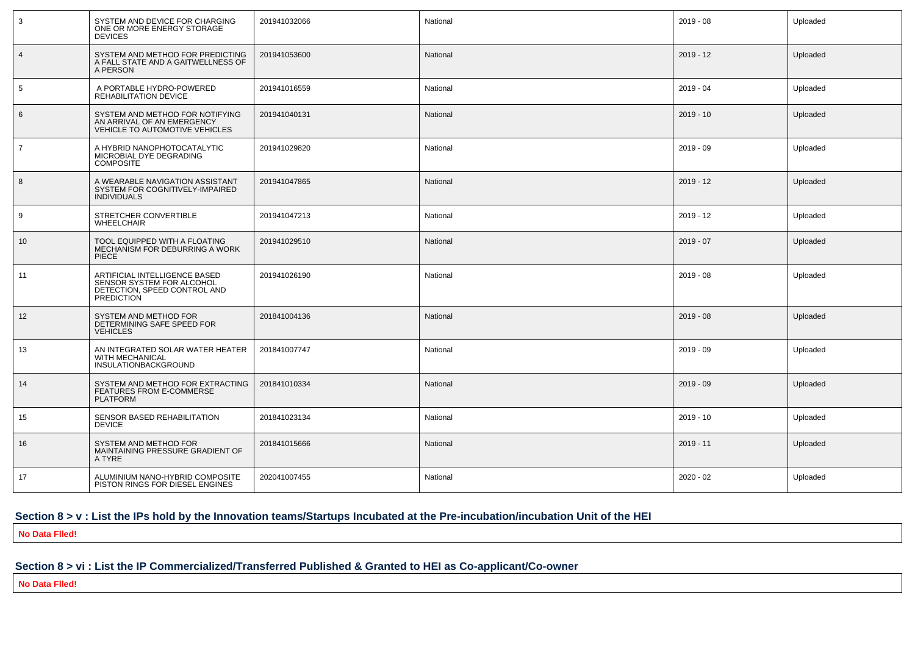| | | | | | |
|---|---|---|---|---|---|
| 3 | SYSTEM AND DEVICE FOR CHARGING ONE OR MORE ENERGY STORAGE DEVICES | 201941032066 | National | 2019 - 08 | Uploaded |
| 4 | SYSTEM AND METHOD FOR PREDICTING A FALL STATE AND A GAITWELLNESS OF A PERSON | 201941053600 | National | 2019 - 12 | Uploaded |
| 5 | A PORTABLE HYDRO-POWERED REHABILITATION DEVICE | 201941016559 | National | 2019 - 04 | Uploaded |
| 6 | SYSTEM AND METHOD FOR NOTIFYING AN ARRIVAL OF AN EMERGENCY VEHICLE TO AUTOMOTIVE VEHICLES | 201941040131 | National | 2019 - 10 | Uploaded |
| 7 | A HYBRID NANOPHOTOCATALYTIC MICROBIAL DYE DEGRADING COMPOSITE | 201941029820 | National | 2019 - 09 | Uploaded |
| 8 | A WEARABLE NAVIGATION ASSISTANT SYSTEM FOR COGNITIVELY-IMPAIRED INDIVIDUALS | 201941047865 | National | 2019 - 12 | Uploaded |
| 9 | STRETCHER CONVERTIBLE WHEELCHAIR | 201941047213 | National | 2019 - 12 | Uploaded |
| 10 | TOOL EQUIPPED WITH A FLOATING MECHANISM FOR DEBURRING A WORK PIECE | 201941029510 | National | 2019 - 07 | Uploaded |
| 11 | ARTIFICIAL INTELLIGENCE BASED SENSOR SYSTEM FOR ALCOHOL DETECTION, SPEED CONTROL AND PREDICTION | 201941026190 | National | 2019 - 08 | Uploaded |
| 12 | SYSTEM AND METHOD FOR DETERMINING SAFE SPEED FOR VEHICLES | 201841004136 | National | 2019 - 08 | Uploaded |
| 13 | AN INTEGRATED SOLAR WATER HEATER WITH MECHANICAL INSULATIONBACKGROUND | 201841007747 | National | 2019 - 09 | Uploaded |
| 14 | SYSTEM AND METHOD FOR EXTRACTING FEATURES FROM E-COMMERSE PLATFORM | 201841010334 | National | 2019 - 09 | Uploaded |
| 15 | SENSOR BASED REHABILITATION DEVICE | 201841023134 | National | 2019 - 10 | Uploaded |
| 16 | SYSTEM AND METHOD FOR MAINTAINING PRESSURE GRADIENT OF A TYRE | 201841015666 | National | 2019 - 11 | Uploaded |
| 17 | ALUMINIUM NANO-HYBRID COMPOSITE PISTON RINGS FOR DIESEL ENGINES | 202041007455 | National | 2020 - 02 | Uploaded |

### Section 8 > v : List the IPs hold by the Innovation teams/Startups Incubated at the Pre-incubation/incubation Unit of the HEI

**No Data Flled!**

### Section 8 > vi : List the IP Commercialized/Transferred Published & Granted to HEI as Co-applicant/Co-owner

**No Data Flled!**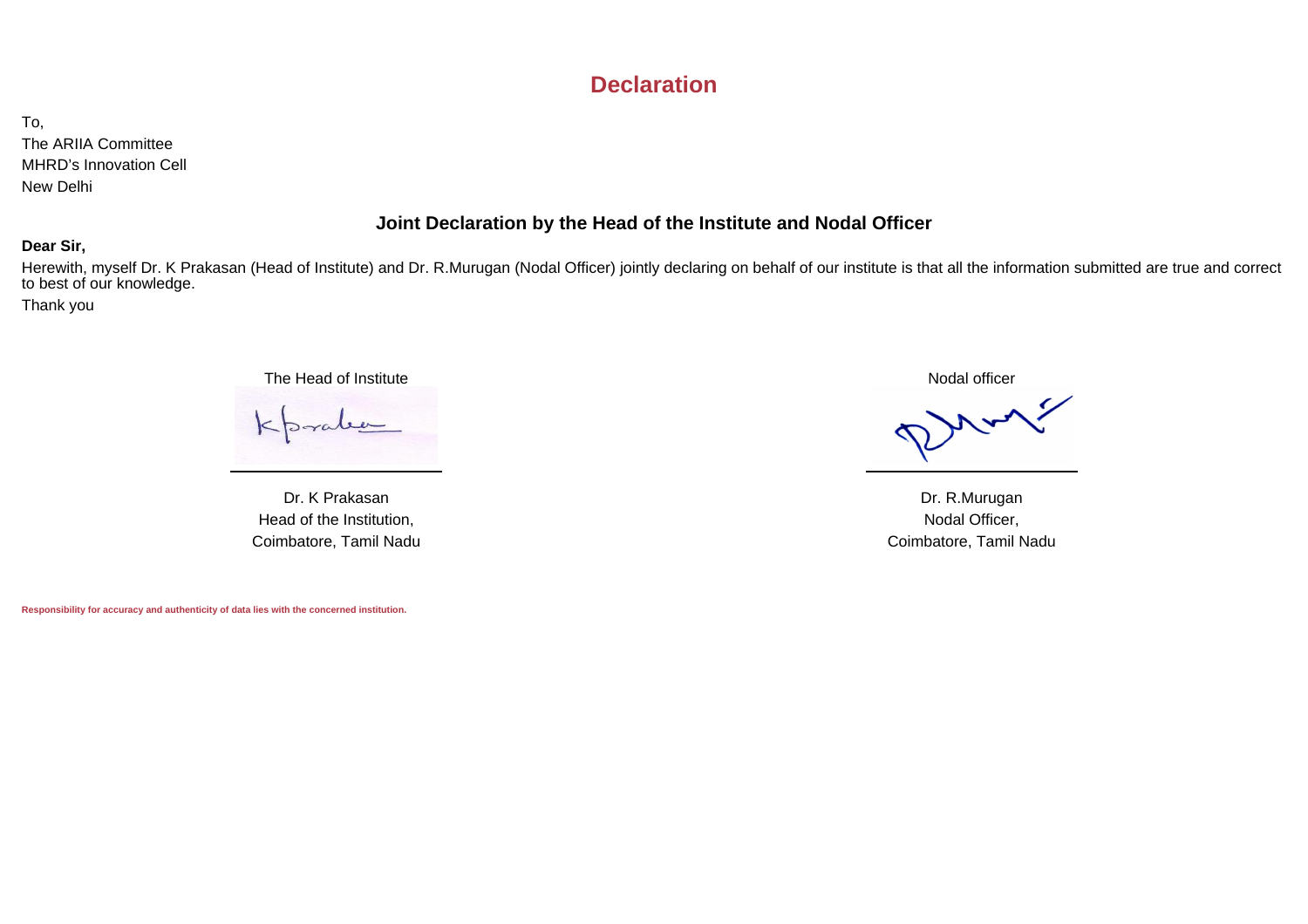# Declaration

To,
The ARIIA Committee
MHRD's Innovation Cell
New Delhi

## Joint Declaration by the Head of the Institute and Nodal Officer

**Dear Sir,**

Herewith, myself Dr. K Prakasan (Head of Institute) and Dr. R.Murugan (Nodal Officer) jointly declaring on behalf of our institute is that all the information submitted are true and correct to best of our knowledge.

Thank you

The Head of Institute

Dr. K Prakasan
Head of the Institution,
Coimbatore, Tamil Nadu

Nodal officer

Dr. R.Murugan
Nodal Officer,
Coimbatore, Tamil Nadu

**Responsibility for accuracy and authenticity of data lies with the concerned institution.**